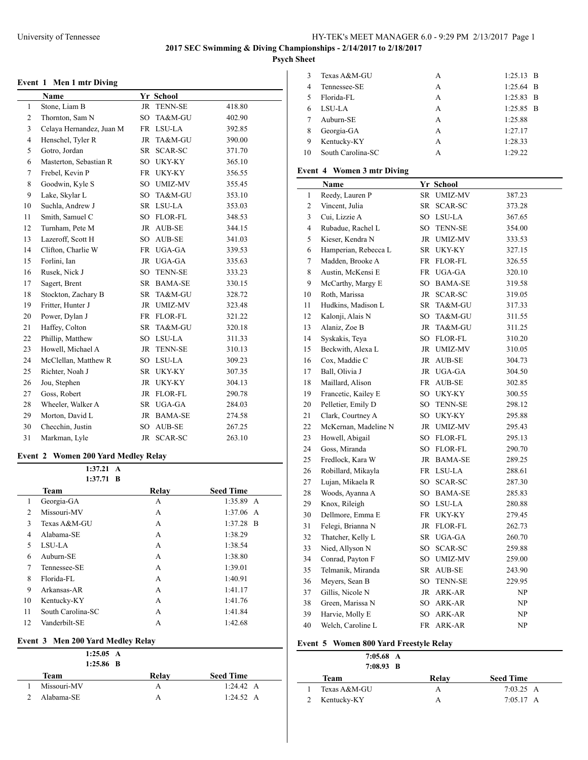**2017 SEC Swimming & Diving Championships - 2/14/2017 to 2/18/2017**

**Psych Sheet**

### Event 1 Men 1 mtr Diving

| | Name | Yr | School | |
|---|---|---|---|---|
| 1 | Stone, Liam B | JR | TENN-SE | 418.80 |
| 2 | Thornton, Sam N | SO | TA&M-GU | 402.90 |
| 3 | Celaya Hernandez, Juan M | FR | LSU-LA | 392.85 |
| 4 | Henschel, Tyler R | JR | TA&M-GU | 390.00 |
| 5 | Gotro, Jordan | SR | SCAR-SC | 371.70 |
| 6 | Masterton, Sebastian R | SO | UKY-KY | 365.10 |
| 7 | Frebel, Kevin P | FR | UKY-KY | 356.55 |
| 8 | Goodwin, Kyle S | SO | UMIZ-MV | 355.45 |
| 9 | Lake, Skylar L | SO | TA&M-GU | 353.10 |
| 10 | Suchla, Andrew J | SR | LSU-LA | 353.03 |
| 11 | Smith, Samuel C | SO | FLOR-FL | 348.53 |
| 12 | Turnham, Pete M | JR | AUB-SE | 344.15 |
| 13 | Lazeroff, Scott H | SO | AUB-SE | 341.03 |
| 14 | Clifton, Charlie W | FR | UGA-GA | 339.53 |
| 15 | Forlini, Ian | JR | UGA-GA | 335.63 |
| 16 | Rusek, Nick J | SO | TENN-SE | 333.23 |
| 17 | Sagert, Brent | SR | BAMA-SE | 330.15 |
| 18 | Stockton, Zachary B | SR | TA&M-GU | 328.72 |
| 19 | Fritter, Hunter J | JR | UMIZ-MV | 323.48 |
| 20 | Power, Dylan J | FR | FLOR-FL | 321.22 |
| 21 | Haffey, Colton | SR | TA&M-GU | 320.18 |
| 22 | Phillip, Matthew | SO | LSU-LA | 311.33 |
| 23 | Howell, Michael A | JR | TENN-SE | 310.13 |
| 24 | McClellan, Matthew R | SO | LSU-LA | 309.23 |
| 25 | Richter, Noah J | SR | UKY-KY | 307.35 |
| 26 | Jou, Stephen | JR | UKY-KY | 304.13 |
| 27 | Goss, Robert | JR | FLOR-FL | 290.78 |
| 28 | Wheeler, Walker A | SR | UGA-GA | 284.03 |
| 29 | Morton, David L | JR | BAMA-SE | 274.58 |
| 30 | Checchin, Justin | SO | AUB-SE | 267.25 |
| 31 | Markman, Lyle | JR | SCAR-SC | 263.10 |

### Event 2 Women 200 Yard Medley Relay

1:37.21 A
1:37.71 B

| | Team | Relay | Seed Time |
|---|---|---|---|
| 1 | Georgia-GA | A | 1:35.89 A |
| 2 | Missouri-MV | A | 1:37.06 A |
| 3 | Texas A&M-GU | A | 1:37.28 B |
| 4 | Alabama-SE | A | 1:38.29 |
| 5 | LSU-LA | A | 1:38.54 |
| 6 | Auburn-SE | A | 1:38.80 |
| 7 | Tennessee-SE | A | 1:39.01 |
| 8 | Florida-FL | A | 1:40.91 |
| 9 | Arkansas-AR | A | 1:41.17 |
| 10 | Kentucky-KY | A | 1:41.76 |
| 11 | South Carolina-SC | A | 1:41.84 |
| 12 | Vanderbilt-SE | A | 1:42.68 |

### Event 3 Men 200 Yard Medley Relay

1:25.05 A
1:25.86 B

| | Team | Relay | Seed Time |
|---|---|---|---|
| 1 | Missouri-MV | A | 1:24.42 A |
| 2 | Alabama-SE | A | 1:24.52 A |
| 3 | Texas A&M-GU | A | 1:25.13 B |
| 4 | Tennessee-SE | A | 1:25.64 B |
| 5 | Florida-FL | A | 1:25.83 B |
| 6 | LSU-LA | A | 1:25.85 B |
| 7 | Auburn-SE | A | 1:25.88 |
| 8 | Georgia-GA | A | 1:27.17 |
| 9 | Kentucky-KY | A | 1:28.33 |
| 10 | South Carolina-SC | A | 1:29.22 |

### Event 4 Women 3 mtr Diving

| | Name | Yr | School | |
|---|---|---|---|---|
| 1 | Reedy, Lauren P | SR | UMIZ-MV | 387.23 |
| 2 | Vincent, Julia | SR | SCAR-SC | 373.28 |
| 3 | Cui, Lizzie A | SO | LSU-LA | 367.65 |
| 4 | Rubadue, Rachel L | SO | TENN-SE | 354.00 |
| 5 | Kieser, Kendra N | JR | UMIZ-MV | 333.53 |
| 6 | Hamperian, Rebecca L | SR | UKY-KY | 327.15 |
| 7 | Madden, Brooke A | FR | FLOR-FL | 326.55 |
| 8 | Austin, McKensi E | FR | UGA-GA | 320.10 |
| 9 | McCarthy, Margy E | SO | BAMA-SE | 319.58 |
| 10 | Roth, Marissa | JR | SCAR-SC | 319.05 |
| 11 | Hudkins, Madison L | SR | TA&M-GU | 317.33 |
| 12 | Kalonji, Alais N | SO | TA&M-GU | 311.55 |
| 13 | Alaniz, Zoe B | JR | TA&M-GU | 311.25 |
| 14 | Syskakis, Teya | SO | FLOR-FL | 310.20 |
| 15 | Beckwith, Alexa L | JR | UMIZ-MV | 310.05 |
| 16 | Cox, Maddie C | JR | AUB-SE | 304.73 |
| 17 | Ball, Olivia J | JR | UGA-GA | 304.50 |
| 18 | Maillard, Alison | FR | AUB-SE | 302.85 |
| 19 | Francetic, Kailey E | SO | UKY-KY | 300.55 |
| 20 | Pelletier, Emily D | SO | TENN-SE | 298.12 |
| 21 | Clark, Courtney A | SO | UKY-KY | 295.88 |
| 22 | McKernan, Madeline N | JR | UMIZ-MV | 295.43 |
| 23 | Howell, Abigail | SO | FLOR-FL | 295.13 |
| 24 | Goss, Miranda | SO | FLOR-FL | 290.70 |
| 25 | Fredlock, Kara W | JR | BAMA-SE | 289.25 |
| 26 | Robillard, Mikayla | FR | LSU-LA | 288.61 |
| 27 | Lujan, Mikaela R | SO | SCAR-SC | 287.30 |
| 28 | Woods, Ayanna A | SO | BAMA-SE | 285.83 |
| 29 | Knox, Rileigh | SO | LSU-LA | 280.88 |
| 30 | Dellmore, Emma E | FR | UKY-KY | 279.45 |
| 31 | Felegi, Brianna N | JR | FLOR-FL | 262.73 |
| 32 | Thatcher, Kelly L | SR | UGA-GA | 260.70 |
| 33 | Nied, Allyson N | SO | SCAR-SC | 259.88 |
| 34 | Conrad, Payton F | SO | UMIZ-MV | 259.00 |
| 35 | Telmanik, Miranda | SR | AUB-SE | 243.90 |
| 36 | Meyers, Sean B | SO | TENN-SE | 229.95 |
| 37 | Gillis, Nicole N | JR | ARK-AR | NP |
| 38 | Green, Marissa N | SO | ARK-AR | NP |
| 39 | Harvie, Molly E | SO | ARK-AR | NP |
| 40 | Welch, Caroline L | FR | ARK-AR | NP |

### Event 5 Women 800 Yard Freestyle Relay

7:05.68 A
7:08.93 B

| | Team | Relay | Seed Time |
|---|---|---|---|
| 1 | Texas A&M-GU | A | 7:03.25 A |
| 2 | Kentucky-KY | A | 7:05.17 A |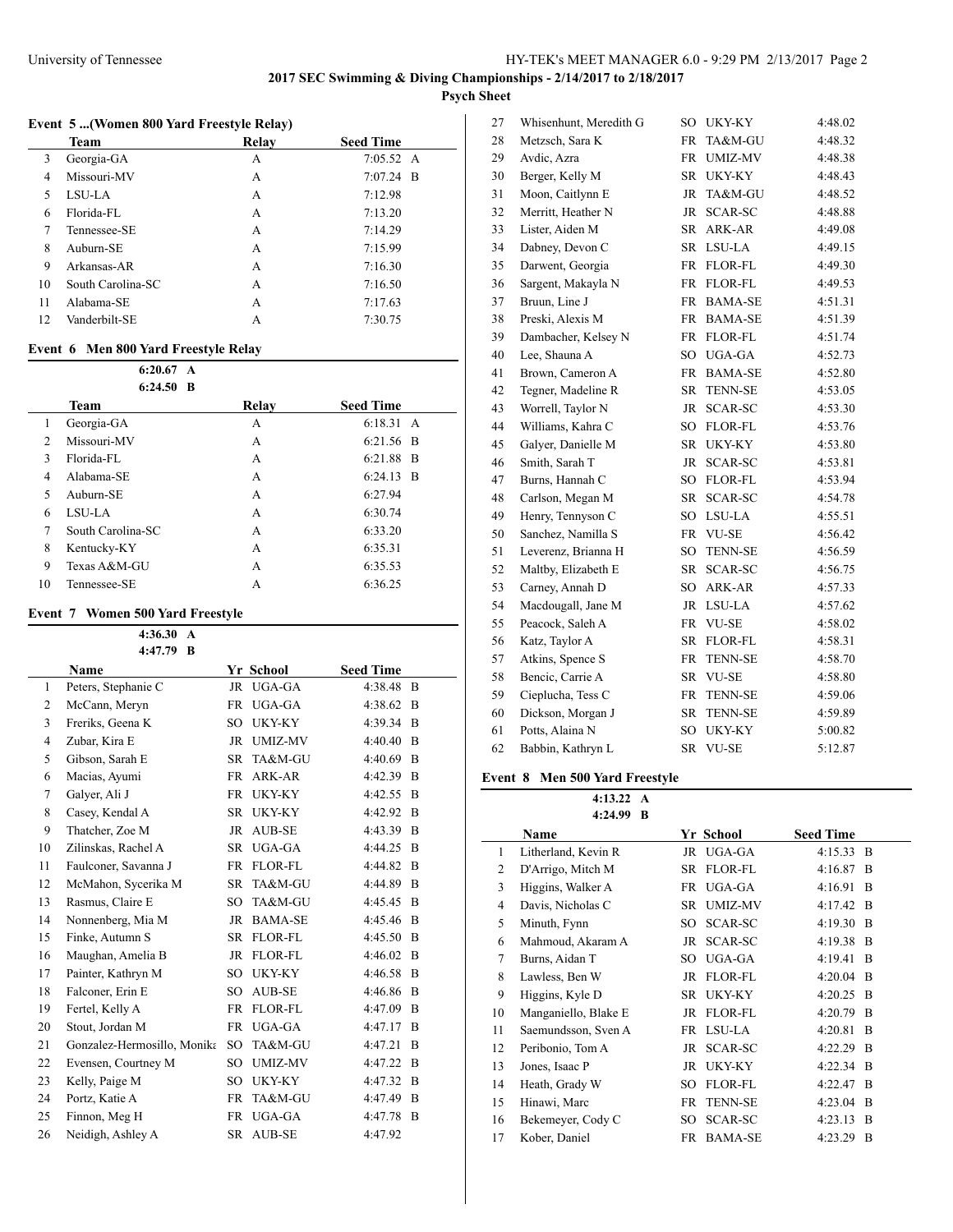## Event 5 ...(Women 800 Yard Freestyle Relay)

| | Team | Relay | Seed Time | |
|---|---|---|---|---|
| 3 | Georgia-GA | A | 7:05.52 | A |
| 4 | Missouri-MV | A | 7:07.24 | B |
| 5 | LSU-LA | A | 7:12.98 | |
| 6 | Florida-FL | A | 7:13.20 | |
| 7 | Tennessee-SE | A | 7:14.29 | |
| 8 | Auburn-SE | A | 7:15.99 | |
| 9 | Arkansas-AR | A | 7:16.30 | |
| 10 | South Carolina-SC | A | 7:16.50 | |
| 11 | Alabama-SE | A | 7:17.63 | |
| 12 | Vanderbilt-SE | A | 7:30.75 | |

## Event 6 Men 800 Yard Freestyle Relay

**6:20.67 A**
**6:24.50 B**

| | Team | Relay | Seed Time | |
|---|---|---|---|---|
| 1 | Georgia-GA | A | 6:18.31 | A |
| 2 | Missouri-MV | A | 6:21.56 | B |
| 3 | Florida-FL | A | 6:21.88 | B |
| 4 | Alabama-SE | A | 6:24.13 | B |
| 5 | Auburn-SE | A | 6:27.94 | |
| 6 | LSU-LA | A | 6:30.74 | |
| 7 | South Carolina-SC | A | 6:33.20 | |
| 8 | Kentucky-KY | A | 6:35.31 | |
| 9 | Texas A&M-GU | A | 6:35.53 | |
| 10 | Tennessee-SE | A | 6:36.25 | |

## Event 7 Women 500 Yard Freestyle

**4:36.30 A**
**4:47.79 B**

| | Name | Yr | School | Seed Time | |
|---|---|---|---|---|---|
| 1 | Peters, Stephanie C | JR | UGA-GA | 4:38.48 | B |
| 2 | McCann, Meryn | FR | UGA-GA | 4:38.62 | B |
| 3 | Freriks, Geena K | SO | UKY-KY | 4:39.34 | B |
| 4 | Zubar, Kira E | JR | UMIZ-MV | 4:40.40 | B |
| 5 | Gibson, Sarah E | SR | TA&M-GU | 4:40.69 | B |
| 6 | Macias, Ayumi | FR | ARK-AR | 4:42.39 | B |
| 7 | Galyer, Ali J | FR | UKY-KY | 4:42.55 | B |
| 8 | Casey, Kendal A | SR | UKY-KY | 4:42.92 | B |
| 9 | Thatcher, Zoe M | JR | AUB-SE | 4:43.39 | B |
| 10 | Zilinskas, Rachel A | SR | UGA-GA | 4:44.25 | B |
| 11 | Faulconer, Savanna J | FR | FLOR-FL | 4:44.82 | B |
| 12 | McMahon, Sycerika M | SR | TA&M-GU | 4:44.89 | B |
| 13 | Rasmus, Claire E | SO | TA&M-GU | 4:45.45 | B |
| 14 | Nonnenberg, Mia M | JR | BAMA-SE | 4:45.46 | B |
| 15 | Finke, Autumn S | SR | FLOR-FL | 4:45.50 | B |
| 16 | Maughan, Amelia B | JR | FLOR-FL | 4:46.02 | B |
| 17 | Painter, Kathryn M | SO | UKY-KY | 4:46.58 | B |
| 18 | Falconer, Erin E | SO | AUB-SE | 4:46.86 | B |
| 19 | Fertel, Kelly A | FR | FLOR-FL | 4:47.09 | B |
| 20 | Stout, Jordan M | FR | UGA-GA | 4:47.17 | B |
| 21 | Gonzalez-Hermosillo, Monika | SO | TA&M-GU | 4:47.21 | B |
| 22 | Evensen, Courtney M | SO | UMIZ-MV | 4:47.22 | B |
| 23 | Kelly, Paige M | SO | UKY-KY | 4:47.32 | B |
| 24 | Portz, Katie A | FR | TA&M-GU | 4:47.49 | B |
| 25 | Finnon, Meg H | FR | UGA-GA | 4:47.78 | B |
| 26 | Neidigh, Ashley A | SR | AUB-SE | 4:47.92 | |
| 27 | Whisenhunt, Meredith G | SO | UKY-KY | 4:48.02 | |
| 28 | Metzsch, Sara K | FR | TA&M-GU | 4:48.32 | |
| 29 | Avdic, Azra | FR | UMIZ-MV | 4:48.38 | |
| 30 | Berger, Kelly M | SR | UKY-KY | 4:48.43 | |
| 31 | Moon, Caitlynn E | JR | TA&M-GU | 4:48.52 | |
| 32 | Merritt, Heather N | JR | SCAR-SC | 4:48.88 | |
| 33 | Lister, Aiden M | SR | ARK-AR | 4:49.08 | |
| 34 | Dabney, Devon C | SR | LSU-LA | 4:49.15 | |
| 35 | Darwent, Georgia | FR | FLOR-FL | 4:49.30 | |
| 36 | Sargent, Makayla N | FR | FLOR-FL | 4:49.53 | |
| 37 | Bruun, Line J | FR | BAMA-SE | 4:51.31 | |
| 38 | Preski, Alexis M | FR | BAMA-SE | 4:51.39 | |
| 39 | Dambacher, Kelsey N | FR | FLOR-FL | 4:51.74 | |
| 40 | Lee, Shauna A | SO | UGA-GA | 4:52.73 | |
| 41 | Brown, Cameron A | FR | BAMA-SE | 4:52.80 | |
| 42 | Tegner, Madeline R | SR | TENN-SE | 4:53.05 | |
| 43 | Worrell, Taylor N | JR | SCAR-SC | 4:53.30 | |
| 44 | Williams, Kahra C | SO | FLOR-FL | 4:53.76 | |
| 45 | Galyer, Danielle M | SR | UKY-KY | 4:53.80 | |
| 46 | Smith, Sarah T | JR | SCAR-SC | 4:53.81 | |
| 47 | Burns, Hannah C | SO | FLOR-FL | 4:53.94 | |
| 48 | Carlson, Megan M | SR | SCAR-SC | 4:54.78 | |
| 49 | Henry, Tennyson C | SO | LSU-LA | 4:55.51 | |
| 50 | Sanchez, Namilla S | FR | VU-SE | 4:56.42 | |
| 51 | Leverenz, Brianna H | SO | TENN-SE | 4:56.59 | |
| 52 | Maltby, Elizabeth E | SR | SCAR-SC | 4:56.75 | |
| 53 | Carney, Annah D | SO | ARK-AR | 4:57.33 | |
| 54 | Macdougall, Jane M | JR | LSU-LA | 4:57.62 | |
| 55 | Peacock, Saleh A | FR | VU-SE | 4:58.02 | |
| 56 | Katz, Taylor A | SR | FLOR-FL | 4:58.31 | |
| 57 | Atkins, Spence S | FR | TENN-SE | 4:58.70 | |
| 58 | Bencic, Carrie A | SR | VU-SE | 4:58.80 | |
| 59 | Cieplucha, Tess C | FR | TENN-SE | 4:59.06 | |
| 60 | Dickson, Morgan J | SR | TENN-SE | 4:59.89 | |
| 61 | Potts, Alaina N | SO | UKY-KY | 5:00.82 | |
| 62 | Babbin, Kathryn L | SR | VU-SE | 5:12.87 | |

## Event 8 Men 500 Yard Freestyle

**4:13.22 A**
**4:24.99 B**

| | Name | Yr | School | Seed Time | |
|---|---|---|---|---|---|
| 1 | Litherland, Kevin R | JR | UGA-GA | 4:15.33 | B |
| 2 | D'Arrigo, Mitch M | SR | FLOR-FL | 4:16.87 | B |
| 3 | Higgins, Walker A | FR | UGA-GA | 4:16.91 | B |
| 4 | Davis, Nicholas C | SR | UMIZ-MV | 4:17.42 | B |
| 5 | Minuth, Fynn | SO | SCAR-SC | 4:19.30 | B |
| 6 | Mahmoud, Akaram A | JR | SCAR-SC | 4:19.38 | B |
| 7 | Burns, Aidan T | SO | UGA-GA | 4:19.41 | B |
| 8 | Lawless, Ben W | JR | FLOR-FL | 4:20.04 | B |
| 9 | Higgins, Kyle D | SR | UKY-KY | 4:20.25 | B |
| 10 | Manganiello, Blake E | JR | FLOR-FL | 4:20.79 | B |
| 11 | Saemundsson, Sven A | FR | LSU-LA | 4:20.81 | B |
| 12 | Peribonio, Tom A | JR | SCAR-SC | 4:22.29 | B |
| 13 | Jones, Isaac P | JR | UKY-KY | 4:22.34 | B |
| 14 | Heath, Grady W | SO | FLOR-FL | 4:22.47 | B |
| 15 | Hinawi, Marc | FR | TENN-SE | 4:23.04 | B |
| 16 | Bekemeyer, Cody C | SO | SCAR-SC | 4:23.13 | B |
| 17 | Kober, Daniel | FR | BAMA-SE | 4:23.29 | B |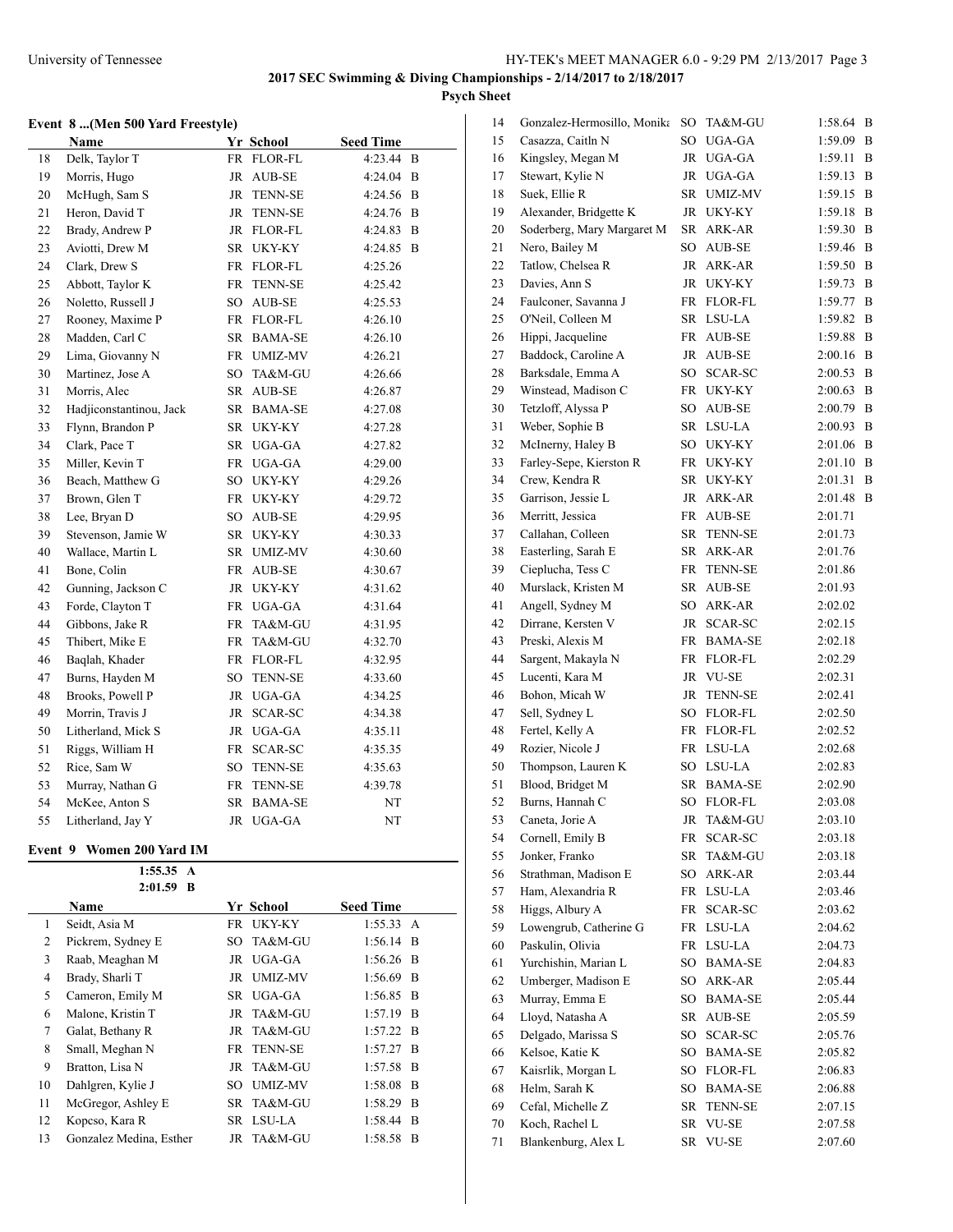## 2017 SEC Swimming & Diving Championships - 2/14/2017 to 2/18/2017

### Psych Sheet

### Event 8 ...(Men 500 Yard Freestyle)

| | Name | Yr | School | Seed Time | |
|---|---|---|---|---|---|
| 18 | Delk, Taylor T | FR | FLOR-FL | 4:23.44 | B |
| 19 | Morris, Hugo | JR | AUB-SE | 4:24.04 | B |
| 20 | McHugh, Sam S | JR | TENN-SE | 4:24.56 | B |
| 21 | Heron, David T | JR | TENN-SE | 4:24.76 | B |
| 22 | Brady, Andrew P | JR | FLOR-FL | 4:24.83 | B |
| 23 | Aviotti, Drew M | SR | UKY-KY | 4:24.85 | B |
| 24 | Clark, Drew S | FR | FLOR-FL | 4:25.26 | |
| 25 | Abbott, Taylor K | FR | TENN-SE | 4:25.42 | |
| 26 | Noletto, Russell J | SO | AUB-SE | 4:25.53 | |
| 27 | Rooney, Maxime P | FR | FLOR-FL | 4:26.10 | |
| 28 | Madden, Carl C | SR | BAMA-SE | 4:26.10 | |
| 29 | Lima, Giovanny N | FR | UMIZ-MV | 4:26.21 | |
| 30 | Martinez, Jose A | SO | TA&M-GU | 4:26.66 | |
| 31 | Morris, Alec | SR | AUB-SE | 4:26.87 | |
| 32 | Hadjiconstantinou, Jack | SR | BAMA-SE | 4:27.08 | |
| 33 | Flynn, Brandon P | SR | UKY-KY | 4:27.28 | |
| 34 | Clark, Pace T | SR | UGA-GA | 4:27.82 | |
| 35 | Miller, Kevin T | FR | UGA-GA | 4:29.00 | |
| 36 | Beach, Matthew G | SO | UKY-KY | 4:29.26 | |
| 37 | Brown, Glen T | FR | UKY-KY | 4:29.72 | |
| 38 | Lee, Bryan D | SO | AUB-SE | 4:29.95 | |
| 39 | Stevenson, Jamie W | SR | UKY-KY | 4:30.33 | |
| 40 | Wallace, Martin L | SR | UMIZ-MV | 4:30.60 | |
| 41 | Bone, Colin | FR | AUB-SE | 4:30.67 | |
| 42 | Gunning, Jackson C | JR | UKY-KY | 4:31.62 | |
| 43 | Forde, Clayton T | FR | UGA-GA | 4:31.64 | |
| 44 | Gibbons, Jake R | FR | TA&M-GU | 4:31.95 | |
| 45 | Thibert, Mike E | FR | TA&M-GU | 4:32.70 | |
| 46 | Baqlah, Khader | FR | FLOR-FL | 4:32.95 | |
| 47 | Burns, Hayden M | SO | TENN-SE | 4:33.60 | |
| 48 | Brooks, Powell P | JR | UGA-GA | 4:34.25 | |
| 49 | Morrin, Travis J | JR | SCAR-SC | 4:34.38 | |
| 50 | Litherland, Mick S | JR | UGA-GA | 4:35.11 | |
| 51 | Riggs, William H | FR | SCAR-SC | 4:35.35 | |
| 52 | Rice, Sam W | SO | TENN-SE | 4:35.63 | |
| 53 | Murray, Nathan G | FR | TENN-SE | 4:39.78 | |
| 54 | McKee, Anton S | SR | BAMA-SE | NT | |
| 55 | Litherland, Jay Y | JR | UGA-GA | NT | |

### Event 9 Women 200 Yard IM

1:55.35 A
2:01.59 B

| | Name | Yr | School | Seed Time | |
|---|---|---|---|---|---|
| 1 | Seidt, Asia M | FR | UKY-KY | 1:55.33 | A |
| 2 | Pickrem, Sydney E | SO | TA&M-GU | 1:56.14 | B |
| 3 | Raab, Meaghan M | JR | UGA-GA | 1:56.26 | B |
| 4 | Brady, Sharli T | JR | UMIZ-MV | 1:56.69 | B |
| 5 | Cameron, Emily M | SR | UGA-GA | 1:56.85 | B |
| 6 | Malone, Kristin T | JR | TA&M-GU | 1:57.19 | B |
| 7 | Galat, Bethany R | JR | TA&M-GU | 1:57.22 | B |
| 8 | Small, Meghan N | FR | TENN-SE | 1:57.27 | B |
| 9 | Bratton, Lisa N | JR | TA&M-GU | 1:57.58 | B |
| 10 | Dahlgren, Kylie J | SO | UMIZ-MV | 1:58.08 | B |
| 11 | McGregor, Ashley E | SR | TA&M-GU | 1:58.29 | B |
| 12 | Kopcso, Kara R | SR | LSU-LA | 1:58.44 | B |
| 13 | Gonzalez Medina, Esther | JR | TA&M-GU | 1:58.58 | B |
| 14 | Gonzalez-Hermosillo, Monika | SO | TA&M-GU | 1:58.64 | B |
| 15 | Casazza, Caitln N | SO | UGA-GA | 1:59.09 | B |
| 16 | Kingsley, Megan M | JR | UGA-GA | 1:59.11 | B |
| 17 | Stewart, Kylie N | JR | UGA-GA | 1:59.13 | B |
| 18 | Suek, Ellie R | SR | UMIZ-MV | 1:59.15 | B |
| 19 | Alexander, Bridgette K | JR | UKY-KY | 1:59.18 | B |
| 20 | Soderberg, Mary Margaret M | SR | ARK-AR | 1:59.30 | B |
| 21 | Nero, Bailey M | SO | AUB-SE | 1:59.46 | B |
| 22 | Tatlow, Chelsea R | JR | ARK-AR | 1:59.50 | B |
| 23 | Davies, Ann S | JR | UKY-KY | 1:59.73 | B |
| 24 | Faulconer, Savanna J | FR | FLOR-FL | 1:59.77 | B |
| 25 | O'Neil, Colleen M | SR | LSU-LA | 1:59.82 | B |
| 26 | Hippi, Jacqueline | FR | AUB-SE | 1:59.88 | B |
| 27 | Baddock, Caroline A | JR | AUB-SE | 2:00.16 | B |
| 28 | Barksdale, Emma A | SO | SCAR-SC | 2:00.53 | B |
| 29 | Winstead, Madison C | FR | UKY-KY | 2:00.63 | B |
| 30 | Tetzloff, Alyssa P | SO | AUB-SE | 2:00.79 | B |
| 31 | Weber, Sophie B | SR | LSU-LA | 2:00.93 | B |
| 32 | McInerny, Haley B | SO | UKY-KY | 2:01.06 | B |
| 33 | Farley-Sepe, Kierston R | FR | UKY-KY | 2:01.10 | B |
| 34 | Crew, Kendra R | SR | UKY-KY | 2:01.31 | B |
| 35 | Garrison, Jessie L | JR | ARK-AR | 2:01.48 | B |
| 36 | Merritt, Jessica | FR | AUB-SE | 2:01.71 | |
| 37 | Callahan, Colleen | SR | TENN-SE | 2:01.73 | |
| 38 | Easterling, Sarah E | SR | ARK-AR | 2:01.76 | |
| 39 | Cieplucha, Tess C | FR | TENN-SE | 2:01.86 | |
| 40 | Murslack, Kristen M | SR | AUB-SE | 2:01.93 | |
| 41 | Angell, Sydney M | SO | ARK-AR | 2:02.02 | |
| 42 | Dirrane, Kersten V | JR | SCAR-SC | 2:02.15 | |
| 43 | Preski, Alexis M | FR | BAMA-SE | 2:02.18 | |
| 44 | Sargent, Makayla N | FR | FLOR-FL | 2:02.29 | |
| 45 | Lucenti, Kara M | JR | VU-SE | 2:02.31 | |
| 46 | Bohon, Micah W | JR | TENN-SE | 2:02.41 | |
| 47 | Sell, Sydney L | SO | FLOR-FL | 2:02.50 | |
| 48 | Fertel, Kelly A | FR | FLOR-FL | 2:02.52 | |
| 49 | Rozier, Nicole J | FR | LSU-LA | 2:02.68 | |
| 50 | Thompson, Lauren K | SO | LSU-LA | 2:02.83 | |
| 51 | Blood, Bridget M | SR | BAMA-SE | 2:02.90 | |
| 52 | Burns, Hannah C | SO | FLOR-FL | 2:03.08 | |
| 53 | Caneta, Jorie A | JR | TA&M-GU | 2:03.10 | |
| 54 | Cornell, Emily B | FR | SCAR-SC | 2:03.18 | |
| 55 | Jonker, Franko | SR | TA&M-GU | 2:03.18 | |
| 56 | Strathman, Madison E | SO | ARK-AR | 2:03.44 | |
| 57 | Ham, Alexandria R | FR | LSU-LA | 2:03.46 | |
| 58 | Higgs, Albury A | FR | SCAR-SC | 2:03.62 | |
| 59 | Lowengrub, Catherine G | FR | LSU-LA | 2:04.62 | |
| 60 | Paskulin, Olivia | FR | LSU-LA | 2:04.73 | |
| 61 | Yurchishin, Marian L | SO | BAMA-SE | 2:04.83 | |
| 62 | Umberger, Madison E | SO | ARK-AR | 2:05.44 | |
| 63 | Murray, Emma E | SO | BAMA-SE | 2:05.44 | |
| 64 | Lloyd, Natasha A | SR | AUB-SE | 2:05.59 | |
| 65 | Delgado, Marissa S | SO | SCAR-SC | 2:05.76 | |
| 66 | Kelsoe, Katie K | SO | BAMA-SE | 2:05.82 | |
| 67 | Kaisrlik, Morgan L | SO | FLOR-FL | 2:06.83 | |
| 68 | Helm, Sarah K | SO | BAMA-SE | 2:06.88 | |
| 69 | Cefal, Michelle Z | SR | TENN-SE | 2:07.15 | |
| 70 | Koch, Rachel L | SR | VU-SE | 2:07.58 | |
| 71 | Blankenburg, Alex L | SR | VU-SE | 2:07.60 | |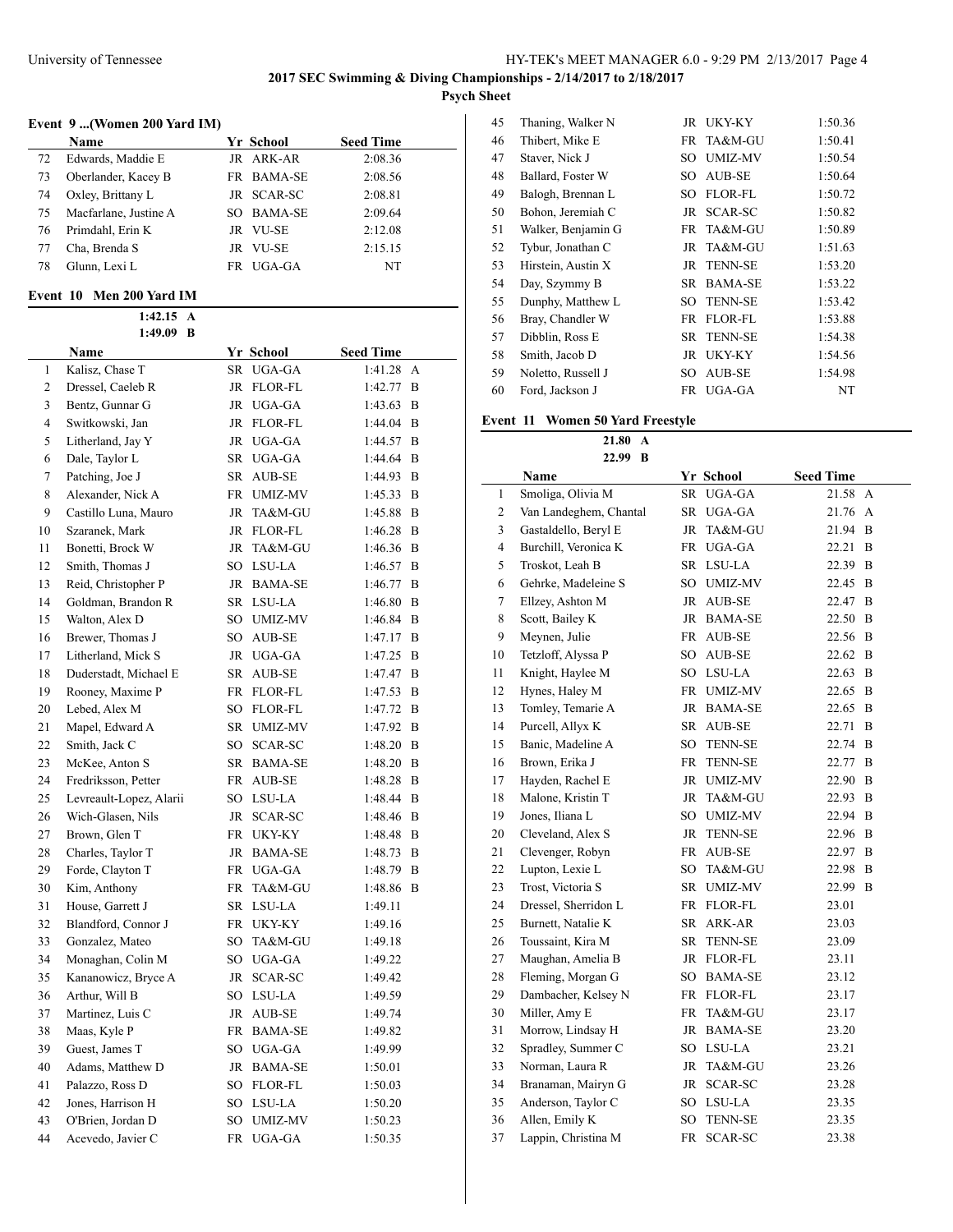**2017 SEC Swimming & Diving Championships - 2/14/2017 to 2/18/2017**

**Psych Sheet**

### Event 9 ...(Women 200 Yard IM)

| | Name | Yr | School | Seed Time |
|---|---|---|---|---|
| 72 | Edwards, Maddie E | JR | ARK-AR | 2:08.36 |
| 73 | Oberlander, Kacey B | FR | BAMA-SE | 2:08.56 |
| 74 | Oxley, Brittany L | JR | SCAR-SC | 2:08.81 |
| 75 | Macfarlane, Justine A | SO | BAMA-SE | 2:09.64 |
| 76 | Primdahl, Erin K | JR | VU-SE | 2:12.08 |
| 77 | Cha, Brenda S | JR | VU-SE | 2:15.15 |
| 78 | Glunn, Lexi L | FR | UGA-GA | NT |

### Event 10 Men 200 Yard IM

1:42.15 A
1:49.09 B

| | Name | Yr | School | Seed Time |
|---|---|---|---|---|
| 1 | Kalisz, Chase T | SR | UGA-GA | 1:41.28 A |
| 2 | Dressel, Caeleb R | JR | FLOR-FL | 1:42.77 B |
| 3 | Bentz, Gunnar G | JR | UGA-GA | 1:43.63 B |
| 4 | Switkowski, Jan | JR | FLOR-FL | 1:44.04 B |
| 5 | Litherland, Jay Y | JR | UGA-GA | 1:44.57 B |
| 6 | Dale, Taylor L | SR | UGA-GA | 1:44.64 B |
| 7 | Patching, Joe J | SR | AUB-SE | 1:44.93 B |
| 8 | Alexander, Nick A | FR | UMIZ-MV | 1:45.33 B |
| 9 | Castillo Luna, Mauro | JR | TA&M-GU | 1:45.88 B |
| 10 | Szaranek, Mark | JR | FLOR-FL | 1:46.28 B |
| 11 | Bonetti, Brock W | JR | TA&M-GU | 1:46.36 B |
| 12 | Smith, Thomas J | SO | LSU-LA | 1:46.57 B |
| 13 | Reid, Christopher P | JR | BAMA-SE | 1:46.77 B |
| 14 | Goldman, Brandon R | SR | LSU-LA | 1:46.80 B |
| 15 | Walton, Alex D | SO | UMIZ-MV | 1:46.84 B |
| 16 | Brewer, Thomas J | SO | AUB-SE | 1:47.17 B |
| 17 | Litherland, Mick S | JR | UGA-GA | 1:47.25 B |
| 18 | Duderstadt, Michael E | SR | AUB-SE | 1:47.47 B |
| 19 | Rooney, Maxime P | FR | FLOR-FL | 1:47.53 B |
| 20 | Lebed, Alex M | SO | FLOR-FL | 1:47.72 B |
| 21 | Mapel, Edward A | SR | UMIZ-MV | 1:47.92 B |
| 22 | Smith, Jack C | SO | SCAR-SC | 1:48.20 B |
| 23 | McKee, Anton S | SR | BAMA-SE | 1:48.20 B |
| 24 | Fredriksson, Petter | FR | AUB-SE | 1:48.28 B |
| 25 | Levreault-Lopez, Alarii | SO | LSU-LA | 1:48.44 B |
| 26 | Wich-Glasen, Nils | JR | SCAR-SC | 1:48.46 B |
| 27 | Brown, Glen T | FR | UKY-KY | 1:48.48 B |
| 28 | Charles, Taylor T | JR | BAMA-SE | 1:48.73 B |
| 29 | Forde, Clayton T | FR | UGA-GA | 1:48.79 B |
| 30 | Kim, Anthony | FR | TA&M-GU | 1:48.86 B |
| 31 | House, Garrett J | SR | LSU-LA | 1:49.11 |
| 32 | Blandford, Connor J | FR | UKY-KY | 1:49.16 |
| 33 | Gonzalez, Mateo | SO | TA&M-GU | 1:49.18 |
| 34 | Monaghan, Colin M | SO | UGA-GA | 1:49.22 |
| 35 | Kananowicz, Bryce A | JR | SCAR-SC | 1:49.42 |
| 36 | Arthur, Will B | SO | LSU-LA | 1:49.59 |
| 37 | Martinez, Luis C | JR | AUB-SE | 1:49.74 |
| 38 | Maas, Kyle P | FR | BAMA-SE | 1:49.82 |
| 39 | Guest, James T | SO | UGA-GA | 1:49.99 |
| 40 | Adams, Matthew D | JR | BAMA-SE | 1:50.01 |
| 41 | Palazzo, Ross D | SO | FLOR-FL | 1:50.03 |
| 42 | Jones, Harrison H | SO | LSU-LA | 1:50.20 |
| 43 | O'Brien, Jordan D | SO | UMIZ-MV | 1:50.23 |
| 44 | Acevedo, Javier C | FR | UGA-GA | 1:50.35 |
| 45 | Thaning, Walker N | JR | UKY-KY | 1:50.36 |
| 46 | Thibert, Mike E | FR | TA&M-GU | 1:50.41 |
| 47 | Staver, Nick J | SO | UMIZ-MV | 1:50.54 |
| 48 | Ballard, Foster W | SO | AUB-SE | 1:50.64 |
| 49 | Balogh, Brennan L | SO | FLOR-FL | 1:50.72 |
| 50 | Bohon, Jeremiah C | JR | SCAR-SC | 1:50.82 |
| 51 | Walker, Benjamin G | FR | TA&M-GU | 1:50.89 |
| 52 | Tybur, Jonathan C | JR | TA&M-GU | 1:51.63 |
| 53 | Hirstein, Austin X | JR | TENN-SE | 1:53.20 |
| 54 | Day, Szymmy B | SR | BAMA-SE | 1:53.22 |
| 55 | Dunphy, Matthew L | SO | TENN-SE | 1:53.42 |
| 56 | Bray, Chandler W | FR | FLOR-FL | 1:53.88 |
| 57 | Dibblin, Ross E | SR | TENN-SE | 1:54.38 |
| 58 | Smith, Jacob D | JR | UKY-KY | 1:54.56 |
| 59 | Noletto, Russell J | SO | AUB-SE | 1:54.98 |
| 60 | Ford, Jackson J | FR | UGA-GA | NT |

### Event 11 Women 50 Yard Freestyle

21.80 A
22.99 B

| | Name | Yr | School | Seed Time |
|---|---|---|---|---|
| 1 | Smoliga, Olivia M | SR | UGA-GA | 21.58 A |
| 2 | Van Landeghem, Chantal | SR | UGA-GA | 21.76 A |
| 3 | Gastaldello, Beryl E | JR | TA&M-GU | 21.94 B |
| 4 | Burchill, Veronica K | FR | UGA-GA | 22.21 B |
| 5 | Troskot, Leah B | SR | LSU-LA | 22.39 B |
| 6 | Gehrke, Madeleine S | SO | UMIZ-MV | 22.45 B |
| 7 | Ellzey, Ashton M | JR | AUB-SE | 22.47 B |
| 8 | Scott, Bailey K | JR | BAMA-SE | 22.50 B |
| 9 | Meynen, Julie | FR | AUB-SE | 22.56 B |
| 10 | Tetzloff, Alyssa P | SO | AUB-SE | 22.62 B |
| 11 | Knight, Haylee M | SO | LSU-LA | 22.63 B |
| 12 | Hynes, Haley M | FR | UMIZ-MV | 22.65 B |
| 13 | Tomley, Temarie A | JR | BAMA-SE | 22.65 B |
| 14 | Purcell, Allyx K | SR | AUB-SE | 22.71 B |
| 15 | Banic, Madeline A | SO | TENN-SE | 22.74 B |
| 16 | Brown, Erika J | FR | TENN-SE | 22.77 B |
| 17 | Hayden, Rachel E | JR | UMIZ-MV | 22.90 B |
| 18 | Malone, Kristin T | JR | TA&M-GU | 22.93 B |
| 19 | Jones, Iliana L | SO | UMIZ-MV | 22.94 B |
| 20 | Cleveland, Alex S | JR | TENN-SE | 22.96 B |
| 21 | Clevenger, Robyn | FR | AUB-SE | 22.97 B |
| 22 | Lupton, Lexie L | SO | TA&M-GU | 22.98 B |
| 23 | Trost, Victoria S | SR | UMIZ-MV | 22.99 B |
| 24 | Dressel, Sherridon L | FR | FLOR-FL | 23.01 |
| 25 | Burnett, Natalie K | SR | ARK-AR | 23.03 |
| 26 | Toussaint, Kira M | SR | TENN-SE | 23.09 |
| 27 | Maughan, Amelia B | JR | FLOR-FL | 23.11 |
| 28 | Fleming, Morgan G | SO | BAMA-SE | 23.12 |
| 29 | Dambacher, Kelsey N | FR | FLOR-FL | 23.17 |
| 30 | Miller, Amy E | FR | TA&M-GU | 23.17 |
| 31 | Morrow, Lindsay H | JR | BAMA-SE | 23.20 |
| 32 | Spradley, Summer C | SO | LSU-LA | 23.21 |
| 33 | Norman, Laura R | JR | TA&M-GU | 23.26 |
| 34 | Branaman, Mairyn G | JR | SCAR-SC | 23.28 |
| 35 | Anderson, Taylor C | SO | LSU-LA | 23.35 |
| 36 | Allen, Emily K | SO | TENN-SE | 23.35 |
| 37 | Lappin, Christina M | FR | SCAR-SC | 23.38 |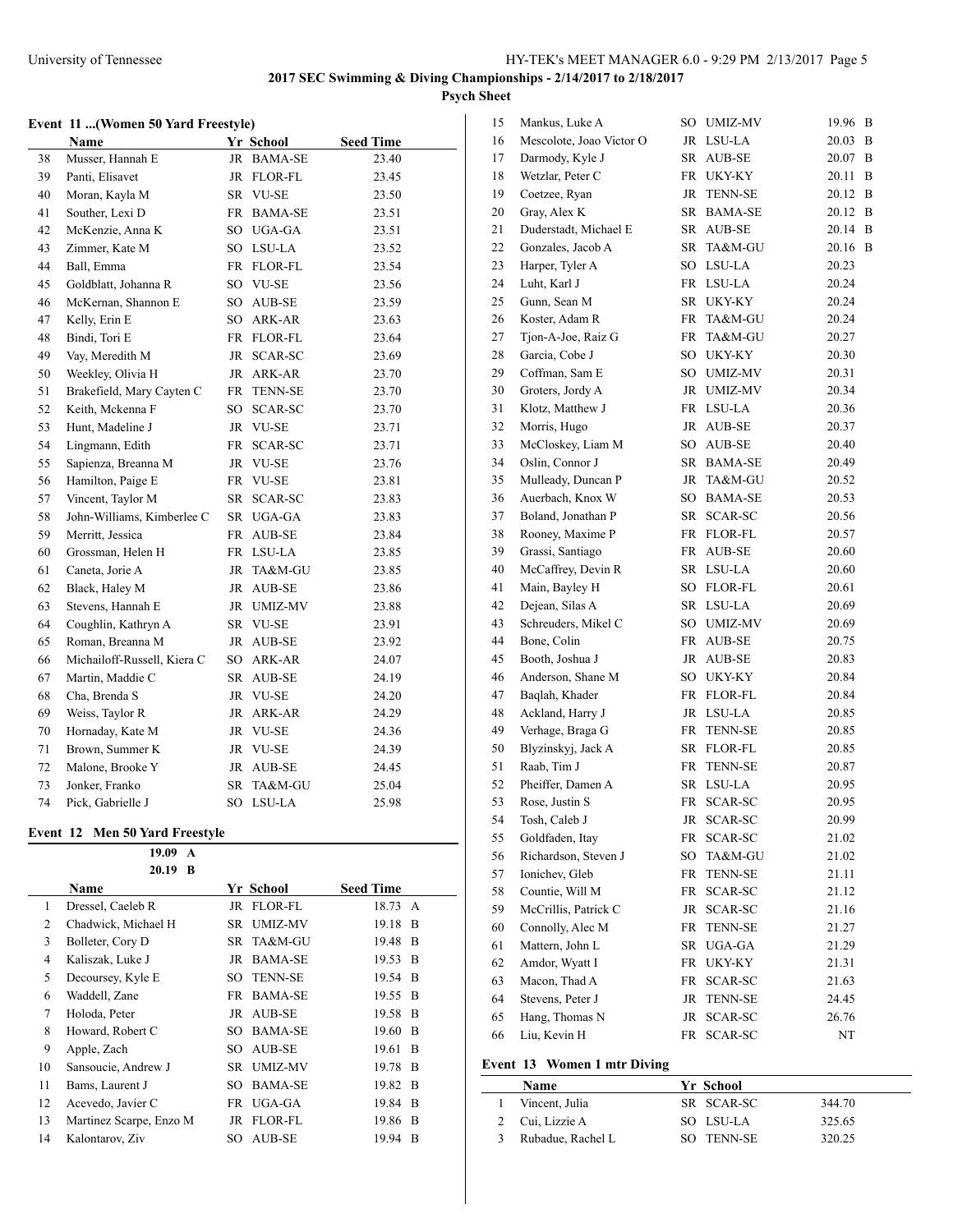**2017 SEC Swimming & Diving Championships - 2/14/2017 to 2/18/2017**

**Psych Sheet**

### Event 11 ...(Women 50 Yard Freestyle)

| | Name | Yr | School | Seed Time |
|---|---|---|---|---|
| 38 | Musser, Hannah E | JR | BAMA-SE | 23.40 |
| 39 | Panti, Elisavet | JR | FLOR-FL | 23.45 |
| 40 | Moran, Kayla M | SR | VU-SE | 23.50 |
| 41 | Souther, Lexi D | FR | BAMA-SE | 23.51 |
| 42 | McKenzie, Anna K | SO | UGA-GA | 23.51 |
| 43 | Zimmer, Kate M | SO | LSU-LA | 23.52 |
| 44 | Ball, Emma | FR | FLOR-FL | 23.54 |
| 45 | Goldblatt, Johanna R | SO | VU-SE | 23.56 |
| 46 | McKernan, Shannon E | SO | AUB-SE | 23.59 |
| 47 | Kelly, Erin E | SO | ARK-AR | 23.63 |
| 48 | Bindi, Tori E | FR | FLOR-FL | 23.64 |
| 49 | Vay, Meredith M | JR | SCAR-SC | 23.69 |
| 50 | Weekley, Olivia H | JR | ARK-AR | 23.70 |
| 51 | Brakefield, Mary Cayten C | FR | TENN-SE | 23.70 |
| 52 | Keith, Mckenna F | SO | SCAR-SC | 23.70 |
| 53 | Hunt, Madeline J | JR | VU-SE | 23.71 |
| 54 | Lingmann, Edith | FR | SCAR-SC | 23.71 |
| 55 | Sapienza, Breanna M | JR | VU-SE | 23.76 |
| 56 | Hamilton, Paige E | FR | VU-SE | 23.81 |
| 57 | Vincent, Taylor M | SR | SCAR-SC | 23.83 |
| 58 | John-Williams, Kimberlee C | SR | UGA-GA | 23.83 |
| 59 | Merritt, Jessica | FR | AUB-SE | 23.84 |
| 60 | Grossman, Helen H | FR | LSU-LA | 23.85 |
| 61 | Caneta, Jorie A | JR | TA&M-GU | 23.85 |
| 62 | Black, Haley M | JR | AUB-SE | 23.86 |
| 63 | Stevens, Hannah E | JR | UMIZ-MV | 23.88 |
| 64 | Coughlin, Kathryn A | SR | VU-SE | 23.91 |
| 65 | Roman, Breanna M | JR | AUB-SE | 23.92 |
| 66 | Michailoff-Russell, Kiera C | SO | ARK-AR | 24.07 |
| 67 | Martin, Maddie C | SR | AUB-SE | 24.19 |
| 68 | Cha, Brenda S | JR | VU-SE | 24.20 |
| 69 | Weiss, Taylor R | JR | ARK-AR | 24.29 |
| 70 | Hornaday, Kate M | JR | VU-SE | 24.36 |
| 71 | Brown, Summer K | JR | VU-SE | 24.39 |
| 72 | Malone, Brooke Y | JR | AUB-SE | 24.45 |
| 73 | Jonker, Franko | SR | TA&M-GU | 25.04 |
| 74 | Pick, Gabrielle J | SO | LSU-LA | 25.98 |

### Event 12 Men 50 Yard Freestyle

19.09 A
20.19 B

| | Name | Yr | School | Seed Time | |
|---|---|---|---|---|---|
| 1 | Dressel, Caeleb R | JR | FLOR-FL | 18.73 | A |
| 2 | Chadwick, Michael H | SR | UMIZ-MV | 19.18 | B |
| 3 | Bolleter, Cory D | SR | TA&M-GU | 19.48 | B |
| 4 | Kaliszak, Luke J | JR | BAMA-SE | 19.53 | B |
| 5 | Decoursey, Kyle E | SO | TENN-SE | 19.54 | B |
| 6 | Waddell, Zane | FR | BAMA-SE | 19.55 | B |
| 7 | Holoda, Peter | JR | AUB-SE | 19.58 | B |
| 8 | Howard, Robert C | SO | BAMA-SE | 19.60 | B |
| 9 | Apple, Zach | SO | AUB-SE | 19.61 | B |
| 10 | Sansoucie, Andrew J | SR | UMIZ-MV | 19.78 | B |
| 11 | Bams, Laurent J | SO | BAMA-SE | 19.82 | B |
| 12 | Acevedo, Javier C | FR | UGA-GA | 19.84 | B |
| 13 | Martinez Scarpe, Enzo M | JR | FLOR-FL | 19.86 | B |
| 14 | Kalontarov, Ziv | SO | AUB-SE | 19.94 | B |
| 15 | Mankus, Luke A | SO | UMIZ-MV | 19.96 | B |
| 16 | Mescolote, Joao Victor O | JR | LSU-LA | 20.03 | B |
| 17 | Darmody, Kyle J | SR | AUB-SE | 20.07 | B |
| 18 | Wetzlar, Peter C | FR | UKY-KY | 20.11 | B |
| 19 | Coetzee, Ryan | JR | TENN-SE | 20.12 | B |
| 20 | Gray, Alex K | SR | BAMA-SE | 20.12 | B |
| 21 | Duderstadt, Michael E | SR | AUB-SE | 20.14 | B |
| 22 | Gonzales, Jacob A | SR | TA&M-GU | 20.16 | B |
| 23 | Harper, Tyler A | SO | LSU-LA | 20.23 | |
| 24 | Luht, Karl J | FR | LSU-LA | 20.24 | |
| 25 | Gunn, Sean M | SR | UKY-KY | 20.24 | |
| 26 | Koster, Adam R | FR | TA&M-GU | 20.24 | |
| 27 | Tjon-A-Joe, Raiz G | FR | TA&M-GU | 20.27 | |
| 28 | Garcia, Cobe J | SO | UKY-KY | 20.30 | |
| 29 | Coffman, Sam E | SO | UMIZ-MV | 20.31 | |
| 30 | Groters, Jordy A | JR | UMIZ-MV | 20.34 | |
| 31 | Klotz, Matthew J | FR | LSU-LA | 20.36 | |
| 32 | Morris, Hugo | JR | AUB-SE | 20.37 | |
| 33 | McCloskey, Liam M | SO | AUB-SE | 20.40 | |
| 34 | Oslin, Connor J | SR | BAMA-SE | 20.49 | |
| 35 | Mulleady, Duncan P | JR | TA&M-GU | 20.52 | |
| 36 | Auerbach, Knox W | SO | BAMA-SE | 20.53 | |
| 37 | Boland, Jonathan P | SR | SCAR-SC | 20.56 | |
| 38 | Rooney, Maxime P | FR | FLOR-FL | 20.57 | |
| 39 | Grassi, Santiago | FR | AUB-SE | 20.60 | |
| 40 | McCaffrey, Devin R | SR | LSU-LA | 20.60 | |
| 41 | Main, Bayley H | SO | FLOR-FL | 20.61 | |
| 42 | Dejean, Silas A | SR | LSU-LA | 20.69 | |
| 43 | Schreuders, Mikel C | SO | UMIZ-MV | 20.69 | |
| 44 | Bone, Colin | FR | AUB-SE | 20.75 | |
| 45 | Booth, Joshua J | JR | AUB-SE | 20.83 | |
| 46 | Anderson, Shane M | SO | UKY-KY | 20.84 | |
| 47 | Baqlah, Khader | FR | FLOR-FL | 20.84 | |
| 48 | Ackland, Harry J | JR | LSU-LA | 20.85 | |
| 49 | Verhage, Braga G | FR | TENN-SE | 20.85 | |
| 50 | Blyzinskyj, Jack A | SR | FLOR-FL | 20.85 | |
| 51 | Raab, Tim J | FR | TENN-SE | 20.87 | |
| 52 | Pheiffer, Damen A | SR | LSU-LA | 20.95 | |
| 53 | Rose, Justin S | FR | SCAR-SC | 20.95 | |
| 54 | Tosh, Caleb J | JR | SCAR-SC | 20.99 | |
| 55 | Goldfaden, Itay | FR | SCAR-SC | 21.02 | |
| 56 | Richardson, Steven J | SO | TA&M-GU | 21.02 | |
| 57 | Ionichev, Gleb | FR | TENN-SE | 21.11 | |
| 58 | Countie, Will M | FR | SCAR-SC | 21.12 | |
| 59 | McCrillis, Patrick C | JR | SCAR-SC | 21.16 | |
| 60 | Connolly, Alec M | FR | TENN-SE | 21.27 | |
| 61 | Mattern, John L | SR | UGA-GA | 21.29 | |
| 62 | Amdor, Wyatt I | FR | UKY-KY | 21.31 | |
| 63 | Macon, Thad A | FR | SCAR-SC | 21.63 | |
| 64 | Stevens, Peter J | JR | TENN-SE | 24.45 | |
| 65 | Hang, Thomas N | JR | SCAR-SC | 26.76 | |
| 66 | Liu, Kevin H | FR | SCAR-SC | NT | |

### Event 13 Women 1 mtr Diving

| | Name | Yr | School | |
|---|---|---|---|---|
| 1 | Vincent, Julia | SR | SCAR-SC | 344.70 |
| 2 | Cui, Lizzie A | SO | LSU-LA | 325.65 |
| 3 | Rubadue, Rachel L | SO | TENN-SE | 320.25 |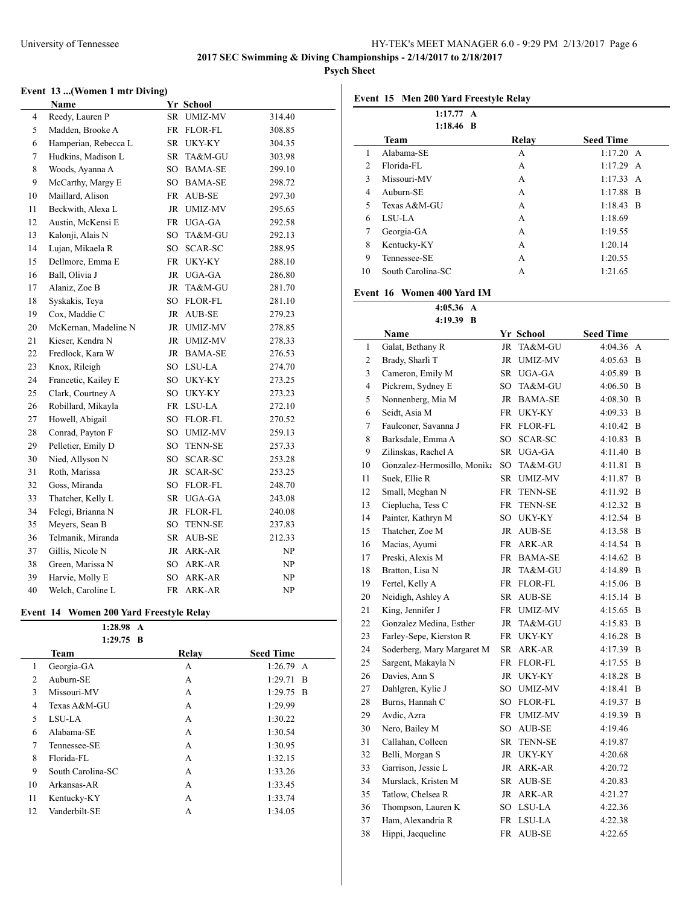## 2017 SEC Swimming & Diving Championships - 2/14/2017 to 2/18/2017

**Psych Sheet**

### Event 13 ...(Women 1 mtr Diving)

| | Name | Yr | School | |
|---|---|---|---|---|
| 4 | Reedy, Lauren P | SR | UMIZ-MV | 314.40 |
| 5 | Madden, Brooke A | FR | FLOR-FL | 308.85 |
| 6 | Hamperian, Rebecca L | SR | UKY-KY | 304.35 |
| 7 | Hudkins, Madison L | SR | TA&M-GU | 303.98 |
| 8 | Woods, Ayanna A | SO | BAMA-SE | 299.10 |
| 9 | McCarthy, Margy E | SO | BAMA-SE | 298.72 |
| 10 | Maillard, Alison | FR | AUB-SE | 297.30 |
| 11 | Beckwith, Alexa L | JR | UMIZ-MV | 295.65 |
| 12 | Austin, McKensi E | FR | UGA-GA | 292.58 |
| 13 | Kalonji, Alais N | SO | TA&M-GU | 292.13 |
| 14 | Lujan, Mikaela R | SO | SCAR-SC | 288.95 |
| 15 | Dellmore, Emma E | FR | UKY-KY | 288.10 |
| 16 | Ball, Olivia J | JR | UGA-GA | 286.80 |
| 17 | Alaniz, Zoe B | JR | TA&M-GU | 281.70 |
| 18 | Syskakis, Teya | SO | FLOR-FL | 281.10 |
| 19 | Cox, Maddie C | JR | AUB-SE | 279.23 |
| 20 | McKernan, Madeline N | JR | UMIZ-MV | 278.85 |
| 21 | Kieser, Kendra N | JR | UMIZ-MV | 278.33 |
| 22 | Fredlock, Kara W | JR | BAMA-SE | 276.53 |
| 23 | Knox, Rileigh | SO | LSU-LA | 274.70 |
| 24 | Francetic, Kailey E | SO | UKY-KY | 273.25 |
| 25 | Clark, Courtney A | SO | UKY-KY | 273.23 |
| 26 | Robillard, Mikayla | FR | LSU-LA | 272.10 |
| 27 | Howell, Abigail | SO | FLOR-FL | 270.52 |
| 28 | Conrad, Payton F | SO | UMIZ-MV | 259.13 |
| 29 | Pelletier, Emily D | SO | TENN-SE | 257.33 |
| 30 | Nied, Allyson N | SO | SCAR-SC | 253.28 |
| 31 | Roth, Marissa | JR | SCAR-SC | 253.25 |
| 32 | Goss, Miranda | SO | FLOR-FL | 248.70 |
| 33 | Thatcher, Kelly L | SR | UGA-GA | 243.08 |
| 34 | Felegi, Brianna N | JR | FLOR-FL | 240.08 |
| 35 | Meyers, Sean B | SO | TENN-SE | 237.83 |
| 36 | Telmanik, Miranda | SR | AUB-SE | 212.33 |
| 37 | Gillis, Nicole N | JR | ARK-AR | NP |
| 38 | Green, Marissa N | SO | ARK-AR | NP |
| 39 | Harvie, Molly E | SO | ARK-AR | NP |
| 40 | Welch, Caroline L | FR | ARK-AR | NP |

### Event 14 Women 200 Yard Freestyle Relay

1:28.98 A
1:29.75 B

| | Team | Relay | Seed Time |
|---|---|---|---|
| 1 | Georgia-GA | A | 1:26.79 A |
| 2 | Auburn-SE | A | 1:29.71 B |
| 3 | Missouri-MV | A | 1:29.75 B |
| 4 | Texas A&M-GU | A | 1:29.99 |
| 5 | LSU-LA | A | 1:30.22 |
| 6 | Alabama-SE | A | 1:30.54 |
| 7 | Tennessee-SE | A | 1:30.95 |
| 8 | Florida-FL | A | 1:32.15 |
| 9 | South Carolina-SC | A | 1:33.26 |
| 10 | Arkansas-AR | A | 1:33.45 |
| 11 | Kentucky-KY | A | 1:33.74 |
| 12 | Vanderbilt-SE | A | 1:34.05 |

### Event 15 Men 200 Yard Freestyle Relay

1:17.77 A
1:18.46 B

| | Team | Relay | Seed Time |
|---|---|---|---|
| 1 | Alabama-SE | A | 1:17.20 A |
| 2 | Florida-FL | A | 1:17.29 A |
| 3 | Missouri-MV | A | 1:17.33 A |
| 4 | Auburn-SE | A | 1:17.88 B |
| 5 | Texas A&M-GU | A | 1:18.43 B |
| 6 | LSU-LA | A | 1:18.69 |
| 7 | Georgia-GA | A | 1:19.55 |
| 8 | Kentucky-KY | A | 1:20.14 |
| 9 | Tennessee-SE | A | 1:20.55 |
| 10 | South Carolina-SC | A | 1:21.65 |

### Event 16 Women 400 Yard IM

4:05.36 A
4:19.39 B

| | Name | Yr | School | Seed Time |
|---|---|---|---|---|
| 1 | Galat, Bethany R | JR | TA&M-GU | 4:04.36 A |
| 2 | Brady, Sharli T | JR | UMIZ-MV | 4:05.63 B |
| 3 | Cameron, Emily M | SR | UGA-GA | 4:05.89 B |
| 4 | Pickrem, Sydney E | SO | TA&M-GU | 4:06.50 B |
| 5 | Nonnenberg, Mia M | JR | BAMA-SE | 4:08.30 B |
| 6 | Seidt, Asia M | FR | UKY-KY | 4:09.33 B |
| 7 | Faulconer, Savanna J | FR | FLOR-FL | 4:10.42 B |
| 8 | Barksdale, Emma A | SO | SCAR-SC | 4:10.83 B |
| 9 | Zilinskas, Rachel A | SR | UGA-GA | 4:11.40 B |
| 10 | Gonzalez-Hermosillo, Monika | SO | TA&M-GU | 4:11.81 B |
| 11 | Suek, Ellie R | SR | UMIZ-MV | 4:11.87 B |
| 12 | Small, Meghan N | FR | TENN-SE | 4:11.92 B |
| 13 | Cieplucha, Tess C | FR | TENN-SE | 4:12.32 B |
| 14 | Painter, Kathryn M | SO | UKY-KY | 4:12.54 B |
| 15 | Thatcher, Zoe M | JR | AUB-SE | 4:13.58 B |
| 16 | Macias, Ayumi | FR | ARK-AR | 4:14.54 B |
| 17 | Preski, Alexis M | FR | BAMA-SE | 4:14.62 B |
| 18 | Bratton, Lisa N | JR | TA&M-GU | 4:14.89 B |
| 19 | Fertel, Kelly A | FR | FLOR-FL | 4:15.06 B |
| 20 | Neidigh, Ashley A | SR | AUB-SE | 4:15.14 B |
| 21 | King, Jennifer J | FR | UMIZ-MV | 4:15.65 B |
| 22 | Gonzalez Medina, Esther | JR | TA&M-GU | 4:15.83 B |
| 23 | Farley-Sepe, Kierston R | FR | UKY-KY | 4:16.28 B |
| 24 | Soderberg, Mary Margaret M | SR | ARK-AR | 4:17.39 B |
| 25 | Sargent, Makayla N | FR | FLOR-FL | 4:17.55 B |
| 26 | Davies, Ann S | JR | UKY-KY | 4:18.28 B |
| 27 | Dahlgren, Kylie J | SO | UMIZ-MV | 4:18.41 B |
| 28 | Burns, Hannah C | SO | FLOR-FL | 4:19.37 B |
| 29 | Avdic, Azra | FR | UMIZ-MV | 4:19.39 B |
| 30 | Nero, Bailey M | SO | AUB-SE | 4:19.46 |
| 31 | Callahan, Colleen | SR | TENN-SE | 4:19.87 |
| 32 | Belli, Morgan S | JR | UKY-KY | 4:20.68 |
| 33 | Garrison, Jessie L | JR | ARK-AR | 4:20.72 |
| 34 | Murslack, Kristen M | SR | AUB-SE | 4:20.83 |
| 35 | Tatlow, Chelsea R | JR | ARK-AR | 4:21.27 |
| 36 | Thompson, Lauren K | SO | LSU-LA | 4:22.36 |
| 37 | Ham, Alexandria R | FR | LSU-LA | 4:22.38 |
| 38 | Hippi, Jacqueline | FR | AUB-SE | 4:22.65 |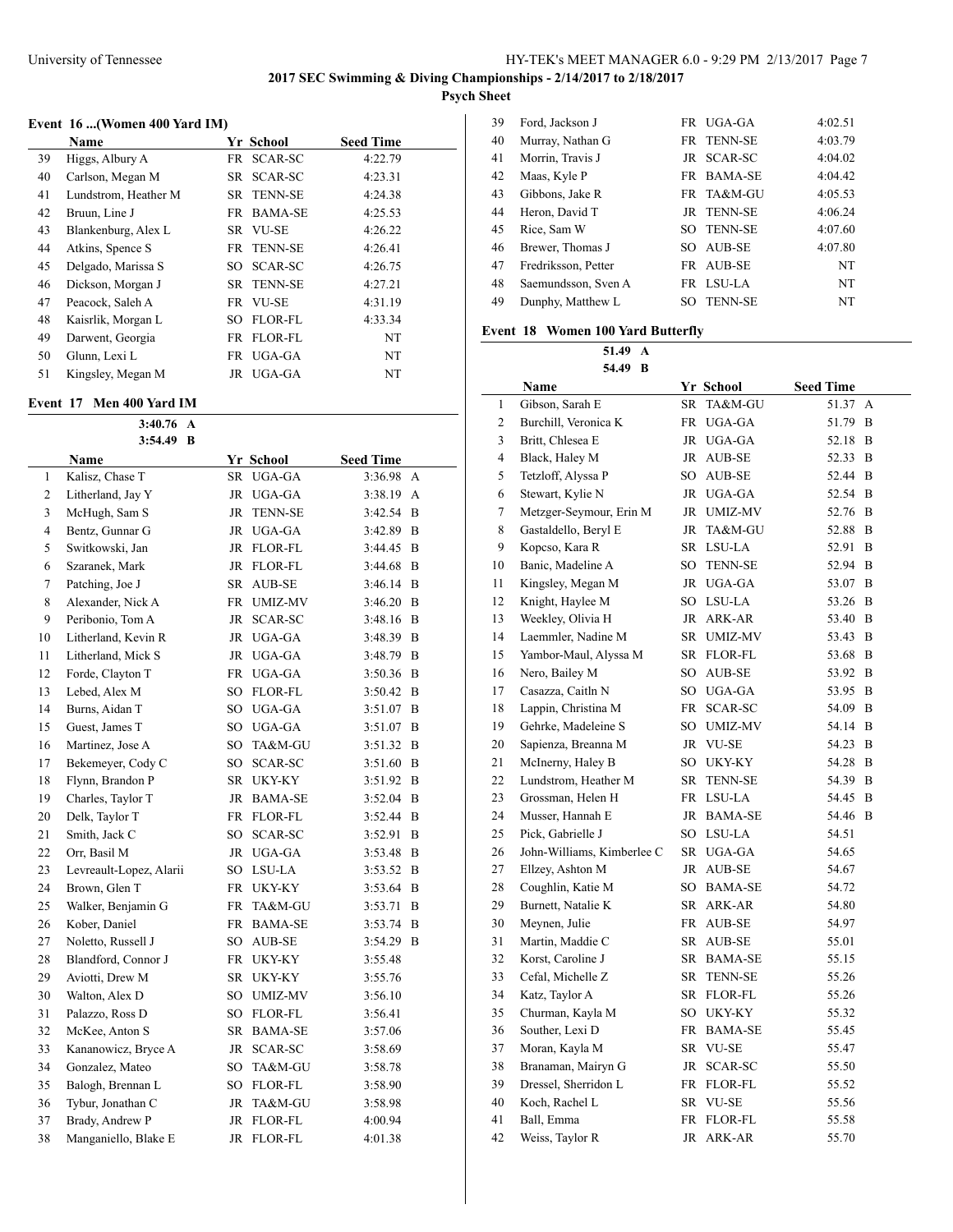### Event 16 ...(Women 400 Yard IM)

| | Name | Yr | School | Seed Time |
|---|---|---|---|---|
| 39 | Higgs, Albury A | FR | SCAR-SC | 4:22.79 |
| 40 | Carlson, Megan M | SR | SCAR-SC | 4:23.31 |
| 41 | Lundstrom, Heather M | SR | TENN-SE | 4:24.38 |
| 42 | Bruun, Line J | FR | BAMA-SE | 4:25.53 |
| 43 | Blankenburg, Alex L | SR | VU-SE | 4:26.22 |
| 44 | Atkins, Spence S | FR | TENN-SE | 4:26.41 |
| 45 | Delgado, Marissa S | SO | SCAR-SC | 4:26.75 |
| 46 | Dickson, Morgan J | SR | TENN-SE | 4:27.21 |
| 47 | Peacock, Saleh A | FR | VU-SE | 4:31.19 |
| 48 | Kaisrlik, Morgan L | SO | FLOR-FL | 4:33.34 |
| 49 | Darwent, Georgia | FR | FLOR-FL | NT |
| 50 | Glunn, Lexi L | FR | UGA-GA | NT |
| 51 | Kingsley, Megan M | JR | UGA-GA | NT |

### Event 17 Men 400 Yard IM

3:40.76 A
3:54.49 B

| | Name | Yr | School | Seed Time | |
|---|---|---|---|---|---|
| 1 | Kalisz, Chase T | SR | UGA-GA | 3:36.98 | A |
| 2 | Litherland, Jay Y | JR | UGA-GA | 3:38.19 | A |
| 3 | McHugh, Sam S | JR | TENN-SE | 3:42.54 | B |
| 4 | Bentz, Gunnar G | JR | UGA-GA | 3:42.89 | B |
| 5 | Switkowski, Jan | JR | FLOR-FL | 3:44.45 | B |
| 6 | Szaranek, Mark | JR | FLOR-FL | 3:44.68 | B |
| 7 | Patching, Joe J | SR | AUB-SE | 3:46.14 | B |
| 8 | Alexander, Nick A | FR | UMIZ-MV | 3:46.20 | B |
| 9 | Peribonio, Tom A | JR | SCAR-SC | 3:48.16 | B |
| 10 | Litherland, Kevin R | JR | UGA-GA | 3:48.39 | B |
| 11 | Litherland, Mick S | JR | UGA-GA | 3:48.79 | B |
| 12 | Forde, Clayton T | FR | UGA-GA | 3:50.36 | B |
| 13 | Lebed, Alex M | SO | FLOR-FL | 3:50.42 | B |
| 14 | Burns, Aidan T | SO | UGA-GA | 3:51.07 | B |
| 15 | Guest, James T | SO | UGA-GA | 3:51.07 | B |
| 16 | Martinez, Jose A | SO | TA&M-GU | 3:51.32 | B |
| 17 | Bekemeyer, Cody C | SO | SCAR-SC | 3:51.60 | B |
| 18 | Flynn, Brandon P | SR | UKY-KY | 3:51.92 | B |
| 19 | Charles, Taylor T | JR | BAMA-SE | 3:52.04 | B |
| 20 | Delk, Taylor T | FR | FLOR-FL | 3:52.44 | B |
| 21 | Smith, Jack C | SO | SCAR-SC | 3:52.91 | B |
| 22 | Orr, Basil M | JR | UGA-GA | 3:53.48 | B |
| 23 | Levreault-Lopez, Alarii | SO | LSU-LA | 3:53.52 | B |
| 24 | Brown, Glen T | FR | UKY-KY | 3:53.64 | B |
| 25 | Walker, Benjamin G | FR | TA&M-GU | 3:53.71 | B |
| 26 | Kober, Daniel | FR | BAMA-SE | 3:53.74 | B |
| 27 | Noletto, Russell J | SO | AUB-SE | 3:54.29 | B |
| 28 | Blandford, Connor J | FR | UKY-KY | 3:55.48 | |
| 29 | Aviotti, Drew M | SR | UKY-KY | 3:55.76 | |
| 30 | Walton, Alex D | SO | UMIZ-MV | 3:56.10 | |
| 31 | Palazzo, Ross D | SO | FLOR-FL | 3:56.41 | |
| 32 | McKee, Anton S | SR | BAMA-SE | 3:57.06 | |
| 33 | Kananowicz, Bryce A | JR | SCAR-SC | 3:58.69 | |
| 34 | Gonzalez, Mateo | SO | TA&M-GU | 3:58.78 | |
| 35 | Balogh, Brennan L | SO | FLOR-FL | 3:58.90 | |
| 36 | Tybur, Jonathan C | JR | TA&M-GU | 3:58.98 | |
| 37 | Brady, Andrew P | JR | FLOR-FL | 4:00.94 | |
| 38 | Manganiello, Blake E | JR | FLOR-FL | 4:01.38 | |
| 39 | Ford, Jackson J | FR | UGA-GA | 4:02.51 | |
| 40 | Murray, Nathan G | FR | TENN-SE | 4:03.79 | |
| 41 | Morrin, Travis J | JR | SCAR-SC | 4:04.02 | |
| 42 | Maas, Kyle P | FR | BAMA-SE | 4:04.42 | |
| 43 | Gibbons, Jake R | FR | TA&M-GU | 4:05.53 | |
| 44 | Heron, David T | JR | TENN-SE | 4:06.24 | |
| 45 | Rice, Sam W | SO | TENN-SE | 4:07.60 | |
| 46 | Brewer, Thomas J | SO | AUB-SE | 4:07.80 | |
| 47 | Fredriksson, Petter | FR | AUB-SE | NT | |
| 48 | Saemundsson, Sven A | FR | LSU-LA | NT | |
| 49 | Dunphy, Matthew L | SO | TENN-SE | NT | |

### Event 18 Women 100 Yard Butterfly

51.49 A
54.49 B

| | Name | Yr | School | Seed Time | |
|---|---|---|---|---|---|
| 1 | Gibson, Sarah E | SR | TA&M-GU | 51.37 | A |
| 2 | Burchill, Veronica K | FR | UGA-GA | 51.79 | B |
| 3 | Britt, Chlesea E | JR | UGA-GA | 52.18 | B |
| 4 | Black, Haley M | JR | AUB-SE | 52.33 | B |
| 5 | Tetzloff, Alyssa P | SO | AUB-SE | 52.44 | B |
| 6 | Stewart, Kylie N | JR | UGA-GA | 52.54 | B |
| 7 | Metzger-Seymour, Erin M | JR | UMIZ-MV | 52.76 | B |
| 8 | Gastaldello, Beryl E | JR | TA&M-GU | 52.88 | B |
| 9 | Kopcso, Kara R | SR | LSU-LA | 52.91 | B |
| 10 | Banic, Madeline A | SO | TENN-SE | 52.94 | B |
| 11 | Kingsley, Megan M | JR | UGA-GA | 53.07 | B |
| 12 | Knight, Haylee M | SO | LSU-LA | 53.26 | B |
| 13 | Weekley, Olivia H | JR | ARK-AR | 53.40 | B |
| 14 | Laemmler, Nadine M | SR | UMIZ-MV | 53.43 | B |
| 15 | Yambor-Maul, Alyssa M | SR | FLOR-FL | 53.68 | B |
| 16 | Nero, Bailey M | SO | AUB-SE | 53.92 | B |
| 17 | Casazza, Caitln N | SO | UGA-GA | 53.95 | B |
| 18 | Lappin, Christina M | FR | SCAR-SC | 54.09 | B |
| 19 | Gehrke, Madeleine S | SO | UMIZ-MV | 54.14 | B |
| 20 | Sapienza, Breanna M | JR | VU-SE | 54.23 | B |
| 21 | McInerny, Haley B | SO | UKY-KY | 54.28 | B |
| 22 | Lundstrom, Heather M | SR | TENN-SE | 54.39 | B |
| 23 | Grossman, Helen H | FR | LSU-LA | 54.45 | B |
| 24 | Musser, Hannah E | JR | BAMA-SE | 54.46 | B |
| 25 | Pick, Gabrielle J | SO | LSU-LA | 54.51 | |
| 26 | John-Williams, Kimberlee C | SR | UGA-GA | 54.65 | |
| 27 | Ellzey, Ashton M | JR | AUB-SE | 54.67 | |
| 28 | Coughlin, Katie M | SO | BAMA-SE | 54.72 | |
| 29 | Burnett, Natalie K | SR | ARK-AR | 54.80 | |
| 30 | Meynen, Julie | FR | AUB-SE | 54.97 | |
| 31 | Martin, Maddie C | SR | AUB-SE | 55.01 | |
| 32 | Korst, Caroline J | SR | BAMA-SE | 55.15 | |
| 33 | Cefal, Michelle Z | SR | TENN-SE | 55.26 | |
| 34 | Katz, Taylor A | SR | FLOR-FL | 55.26 | |
| 35 | Churman, Kayla M | SO | UKY-KY | 55.32 | |
| 36 | Souther, Lexi D | FR | BAMA-SE | 55.45 | |
| 37 | Moran, Kayla M | SR | VU-SE | 55.47 | |
| 38 | Branaman, Mairyn G | JR | SCAR-SC | 55.50 | |
| 39 | Dressel, Sherridon L | FR | FLOR-FL | 55.52 | |
| 40 | Koch, Rachel L | SR | VU-SE | 55.56 | |
| 41 | Ball, Emma | FR | FLOR-FL | 55.58 | |
| 42 | Weiss, Taylor R | JR | ARK-AR | 55.70 | |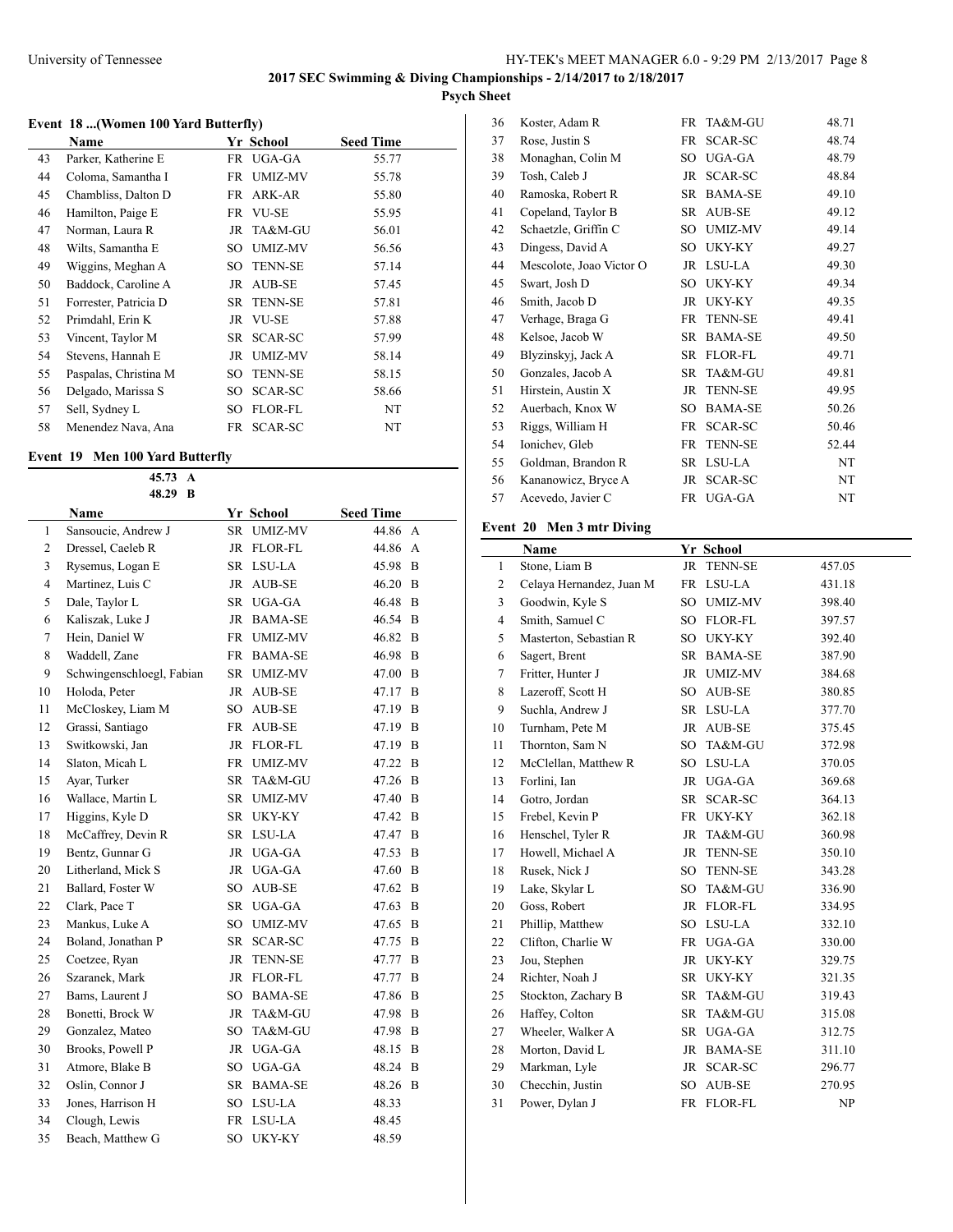**2017 SEC Swimming & Diving Championships - 2/14/2017 to 2/18/2017**

**Psych Sheet**

### Event 18 ...(Women 100 Yard Butterfly)

| | Name | Yr | School | Seed Time |
|---|---|---|---|---|
| 43 | Parker, Katherine E | FR | UGA-GA | 55.77 |
| 44 | Coloma, Samantha I | FR | UMIZ-MV | 55.78 |
| 45 | Chambliss, Dalton D | FR | ARK-AR | 55.80 |
| 46 | Hamilton, Paige E | FR | VU-SE | 55.95 |
| 47 | Norman, Laura R | JR | TA&M-GU | 56.01 |
| 48 | Wilts, Samantha E | SO | UMIZ-MV | 56.56 |
| 49 | Wiggins, Meghan A | SO | TENN-SE | 57.14 |
| 50 | Baddock, Caroline A | JR | AUB-SE | 57.45 |
| 51 | Forrester, Patricia D | SR | TENN-SE | 57.81 |
| 52 | Primdahl, Erin K | JR | VU-SE | 57.88 |
| 53 | Vincent, Taylor M | SR | SCAR-SC | 57.99 |
| 54 | Stevens, Hannah E | JR | UMIZ-MV | 58.14 |
| 55 | Paspalas, Christina M | SO | TENN-SE | 58.15 |
| 56 | Delgado, Marissa S | SO | SCAR-SC | 58.66 |
| 57 | Sell, Sydney L | SO | FLOR-FL | NT |
| 58 | Menendez Nava, Ana | FR | SCAR-SC | NT |

### Event 19 Men 100 Yard Butterfly

45.73 A
48.29 B

| | Name | Yr | School | Seed Time | |
|---|---|---|---|---|---|
| 1 | Sansoucie, Andrew J | SR | UMIZ-MV | 44.86 | A |
| 2 | Dressel, Caeleb R | JR | FLOR-FL | 44.86 | A |
| 3 | Rysemus, Logan E | SR | LSU-LA | 45.98 | B |
| 4 | Martinez, Luis C | JR | AUB-SE | 46.20 | B |
| 5 | Dale, Taylor L | SR | UGA-GA | 46.48 | B |
| 6 | Kaliszak, Luke J | JR | BAMA-SE | 46.54 | B |
| 7 | Hein, Daniel W | FR | UMIZ-MV | 46.82 | B |
| 8 | Waddell, Zane | FR | BAMA-SE | 46.98 | B |
| 9 | Schwingenschloegl, Fabian | SR | UMIZ-MV | 47.00 | B |
| 10 | Holoda, Peter | JR | AUB-SE | 47.17 | B |
| 11 | McCloskey, Liam M | SO | AUB-SE | 47.19 | B |
| 12 | Grassi, Santiago | FR | AUB-SE | 47.19 | B |
| 13 | Switkowski, Jan | JR | FLOR-FL | 47.19 | B |
| 14 | Slaton, Micah L | FR | UMIZ-MV | 47.22 | B |
| 15 | Ayar, Turker | SR | TA&M-GU | 47.26 | B |
| 16 | Wallace, Martin L | SR | UMIZ-MV | 47.40 | B |
| 17 | Higgins, Kyle D | SR | UKY-KY | 47.42 | B |
| 18 | McCaffrey, Devin R | SR | LSU-LA | 47.47 | B |
| 19 | Bentz, Gunnar G | JR | UGA-GA | 47.53 | B |
| 20 | Litherland, Mick S | JR | UGA-GA | 47.60 | B |
| 21 | Ballard, Foster W | SO | AUB-SE | 47.62 | B |
| 22 | Clark, Pace T | SR | UGA-GA | 47.63 | B |
| 23 | Mankus, Luke A | SO | UMIZ-MV | 47.65 | B |
| 24 | Boland, Jonathan P | SR | SCAR-SC | 47.75 | B |
| 25 | Coetzee, Ryan | JR | TENN-SE | 47.77 | B |
| 26 | Szaranek, Mark | JR | FLOR-FL | 47.77 | B |
| 27 | Bams, Laurent J | SO | BAMA-SE | 47.86 | B |
| 28 | Bonetti, Brock W | JR | TA&M-GU | 47.98 | B |
| 29 | Gonzalez, Mateo | SO | TA&M-GU | 47.98 | B |
| 30 | Brooks, Powell P | JR | UGA-GA | 48.15 | B |
| 31 | Atmore, Blake B | SO | UGA-GA | 48.24 | B |
| 32 | Oslin, Connor J | SR | BAMA-SE | 48.26 | B |
| 33 | Jones, Harrison H | SO | LSU-LA | 48.33 | |
| 34 | Clough, Lewis | FR | LSU-LA | 48.45 | |
| 35 | Beach, Matthew G | SO | UKY-KY | 48.59 | |
| 36 | Koster, Adam R | FR | TA&M-GU | 48.71 | |
| 37 | Rose, Justin S | FR | SCAR-SC | 48.74 | |
| 38 | Monaghan, Colin M | SO | UGA-GA | 48.79 | |
| 39 | Tosh, Caleb J | JR | SCAR-SC | 48.84 | |
| 40 | Ramoska, Robert R | SR | BAMA-SE | 49.10 | |
| 41 | Copeland, Taylor B | SR | AUB-SE | 49.12 | |
| 42 | Schaetzle, Griffin C | SO | UMIZ-MV | 49.14 | |
| 43 | Dingess, David A | SO | UKY-KY | 49.27 | |
| 44 | Mescolote, Joao Victor O | JR | LSU-LA | 49.30 | |
| 45 | Swart, Josh D | SO | UKY-KY | 49.34 | |
| 46 | Smith, Jacob D | JR | UKY-KY | 49.35 | |
| 47 | Verhage, Braga G | FR | TENN-SE | 49.41 | |
| 48 | Kelsoe, Jacob W | SR | BAMA-SE | 49.50 | |
| 49 | Blyzinskyj, Jack A | SR | FLOR-FL | 49.71 | |
| 50 | Gonzales, Jacob A | SR | TA&M-GU | 49.81 | |
| 51 | Hirstein, Austin X | JR | TENN-SE | 49.95 | |
| 52 | Auerbach, Knox W | SO | BAMA-SE | 50.26 | |
| 53 | Riggs, William H | FR | SCAR-SC | 50.46 | |
| 54 | Ionichev, Gleb | FR | TENN-SE | 52.44 | |
| 55 | Goldman, Brandon R | SR | LSU-LA | NT | |
| 56 | Kananowicz, Bryce A | JR | SCAR-SC | NT | |
| 57 | Acevedo, Javier C | FR | UGA-GA | NT | |

### Event 20 Men 3 mtr Diving

| | Name | Yr | School | |
|---|---|---|---|---|
| 1 | Stone, Liam B | JR | TENN-SE | 457.05 |
| 2 | Celaya Hernandez, Juan M | FR | LSU-LA | 431.18 |
| 3 | Goodwin, Kyle S | SO | UMIZ-MV | 398.40 |
| 4 | Smith, Samuel C | SO | FLOR-FL | 397.57 |
| 5 | Masterton, Sebastian R | SO | UKY-KY | 392.40 |
| 6 | Sagert, Brent | SR | BAMA-SE | 387.90 |
| 7 | Fritter, Hunter J | JR | UMIZ-MV | 384.68 |
| 8 | Lazeroff, Scott H | SO | AUB-SE | 380.85 |
| 9 | Suchla, Andrew J | SR | LSU-LA | 377.70 |
| 10 | Turnham, Pete M | JR | AUB-SE | 375.45 |
| 11 | Thornton, Sam N | SO | TA&M-GU | 372.98 |
| 12 | McClellan, Matthew R | SO | LSU-LA | 370.05 |
| 13 | Forlini, Ian | JR | UGA-GA | 369.68 |
| 14 | Gotro, Jordan | SR | SCAR-SC | 364.13 |
| 15 | Frebel, Kevin P | FR | UKY-KY | 362.18 |
| 16 | Henschel, Tyler R | JR | TA&M-GU | 360.98 |
| 17 | Howell, Michael A | JR | TENN-SE | 350.10 |
| 18 | Rusek, Nick J | SO | TENN-SE | 343.28 |
| 19 | Lake, Skylar L | SO | TA&M-GU | 336.90 |
| 20 | Goss, Robert | JR | FLOR-FL | 334.95 |
| 21 | Phillip, Matthew | SO | LSU-LA | 332.10 |
| 22 | Clifton, Charlie W | FR | UGA-GA | 330.00 |
| 23 | Jou, Stephen | JR | UKY-KY | 329.75 |
| 24 | Richter, Noah J | SR | UKY-KY | 321.35 |
| 25 | Stockton, Zachary B | SR | TA&M-GU | 319.43 |
| 26 | Haffey, Colton | SR | TA&M-GU | 315.08 |
| 27 | Wheeler, Walker A | SR | UGA-GA | 312.75 |
| 28 | Morton, David L | JR | BAMA-SE | 311.10 |
| 29 | Markman, Lyle | JR | SCAR-SC | 296.77 |
| 30 | Checchin, Justin | SO | AUB-SE | 270.95 |
| 31 | Power, Dylan J | FR | FLOR-FL | NP |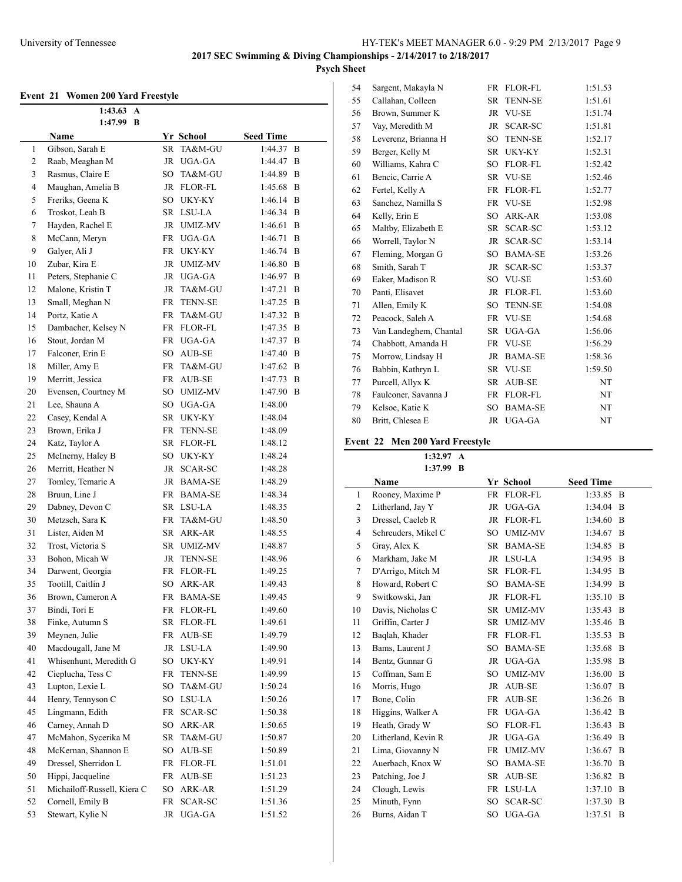## 2017 SEC Swimming & Diving Championships - 2/14/2017 to 2/18/2017

**Psych Sheet**

### Event 21 Women 200 Yard Freestyle

1:43.63 A
1:47.99 B

| | Name | Yr | School | Seed Time | |
|---|---|---|---|---|---|
| 1 | Gibson, Sarah E | SR | TA&M-GU | 1:44.37 | B |
| 2 | Raab, Meaghan M | JR | UGA-GA | 1:44.47 | B |
| 3 | Rasmus, Claire E | SO | TA&M-GU | 1:44.89 | B |
| 4 | Maughan, Amelia B | JR | FLOR-FL | 1:45.68 | B |
| 5 | Freriks, Geena K | SO | UKY-KY | 1:46.14 | B |
| 6 | Troskot, Leah B | SR | LSU-LA | 1:46.34 | B |
| 7 | Hayden, Rachel E | JR | UMIZ-MV | 1:46.61 | B |
| 8 | McCann, Meryn | FR | UGA-GA | 1:46.71 | B |
| 9 | Galyer, Ali J | FR | UKY-KY | 1:46.74 | B |
| 10 | Zubar, Kira E | JR | UMIZ-MV | 1:46.80 | B |
| 11 | Peters, Stephanie C | JR | UGA-GA | 1:46.97 | B |
| 12 | Malone, Kristin T | JR | TA&M-GU | 1:47.21 | B |
| 13 | Small, Meghan N | FR | TENN-SE | 1:47.25 | B |
| 14 | Portz, Katie A | FR | TA&M-GU | 1:47.32 | B |
| 15 | Dambacher, Kelsey N | FR | FLOR-FL | 1:47.35 | B |
| 16 | Stout, Jordan M | FR | UGA-GA | 1:47.37 | B |
| 17 | Falconer, Erin E | SO | AUB-SE | 1:47.40 | B |
| 18 | Miller, Amy E | FR | TA&M-GU | 1:47.62 | B |
| 19 | Merritt, Jessica | FR | AUB-SE | 1:47.73 | B |
| 20 | Evensen, Courtney M | SO | UMIZ-MV | 1:47.90 | B |
| 21 | Lee, Shauna A | SO | UGA-GA | 1:48.00 | |
| 22 | Casey, Kendal A | SR | UKY-KY | 1:48.04 | |
| 23 | Brown, Erika J | FR | TENN-SE | 1:48.09 | |
| 24 | Katz, Taylor A | SR | FLOR-FL | 1:48.12 | |
| 25 | McInerny, Haley B | SO | UKY-KY | 1:48.24 | |
| 26 | Merritt, Heather N | JR | SCAR-SC | 1:48.28 | |
| 27 | Tomley, Temarie A | JR | BAMA-SE | 1:48.29 | |
| 28 | Bruun, Line J | FR | BAMA-SE | 1:48.34 | |
| 29 | Dabney, Devon C | SR | LSU-LA | 1:48.35 | |
| 30 | Metzsch, Sara K | FR | TA&M-GU | 1:48.50 | |
| 31 | Lister, Aiden M | SR | ARK-AR | 1:48.55 | |
| 32 | Trost, Victoria S | SR | UMIZ-MV | 1:48.87 | |
| 33 | Bohon, Micah W | JR | TENN-SE | 1:48.96 | |
| 34 | Darwent, Georgia | FR | FLOR-FL | 1:49.25 | |
| 35 | Tootill, Caitlin J | SO | ARK-AR | 1:49.43 | |
| 36 | Brown, Cameron A | FR | BAMA-SE | 1:49.45 | |
| 37 | Bindi, Tori E | FR | FLOR-FL | 1:49.60 | |
| 38 | Finke, Autumn S | SR | FLOR-FL | 1:49.61 | |
| 39 | Meynen, Julie | FR | AUB-SE | 1:49.79 | |
| 40 | Macdougall, Jane M | JR | LSU-LA | 1:49.90 | |
| 41 | Whisenhunt, Meredith G | SO | UKY-KY | 1:49.91 | |
| 42 | Cieplucha, Tess C | FR | TENN-SE | 1:49.99 | |
| 43 | Lupton, Lexie L | SO | TA&M-GU | 1:50.24 | |
| 44 | Henry, Tennyson C | SO | LSU-LA | 1:50.26 | |
| 45 | Lingmann, Edith | FR | SCAR-SC | 1:50.38 | |
| 46 | Carney, Annah D | SO | ARK-AR | 1:50.65 | |
| 47 | McMahon, Sycerika M | SR | TA&M-GU | 1:50.87 | |
| 48 | McKernan, Shannon E | SO | AUB-SE | 1:50.89 | |
| 49 | Dressel, Sherridon L | FR | FLOR-FL | 1:51.01 | |
| 50 | Hippi, Jacqueline | FR | AUB-SE | 1:51.23 | |
| 51 | Michailoff-Russell, Kiera C | SO | ARK-AR | 1:51.29 | |
| 52 | Cornell, Emily B | FR | SCAR-SC | 1:51.36 | |
| 53 | Stewart, Kylie N | JR | UGA-GA | 1:51.52 | |
| 54 | Sargent, Makayla N | FR | FLOR-FL | 1:51.53 | |
| 55 | Callahan, Colleen | SR | TENN-SE | 1:51.61 | |
| 56 | Brown, Summer K | JR | VU-SE | 1:51.74 | |
| 57 | Vay, Meredith M | JR | SCAR-SC | 1:51.81 | |
| 58 | Leverenz, Brianna H | SO | TENN-SE | 1:52.17 | |
| 59 | Berger, Kelly M | SR | UKY-KY | 1:52.31 | |
| 60 | Williams, Kahra C | SO | FLOR-FL | 1:52.42 | |
| 61 | Bencic, Carrie A | SR | VU-SE | 1:52.46 | |
| 62 | Fertel, Kelly A | FR | FLOR-FL | 1:52.77 | |
| 63 | Sanchez, Namilla S | FR | VU-SE | 1:52.98 | |
| 64 | Kelly, Erin E | SO | ARK-AR | 1:53.08 | |
| 65 | Maltby, Elizabeth E | SR | SCAR-SC | 1:53.12 | |
| 66 | Worrell, Taylor N | JR | SCAR-SC | 1:53.14 | |
| 67 | Fleming, Morgan G | SO | BAMA-SE | 1:53.26 | |
| 68 | Smith, Sarah T | JR | SCAR-SC | 1:53.37 | |
| 69 | Eaker, Madison R | SO | VU-SE | 1:53.60 | |
| 70 | Panti, Elisavet | JR | FLOR-FL | 1:53.60 | |
| 71 | Allen, Emily K | SO | TENN-SE | 1:54.08 | |
| 72 | Peacock, Saleh A | FR | VU-SE | 1:54.68 | |
| 73 | Van Landeghem, Chantal | SR | UGA-GA | 1:56.06 | |
| 74 | Chabbott, Amanda H | FR | VU-SE | 1:56.29 | |
| 75 | Morrow, Lindsay H | JR | BAMA-SE | 1:58.36 | |
| 76 | Babbin, Kathryn L | SR | VU-SE | 1:59.50 | |
| 77 | Purcell, Allyx K | SR | AUB-SE | NT | |
| 78 | Faulconer, Savanna J | FR | FLOR-FL | NT | |
| 79 | Kelsoe, Katie K | SO | BAMA-SE | NT | |
| 80 | Britt, Chlesea E | JR | UGA-GA | NT | |

### Event 22 Men 200 Yard Freestyle

1:32.97 A
1:37.99 B

| | Name | Yr | School | Seed Time | |
|---|---|---|---|---|---|
| 1 | Rooney, Maxime P | FR | FLOR-FL | 1:33.85 | B |
| 2 | Litherland, Jay Y | JR | UGA-GA | 1:34.04 | B |
| 3 | Dressel, Caeleb R | JR | FLOR-FL | 1:34.60 | B |
| 4 | Schreuders, Mikel C | SO | UMIZ-MV | 1:34.67 | B |
| 5 | Gray, Alex K | SR | BAMA-SE | 1:34.85 | B |
| 6 | Markham, Jake M | JR | LSU-LA | 1:34.95 | B |
| 7 | D'Arrigo, Mitch M | SR | FLOR-FL | 1:34.95 | B |
| 8 | Howard, Robert C | SO | BAMA-SE | 1:34.99 | B |
| 9 | Switkowski, Jan | JR | FLOR-FL | 1:35.10 | B |
| 10 | Davis, Nicholas C | SR | UMIZ-MV | 1:35.43 | B |
| 11 | Griffin, Carter J | SR | UMIZ-MV | 1:35.46 | B |
| 12 | Baqlah, Khader | FR | FLOR-FL | 1:35.53 | B |
| 13 | Bams, Laurent J | SO | BAMA-SE | 1:35.68 | B |
| 14 | Bentz, Gunnar G | JR | UGA-GA | 1:35.98 | B |
| 15 | Coffman, Sam E | SO | UMIZ-MV | 1:36.00 | B |
| 16 | Morris, Hugo | JR | AUB-SE | 1:36.07 | B |
| 17 | Bone, Colin | FR | AUB-SE | 1:36.26 | B |
| 18 | Higgins, Walker A | FR | UGA-GA | 1:36.42 | B |
| 19 | Heath, Grady W | SO | FLOR-FL | 1:36.43 | B |
| 20 | Litherland, Kevin R | JR | UGA-GA | 1:36.49 | B |
| 21 | Lima, Giovanny N | FR | UMIZ-MV | 1:36.67 | B |
| 22 | Auerbach, Knox W | SO | BAMA-SE | 1:36.70 | B |
| 23 | Patching, Joe J | SR | AUB-SE | 1:36.82 | B |
| 24 | Clough, Lewis | FR | LSU-LA | 1:37.10 | B |
| 25 | Minuth, Fynn | SO | SCAR-SC | 1:37.30 | B |
| 26 | Burns, Aidan T | SO | UGA-GA | 1:37.51 | B |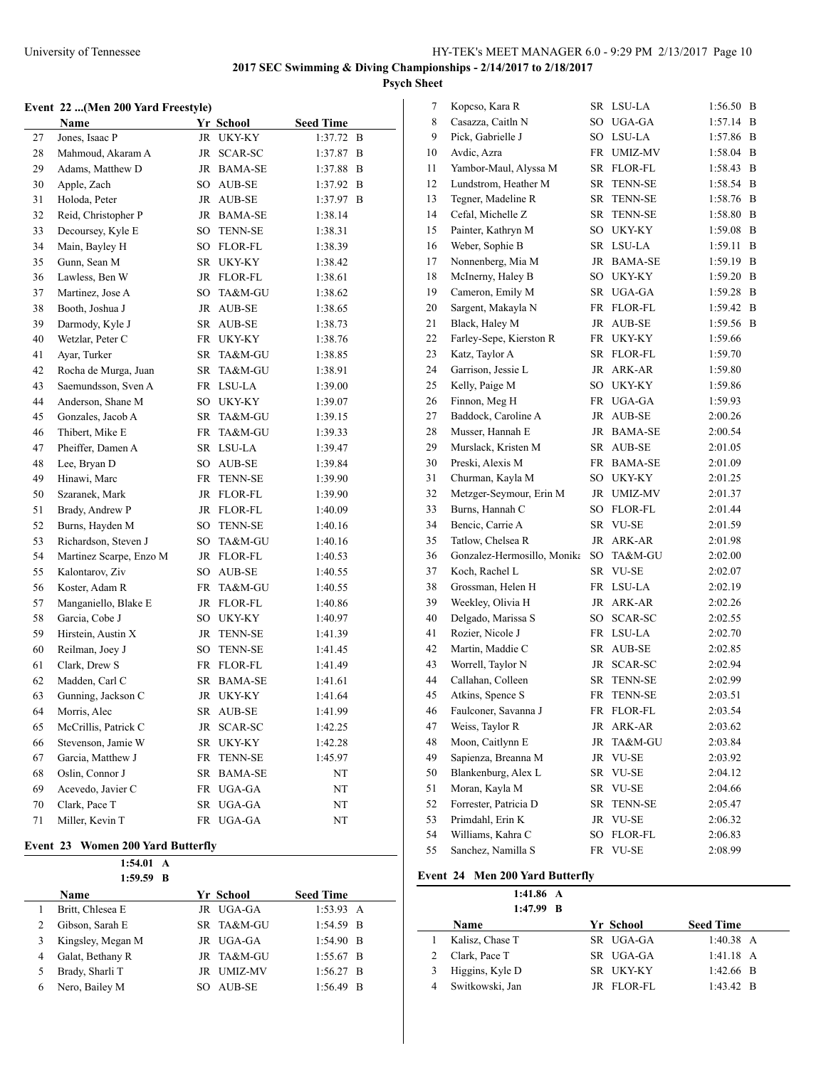## Event 22 ...(Men 200 Yard Freestyle)

| | Name | Yr | School | Seed Time | |
|---|---|---|---|---|---|
| 27 | Jones, Isaac P | JR | UKY-KY | 1:37.72 | B |
| 28 | Mahmoud, Akaram A | JR | SCAR-SC | 1:37.87 | B |
| 29 | Adams, Matthew D | JR | BAMA-SE | 1:37.88 | B |
| 30 | Apple, Zach | SO | AUB-SE | 1:37.92 | B |
| 31 | Holoda, Peter | JR | AUB-SE | 1:37.97 | B |
| 32 | Reid, Christopher P | JR | BAMA-SE | 1:38.14 | |
| 33 | Decoursey, Kyle E | SO | TENN-SE | 1:38.31 | |
| 34 | Main, Bayley H | SO | FLOR-FL | 1:38.39 | |
| 35 | Gunn, Sean M | SR | UKY-KY | 1:38.42 | |
| 36 | Lawless, Ben W | JR | FLOR-FL | 1:38.61 | |
| 37 | Martinez, Jose A | SO | TA&M-GU | 1:38.62 | |
| 38 | Booth, Joshua J | JR | AUB-SE | 1:38.65 | |
| 39 | Darmody, Kyle J | SR | AUB-SE | 1:38.73 | |
| 40 | Wetzlar, Peter C | FR | UKY-KY | 1:38.76 | |
| 41 | Ayar, Turker | SR | TA&M-GU | 1:38.85 | |
| 42 | Rocha de Murga, Juan | SR | TA&M-GU | 1:38.91 | |
| 43 | Saemundsson, Sven A | FR | LSU-LA | 1:39.00 | |
| 44 | Anderson, Shane M | SO | UKY-KY | 1:39.07 | |
| 45 | Gonzales, Jacob A | SR | TA&M-GU | 1:39.15 | |
| 46 | Thibert, Mike E | FR | TA&M-GU | 1:39.33 | |
| 47 | Pheiffer, Damen A | SR | LSU-LA | 1:39.47 | |
| 48 | Lee, Bryan D | SO | AUB-SE | 1:39.84 | |
| 49 | Hinawi, Marc | FR | TENN-SE | 1:39.90 | |
| 50 | Szaranek, Mark | JR | FLOR-FL | 1:39.90 | |
| 51 | Brady, Andrew P | JR | FLOR-FL | 1:40.09 | |
| 52 | Burns, Hayden M | SO | TENN-SE | 1:40.16 | |
| 53 | Richardson, Steven J | SO | TA&M-GU | 1:40.16 | |
| 54 | Martinez Scarpe, Enzo M | JR | FLOR-FL | 1:40.53 | |
| 55 | Kalontarov, Ziv | SO | AUB-SE | 1:40.55 | |
| 56 | Koster, Adam R | FR | TA&M-GU | 1:40.55 | |
| 57 | Manganiello, Blake E | JR | FLOR-FL | 1:40.86 | |
| 58 | Garcia, Cobe J | SO | UKY-KY | 1:40.97 | |
| 59 | Hirstein, Austin X | JR | TENN-SE | 1:41.39 | |
| 60 | Reilman, Joey J | SO | TENN-SE | 1:41.45 | |
| 61 | Clark, Drew S | FR | FLOR-FL | 1:41.49 | |
| 62 | Madden, Carl C | SR | BAMA-SE | 1:41.61 | |
| 63 | Gunning, Jackson C | JR | UKY-KY | 1:41.64 | |
| 64 | Morris, Alec | SR | AUB-SE | 1:41.99 | |
| 65 | McCrillis, Patrick C | JR | SCAR-SC | 1:42.25 | |
| 66 | Stevenson, Jamie W | SR | UKY-KY | 1:42.28 | |
| 67 | Garcia, Matthew J | FR | TENN-SE | 1:45.97 | |
| 68 | Oslin, Connor J | SR | BAMA-SE | NT | |
| 69 | Acevedo, Javier C | FR | UGA-GA | NT | |
| 70 | Clark, Pace T | SR | UGA-GA | NT | |
| 71 | Miller, Kevin T | FR | UGA-GA | NT | |

## Event 23 Women 200 Yard Butterfly

1:54.01 A
1:59.59 B

| | Name | Yr | School | Seed Time | |
|---|---|---|---|---|---|
| 1 | Britt, Chlesea E | JR | UGA-GA | 1:53.93 | A |
| 2 | Gibson, Sarah E | SR | TA&M-GU | 1:54.59 | B |
| 3 | Kingsley, Megan M | JR | UGA-GA | 1:54.90 | B |
| 4 | Galat, Bethany R | JR | TA&M-GU | 1:55.67 | B |
| 5 | Brady, Sharli T | JR | UMIZ-MV | 1:56.27 | B |
| 6 | Nero, Bailey M | SO | AUB-SE | 1:56.49 | B |
| 7 | Kopcso, Kara R | SR | LSU-LA | 1:56.50 | B |
| 8 | Casazza, Caitln N | SO | UGA-GA | 1:57.14 | B |
| 9 | Pick, Gabrielle J | SO | LSU-LA | 1:57.86 | B |
| 10 | Avdic, Azra | FR | UMIZ-MV | 1:58.04 | B |
| 11 | Yambor-Maul, Alyssa M | SR | FLOR-FL | 1:58.43 | B |
| 12 | Lundstrom, Heather M | SR | TENN-SE | 1:58.54 | B |
| 13 | Tegner, Madeline R | SR | TENN-SE | 1:58.76 | B |
| 14 | Cefal, Michelle Z | SR | TENN-SE | 1:58.80 | B |
| 15 | Painter, Kathryn M | SO | UKY-KY | 1:59.08 | B |
| 16 | Weber, Sophie B | SR | LSU-LA | 1:59.11 | B |
| 17 | Nonnenberg, Mia M | JR | BAMA-SE | 1:59.19 | B |
| 18 | McInerny, Haley B | SO | UKY-KY | 1:59.20 | B |
| 19 | Cameron, Emily M | SR | UGA-GA | 1:59.28 | B |
| 20 | Sargent, Makayla N | FR | FLOR-FL | 1:59.42 | B |
| 21 | Black, Haley M | JR | AUB-SE | 1:59.56 | B |
| 22 | Farley-Sepe, Kierston R | FR | UKY-KY | 1:59.66 | |
| 23 | Katz, Taylor A | SR | FLOR-FL | 1:59.70 | |
| 24 | Garrison, Jessie L | JR | ARK-AR | 1:59.80 | |
| 25 | Kelly, Paige M | SO | UKY-KY | 1:59.86 | |
| 26 | Finnon, Meg H | FR | UGA-GA | 1:59.93 | |
| 27 | Baddock, Caroline A | JR | AUB-SE | 2:00.26 | |
| 28 | Musser, Hannah E | JR | BAMA-SE | 2:00.54 | |
| 29 | Murslack, Kristen M | SR | AUB-SE | 2:01.05 | |
| 30 | Preski, Alexis M | FR | BAMA-SE | 2:01.09 | |
| 31 | Churman, Kayla M | SO | UKY-KY | 2:01.25 | |
| 32 | Metzger-Seymour, Erin M | JR | UMIZ-MV | 2:01.37 | |
| 33 | Burns, Hannah C | SO | FLOR-FL | 2:01.44 | |
| 34 | Bencic, Carrie A | SR | VU-SE | 2:01.59 | |
| 35 | Tatlow, Chelsea R | JR | ARK-AR | 2:01.98 | |
| 36 | Gonzalez-Hermosillo, Monika | SO | TA&M-GU | 2:02.00 | |
| 37 | Koch, Rachel L | SR | VU-SE | 2:02.07 | |
| 38 | Grossman, Helen H | FR | LSU-LA | 2:02.19 | |
| 39 | Weekley, Olivia H | JR | ARK-AR | 2:02.26 | |
| 40 | Delgado, Marissa S | SO | SCAR-SC | 2:02.55 | |
| 41 | Rozier, Nicole J | FR | LSU-LA | 2:02.70 | |
| 42 | Martin, Maddie C | SR | AUB-SE | 2:02.85 | |
| 43 | Worrell, Taylor N | JR | SCAR-SC | 2:02.94 | |
| 44 | Callahan, Colleen | SR | TENN-SE | 2:02.99 | |
| 45 | Atkins, Spence S | FR | TENN-SE | 2:03.51 | |
| 46 | Faulconer, Savanna J | FR | FLOR-FL | 2:03.54 | |
| 47 | Weiss, Taylor R | JR | ARK-AR | 2:03.62 | |
| 48 | Moon, Caitlynn E | JR | TA&M-GU | 2:03.84 | |
| 49 | Sapienza, Breanna M | JR | VU-SE | 2:03.92 | |
| 50 | Blankenburg, Alex L | SR | VU-SE | 2:04.12 | |
| 51 | Moran, Kayla M | SR | VU-SE | 2:04.66 | |
| 52 | Forrester, Patricia D | SR | TENN-SE | 2:05.47 | |
| 53 | Primdahl, Erin K | JR | VU-SE | 2:06.32 | |
| 54 | Williams, Kahra C | SO | FLOR-FL | 2:06.83 | |
| 55 | Sanchez, Namilla S | FR | VU-SE | 2:08.99 | |

## Event 24 Men 200 Yard Butterfly

1:41.86 A
1:47.99 B

| | Name | Yr | School | Seed Time | |
|---|---|---|---|---|---|
| 1 | Kalisz, Chase T | SR | UGA-GA | 1:40.38 | A |
| 2 | Clark, Pace T | SR | UGA-GA | 1:41.18 | A |
| 3 | Higgins, Kyle D | SR | UKY-KY | 1:42.66 | B |
| 4 | Switkowski, Jan | JR | FLOR-FL | 1:43.42 | B |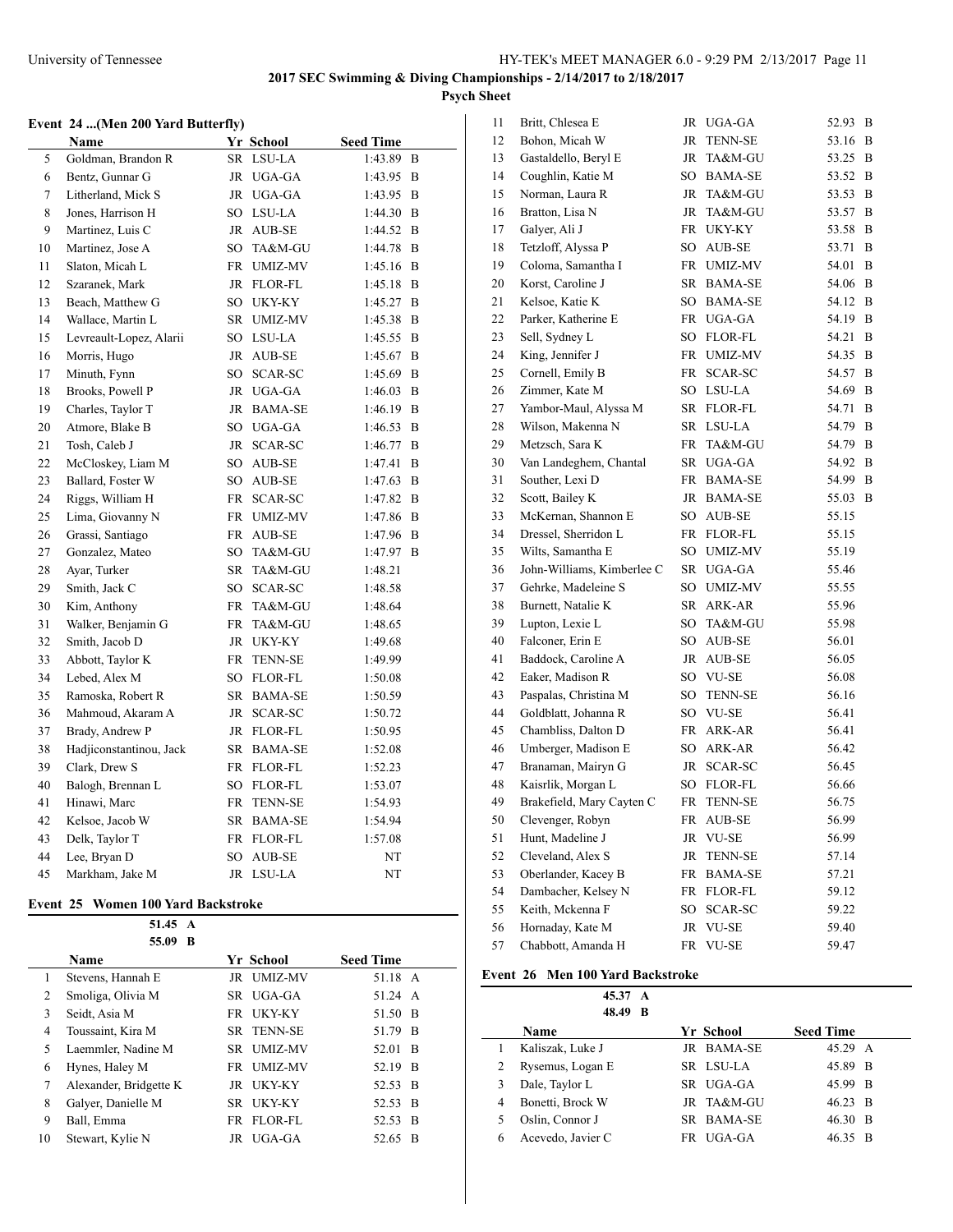**2017 SEC Swimming & Diving Championships - 2/14/2017 to 2/18/2017**

**Psych Sheet**

### Event 24 ...(Men 200 Yard Butterfly)

| | Name | Yr | School | Seed Time | |
|---|---|---|---|---|---|
| 5 | Goldman, Brandon R | SR | LSU-LA | 1:43.89 | B |
| 6 | Bentz, Gunnar G | JR | UGA-GA | 1:43.95 | B |
| 7 | Litherland, Mick S | JR | UGA-GA | 1:43.95 | B |
| 8 | Jones, Harrison H | SO | LSU-LA | 1:44.30 | B |
| 9 | Martinez, Luis C | JR | AUB-SE | 1:44.52 | B |
| 10 | Martinez, Jose A | SO | TA&M-GU | 1:44.78 | B |
| 11 | Slaton, Micah L | FR | UMIZ-MV | 1:45.16 | B |
| 12 | Szaranek, Mark | JR | FLOR-FL | 1:45.18 | B |
| 13 | Beach, Matthew G | SO | UKY-KY | 1:45.27 | B |
| 14 | Wallace, Martin L | SR | UMIZ-MV | 1:45.38 | B |
| 15 | Levreault-Lopez, Alarii | SO | LSU-LA | 1:45.55 | B |
| 16 | Morris, Hugo | JR | AUB-SE | 1:45.67 | B |
| 17 | Minuth, Fynn | SO | SCAR-SC | 1:45.69 | B |
| 18 | Brooks, Powell P | JR | UGA-GA | 1:46.03 | B |
| 19 | Charles, Taylor T | JR | BAMA-SE | 1:46.19 | B |
| 20 | Atmore, Blake B | SO | UGA-GA | 1:46.53 | B |
| 21 | Tosh, Caleb J | JR | SCAR-SC | 1:46.77 | B |
| 22 | McCloskey, Liam M | SO | AUB-SE | 1:47.41 | B |
| 23 | Ballard, Foster W | SO | AUB-SE | 1:47.63 | B |
| 24 | Riggs, William H | FR | SCAR-SC | 1:47.82 | B |
| 25 | Lima, Giovanny N | FR | UMIZ-MV | 1:47.86 | B |
| 26 | Grassi, Santiago | FR | AUB-SE | 1:47.96 | B |
| 27 | Gonzalez, Mateo | SO | TA&M-GU | 1:47.97 | B |
| 28 | Ayar, Turker | SR | TA&M-GU | 1:48.21 | |
| 29 | Smith, Jack C | SO | SCAR-SC | 1:48.58 | |
| 30 | Kim, Anthony | FR | TA&M-GU | 1:48.64 | |
| 31 | Walker, Benjamin G | FR | TA&M-GU | 1:48.65 | |
| 32 | Smith, Jacob D | JR | UKY-KY | 1:49.68 | |
| 33 | Abbott, Taylor K | FR | TENN-SE | 1:49.99 | |
| 34 | Lebed, Alex M | SO | FLOR-FL | 1:50.08 | |
| 35 | Ramoska, Robert R | SR | BAMA-SE | 1:50.59 | |
| 36 | Mahmoud, Akaram A | JR | SCAR-SC | 1:50.72 | |
| 37 | Brady, Andrew P | JR | FLOR-FL | 1:50.95 | |
| 38 | Hadjiconstantinou, Jack | SR | BAMA-SE | 1:52.08 | |
| 39 | Clark, Drew S | FR | FLOR-FL | 1:52.23 | |
| 40 | Balogh, Brennan L | SO | FLOR-FL | 1:53.07 | |
| 41 | Hinawi, Marc | FR | TENN-SE | 1:54.93 | |
| 42 | Kelsoe, Jacob W | SR | BAMA-SE | 1:54.94 | |
| 43 | Delk, Taylor T | FR | FLOR-FL | 1:57.08 | |
| 44 | Lee, Bryan D | SO | AUB-SE | NT | |
| 45 | Markham, Jake M | JR | LSU-LA | NT | |

### Event 25 Women 100 Yard Backstroke

51.45 A
55.09 B

| | Name | Yr | School | Seed Time | |
|---|---|---|---|---|---|
| 1 | Stevens, Hannah E | JR | UMIZ-MV | 51.18 | A |
| 2 | Smoliga, Olivia M | SR | UGA-GA | 51.24 | A |
| 3 | Seidt, Asia M | FR | UKY-KY | 51.50 | B |
| 4 | Toussaint, Kira M | SR | TENN-SE | 51.79 | B |
| 5 | Laemmler, Nadine M | SR | UMIZ-MV | 52.01 | B |
| 6 | Hynes, Haley M | FR | UMIZ-MV | 52.19 | B |
| 7 | Alexander, Bridgette K | JR | UKY-KY | 52.53 | B |
| 8 | Galyer, Danielle M | SR | UKY-KY | 52.53 | B |
| 9 | Ball, Emma | FR | FLOR-FL | 52.53 | B |
| 10 | Stewart, Kylie N | JR | UGA-GA | 52.65 | B |
| 11 | Britt, Chlesea E | JR | UGA-GA | 52.93 | B |
| 12 | Bohon, Micah W | JR | TENN-SE | 53.16 | B |
| 13 | Gastaldello, Beryl E | JR | TA&M-GU | 53.25 | B |
| 14 | Coughlin, Katie M | SO | BAMA-SE | 53.52 | B |
| 15 | Norman, Laura R | JR | TA&M-GU | 53.53 | B |
| 16 | Bratton, Lisa N | JR | TA&M-GU | 53.57 | B |
| 17 | Galyer, Ali J | FR | UKY-KY | 53.58 | B |
| 18 | Tetzloff, Alyssa P | SO | AUB-SE | 53.71 | B |
| 19 | Coloma, Samantha I | FR | UMIZ-MV | 54.01 | B |
| 20 | Korst, Caroline J | SR | BAMA-SE | 54.06 | B |
| 21 | Kelsoe, Katie K | SO | BAMA-SE | 54.12 | B |
| 22 | Parker, Katherine E | FR | UGA-GA | 54.19 | B |
| 23 | Sell, Sydney L | SO | FLOR-FL | 54.21 | B |
| 24 | King, Jennifer J | FR | UMIZ-MV | 54.35 | B |
| 25 | Cornell, Emily B | FR | SCAR-SC | 54.57 | B |
| 26 | Zimmer, Kate M | SO | LSU-LA | 54.69 | B |
| 27 | Yambor-Maul, Alyssa M | SR | FLOR-FL | 54.71 | B |
| 28 | Wilson, Makenna N | SR | LSU-LA | 54.79 | B |
| 29 | Metzsch, Sara K | FR | TA&M-GU | 54.79 | B |
| 30 | Van Landeghem, Chantal | SR | UGA-GA | 54.92 | B |
| 31 | Souther, Lexi D | FR | BAMA-SE | 54.99 | B |
| 32 | Scott, Bailey K | JR | BAMA-SE | 55.03 | B |
| 33 | McKernan, Shannon E | SO | AUB-SE | 55.15 | |
| 34 | Dressel, Sherridon L | FR | FLOR-FL | 55.15 | |
| 35 | Wilts, Samantha E | SO | UMIZ-MV | 55.19 | |
| 36 | John-Williams, Kimberlee C | SR | UGA-GA | 55.46 | |
| 37 | Gehrke, Madeleine S | SO | UMIZ-MV | 55.55 | |
| 38 | Burnett, Natalie K | SR | ARK-AR | 55.96 | |
| 39 | Lupton, Lexie L | SO | TA&M-GU | 55.98 | |
| 40 | Falconer, Erin E | SO | AUB-SE | 56.01 | |
| 41 | Baddock, Caroline A | JR | AUB-SE | 56.05 | |
| 42 | Eaker, Madison R | SO | VU-SE | 56.08 | |
| 43 | Paspalas, Christina M | SO | TENN-SE | 56.16 | |
| 44 | Goldblatt, Johanna R | SO | VU-SE | 56.41 | |
| 45 | Chambliss, Dalton D | FR | ARK-AR | 56.41 | |
| 46 | Umberger, Madison E | SO | ARK-AR | 56.42 | |
| 47 | Branaman, Mairyn G | JR | SCAR-SC | 56.45 | |
| 48 | Kaisrlik, Morgan L | SO | FLOR-FL | 56.66 | |
| 49 | Brakefield, Mary Cayten C | FR | TENN-SE | 56.75 | |
| 50 | Clevenger, Robyn | FR | AUB-SE | 56.99 | |
| 51 | Hunt, Madeline J | JR | VU-SE | 56.99 | |
| 52 | Cleveland, Alex S | JR | TENN-SE | 57.14 | |
| 53 | Oberlander, Kacey B | FR | BAMA-SE | 57.21 | |
| 54 | Dambacher, Kelsey N | FR | FLOR-FL | 59.12 | |
| 55 | Keith, Mckenna F | SO | SCAR-SC | 59.22 | |
| 56 | Hornaday, Kate M | JR | VU-SE | 59.40 | |
| 57 | Chabbott, Amanda H | FR | VU-SE | 59.47 | |

### Event 26 Men 100 Yard Backstroke

45.37 A
48.49 B

| | Name | Yr | School | Seed Time | |
|---|---|---|---|---|---|
| 1 | Kaliszak, Luke J | JR | BAMA-SE | 45.29 | A |
| 2 | Rysemus, Logan E | SR | LSU-LA | 45.89 | B |
| 3 | Dale, Taylor L | SR | UGA-GA | 45.99 | B |
| 4 | Bonetti, Brock W | JR | TA&M-GU | 46.23 | B |
| 5 | Oslin, Connor J | SR | BAMA-SE | 46.30 | B |
| 6 | Acevedo, Javier C | FR | UGA-GA | 46.35 | B |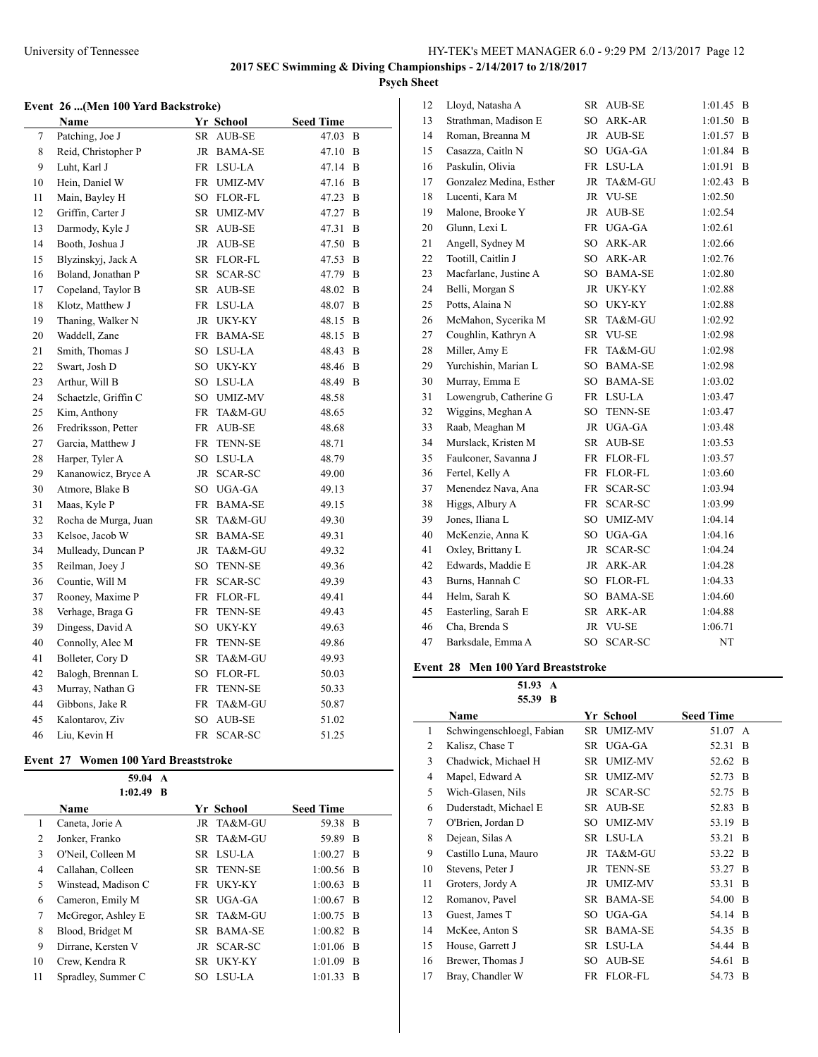**2017 SEC Swimming & Diving Championships - 2/14/2017 to 2/18/2017**

**Psych Sheet**

### Event 26 ...(Men 100 Yard Backstroke)

| | Name | Yr | School | Seed Time | |
|---|---|---|---|---|---|
| 7 | Patching, Joe J | SR | AUB-SE | 47.03 | B |
| 8 | Reid, Christopher P | JR | BAMA-SE | 47.10 | B |
| 9 | Luht, Karl J | FR | LSU-LA | 47.14 | B |
| 10 | Hein, Daniel W | FR | UMIZ-MV | 47.16 | B |
| 11 | Main, Bayley H | SO | FLOR-FL | 47.23 | B |
| 12 | Griffin, Carter J | SR | UMIZ-MV | 47.27 | B |
| 13 | Darmody, Kyle J | SR | AUB-SE | 47.31 | B |
| 14 | Booth, Joshua J | JR | AUB-SE | 47.50 | B |
| 15 | Blyzinskyj, Jack A | SR | FLOR-FL | 47.53 | B |
| 16 | Boland, Jonathan P | SR | SCAR-SC | 47.79 | B |
| 17 | Copeland, Taylor B | SR | AUB-SE | 48.02 | B |
| 18 | Klotz, Matthew J | FR | LSU-LA | 48.07 | B |
| 19 | Thaning, Walker N | JR | UKY-KY | 48.15 | B |
| 20 | Waddell, Zane | FR | BAMA-SE | 48.15 | B |
| 21 | Smith, Thomas J | SO | LSU-LA | 48.43 | B |
| 22 | Swart, Josh D | SO | UKY-KY | 48.46 | B |
| 23 | Arthur, Will B | SO | LSU-LA | 48.49 | B |
| 24 | Schaetzle, Griffin C | SO | UMIZ-MV | 48.58 | |
| 25 | Kim, Anthony | FR | TA&M-GU | 48.65 | |
| 26 | Fredriksson, Petter | FR | AUB-SE | 48.68 | |
| 27 | Garcia, Matthew J | FR | TENN-SE | 48.71 | |
| 28 | Harper, Tyler A | SO | LSU-LA | 48.79 | |
| 29 | Kananowicz, Bryce A | JR | SCAR-SC | 49.00 | |
| 30 | Atmore, Blake B | SO | UGA-GA | 49.13 | |
| 31 | Maas, Kyle P | FR | BAMA-SE | 49.15 | |
| 32 | Rocha de Murga, Juan | SR | TA&M-GU | 49.30 | |
| 33 | Kelsoe, Jacob W | SR | BAMA-SE | 49.31 | |
| 34 | Mulleady, Duncan P | JR | TA&M-GU | 49.32 | |
| 35 | Reilman, Joey J | SO | TENN-SE | 49.36 | |
| 36 | Countie, Will M | FR | SCAR-SC | 49.39 | |
| 37 | Rooney, Maxime P | FR | FLOR-FL | 49.41 | |
| 38 | Verhage, Braga G | FR | TENN-SE | 49.43 | |
| 39 | Dingess, David A | SO | UKY-KY | 49.63 | |
| 40 | Connolly, Alec M | FR | TENN-SE | 49.86 | |
| 41 | Bolleter, Cory D | SR | TA&M-GU | 49.93 | |
| 42 | Balogh, Brennan L | SO | FLOR-FL | 50.03 | |
| 43 | Murray, Nathan G | FR | TENN-SE | 50.33 | |
| 44 | Gibbons, Jake R | FR | TA&M-GU | 50.87 | |
| 45 | Kalontarov, Ziv | SO | AUB-SE | 51.02 | |
| 46 | Liu, Kevin H | FR | SCAR-SC | 51.25 | |

### Event 27 Women 100 Yard Breaststroke

59.04 A
1:02.49 B

| | Name | Yr | School | Seed Time | |
|---|---|---|---|---|---|
| 1 | Caneta, Jorie A | JR | TA&M-GU | 59.38 | B |
| 2 | Jonker, Franko | SR | TA&M-GU | 59.89 | B |
| 3 | O'Neil, Colleen M | SR | LSU-LA | 1:00.27 | B |
| 4 | Callahan, Colleen | SR | TENN-SE | 1:00.56 | B |
| 5 | Winstead, Madison C | FR | UKY-KY | 1:00.63 | B |
| 6 | Cameron, Emily M | SR | UGA-GA | 1:00.67 | B |
| 7 | McGregor, Ashley E | SR | TA&M-GU | 1:00.75 | B |
| 8 | Blood, Bridget M | SR | BAMA-SE | 1:00.82 | B |
| 9 | Dirrane, Kersten V | JR | SCAR-SC | 1:01.06 | B |
| 10 | Crew, Kendra R | SR | UKY-KY | 1:01.09 | B |
| 11 | Spradley, Summer C | SO | LSU-LA | 1:01.33 | B |
| 12 | Lloyd, Natasha A | SR | AUB-SE | 1:01.45 | B |
| 13 | Strathman, Madison E | SO | ARK-AR | 1:01.50 | B |
| 14 | Roman, Breanna M | JR | AUB-SE | 1:01.57 | B |
| 15 | Casazza, Caitln N | SO | UGA-GA | 1:01.84 | B |
| 16 | Paskulin, Olivia | FR | LSU-LA | 1:01.91 | B |
| 17 | Gonzalez Medina, Esther | JR | TA&M-GU | 1:02.43 | B |
| 18 | Lucenti, Kara M | JR | VU-SE | 1:02.50 | |
| 19 | Malone, Brooke Y | JR | AUB-SE | 1:02.54 | |
| 20 | Glunn, Lexi L | FR | UGA-GA | 1:02.61 | |
| 21 | Angell, Sydney M | SO | ARK-AR | 1:02.66 | |
| 22 | Tootill, Caitlin J | SO | ARK-AR | 1:02.76 | |
| 23 | Macfarlane, Justine A | SO | BAMA-SE | 1:02.80 | |
| 24 | Belli, Morgan S | JR | UKY-KY | 1:02.88 | |
| 25 | Potts, Alaina N | SO | UKY-KY | 1:02.88 | |
| 26 | McMahon, Sycerika M | SR | TA&M-GU | 1:02.92 | |
| 27 | Coughlin, Kathryn A | SR | VU-SE | 1:02.98 | |
| 28 | Miller, Amy E | FR | TA&M-GU | 1:02.98 | |
| 29 | Yurchishin, Marian L | SO | BAMA-SE | 1:02.98 | |
| 30 | Murray, Emma E | SO | BAMA-SE | 1:03.02 | |
| 31 | Lowengrub, Catherine G | FR | LSU-LA | 1:03.47 | |
| 32 | Wiggins, Meghan A | SO | TENN-SE | 1:03.47 | |
| 33 | Raab, Meaghan M | JR | UGA-GA | 1:03.48 | |
| 34 | Murslack, Kristen M | SR | AUB-SE | 1:03.53 | |
| 35 | Faulconer, Savanna J | FR | FLOR-FL | 1:03.57 | |
| 36 | Fertel, Kelly A | FR | FLOR-FL | 1:03.60 | |
| 37 | Menendez Nava, Ana | FR | SCAR-SC | 1:03.94 | |
| 38 | Higgs, Albury A | FR | SCAR-SC | 1:03.99 | |
| 39 | Jones, Iliana L | SO | UMIZ-MV | 1:04.14 | |
| 40 | McKenzie, Anna K | SO | UGA-GA | 1:04.16 | |
| 41 | Oxley, Brittany L | JR | SCAR-SC | 1:04.24 | |
| 42 | Edwards, Maddie E | JR | ARK-AR | 1:04.28 | |
| 43 | Burns, Hannah C | SO | FLOR-FL | 1:04.33 | |
| 44 | Helm, Sarah K | SO | BAMA-SE | 1:04.60 | |
| 45 | Easterling, Sarah E | SR | ARK-AR | 1:04.88 | |
| 46 | Cha, Brenda S | JR | VU-SE | 1:06.71 | |
| 47 | Barksdale, Emma A | SO | SCAR-SC | NT | |

### Event 28 Men 100 Yard Breaststroke

51.93 A
55.39 B

| | Name | Yr | School | Seed Time | |
|---|---|---|---|---|---|
| 1 | Schwingenschloegl, Fabian | SR | UMIZ-MV | 51.07 | A |
| 2 | Kalisz, Chase T | SR | UGA-GA | 52.31 | B |
| 3 | Chadwick, Michael H | SR | UMIZ-MV | 52.62 | B |
| 4 | Mapel, Edward A | SR | UMIZ-MV | 52.73 | B |
| 5 | Wich-Glasen, Nils | JR | SCAR-SC | 52.75 | B |
| 6 | Duderstadt, Michael E | SR | AUB-SE | 52.83 | B |
| 7 | O'Brien, Jordan D | SO | UMIZ-MV | 53.19 | B |
| 8 | Dejean, Silas A | SR | LSU-LA | 53.21 | B |
| 9 | Castillo Luna, Mauro | JR | TA&M-GU | 53.22 | B |
| 10 | Stevens, Peter J | JR | TENN-SE | 53.27 | B |
| 11 | Groters, Jordy A | JR | UMIZ-MV | 53.31 | B |
| 12 | Romanov, Pavel | SR | BAMA-SE | 54.00 | B |
| 13 | Guest, James T | SO | UGA-GA | 54.14 | B |
| 14 | McKee, Anton S | SR | BAMA-SE | 54.35 | B |
| 15 | House, Garrett J | SR | LSU-LA | 54.44 | B |
| 16 | Brewer, Thomas J | SO | AUB-SE | 54.61 | B |
| 17 | Bray, Chandler W | FR | FLOR-FL | 54.73 | B |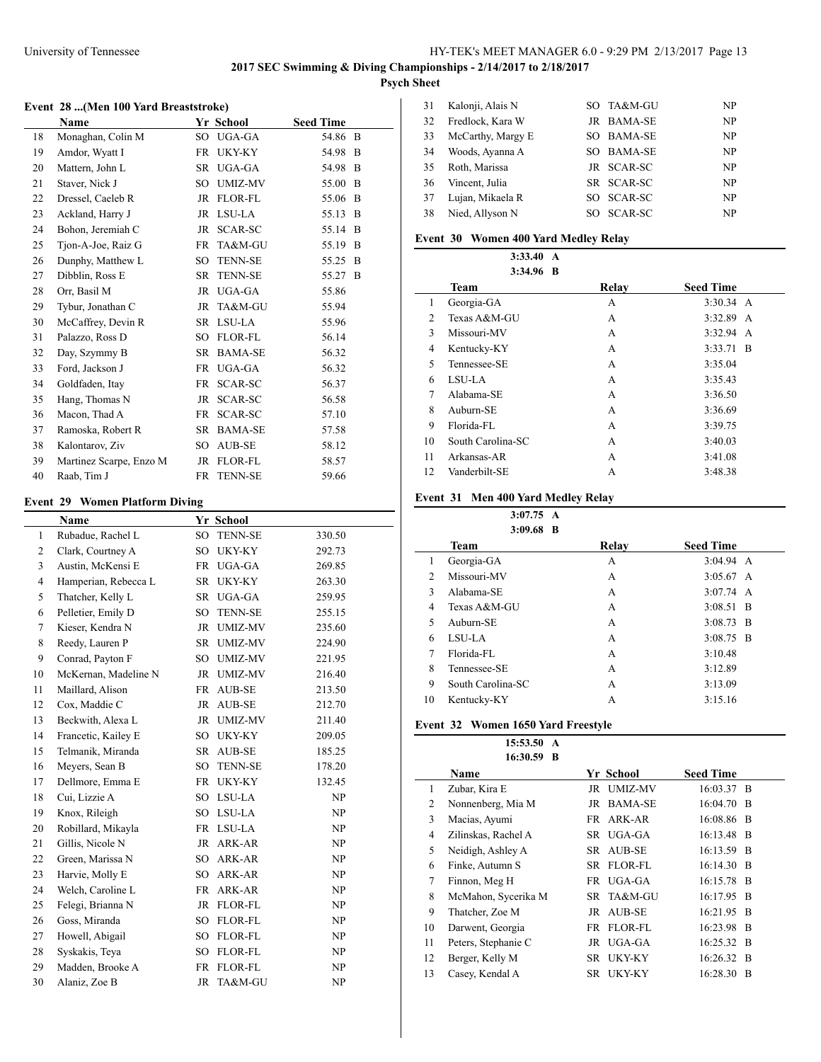### Event 28 ...(Men 100 Yard Breaststroke)

| | Name | Yr | School | Seed Time | |
|---|---|---|---|---|---|
| 18 | Monaghan, Colin M | SO | UGA-GA | 54.86 | B |
| 19 | Amdor, Wyatt I | FR | UKY-KY | 54.98 | B |
| 20 | Mattern, John L | SR | UGA-GA | 54.98 | B |
| 21 | Staver, Nick J | SO | UMIZ-MV | 55.00 | B |
| 22 | Dressel, Caeleb R | JR | FLOR-FL | 55.06 | B |
| 23 | Ackland, Harry J | JR | LSU-LA | 55.13 | B |
| 24 | Bohon, Jeremiah C | JR | SCAR-SC | 55.14 | B |
| 25 | Tjon-A-Joe, Raiz G | FR | TA&M-GU | 55.19 | B |
| 26 | Dunphy, Matthew L | SO | TENN-SE | 55.25 | B |
| 27 | Dibblin, Ross E | SR | TENN-SE | 55.27 | B |
| 28 | Orr, Basil M | JR | UGA-GA | 55.86 | |
| 29 | Tybur, Jonathan C | JR | TA&M-GU | 55.94 | |
| 30 | McCaffrey, Devin R | SR | LSU-LA | 55.96 | |
| 31 | Palazzo, Ross D | SO | FLOR-FL | 56.14 | |
| 32 | Day, Szymmy B | SR | BAMA-SE | 56.32 | |
| 33 | Ford, Jackson J | FR | UGA-GA | 56.32 | |
| 34 | Goldfaden, Itay | FR | SCAR-SC | 56.37 | |
| 35 | Hang, Thomas N | JR | SCAR-SC | 56.58 | |
| 36 | Macon, Thad A | FR | SCAR-SC | 57.10 | |
| 37 | Ramoska, Robert R | SR | BAMA-SE | 57.58 | |
| 38 | Kalontarov, Ziv | SO | AUB-SE | 58.12 | |
| 39 | Martinez Scarpe, Enzo M | JR | FLOR-FL | 58.57 | |
| 40 | Raab, Tim J | FR | TENN-SE | 59.66 | |

### Event 29 Women Platform Diving

| | Name | Yr | School | Score |
|---|---|---|---|---|
| 1 | Rubadue, Rachel L | SO | TENN-SE | 330.50 |
| 2 | Clark, Courtney A | SO | UKY-KY | 292.73 |
| 3 | Austin, McKensi E | FR | UGA-GA | 269.85 |
| 4 | Hamperian, Rebecca L | SR | UKY-KY | 263.30 |
| 5 | Thatcher, Kelly L | SR | UGA-GA | 259.95 |
| 6 | Pelletier, Emily D | SO | TENN-SE | 255.15 |
| 7 | Kieser, Kendra N | JR | UMIZ-MV | 235.60 |
| 8 | Reedy, Lauren P | SR | UMIZ-MV | 224.90 |
| 9 | Conrad, Payton F | SO | UMIZ-MV | 221.95 |
| 10 | McKernan, Madeline N | JR | UMIZ-MV | 216.40 |
| 11 | Maillard, Alison | FR | AUB-SE | 213.50 |
| 12 | Cox, Maddie C | JR | AUB-SE | 212.70 |
| 13 | Beckwith, Alexa L | JR | UMIZ-MV | 211.40 |
| 14 | Francetic, Kailey E | SO | UKY-KY | 209.05 |
| 15 | Telmanik, Miranda | SR | AUB-SE | 185.25 |
| 16 | Meyers, Sean B | SO | TENN-SE | 178.20 |
| 17 | Dellmore, Emma E | FR | UKY-KY | 132.45 |
| 18 | Cui, Lizzie A | SO | LSU-LA | NP |
| 19 | Knox, Rileigh | SO | LSU-LA | NP |
| 20 | Robillard, Mikayla | FR | LSU-LA | NP |
| 21 | Gillis, Nicole N | JR | ARK-AR | NP |
| 22 | Green, Marissa N | SO | ARK-AR | NP |
| 23 | Harvie, Molly E | SO | ARK-AR | NP |
| 24 | Welch, Caroline L | FR | ARK-AR | NP |
| 25 | Felegi, Brianna N | JR | FLOR-FL | NP |
| 26 | Goss, Miranda | SO | FLOR-FL | NP |
| 27 | Howell, Abigail | SO | FLOR-FL | NP |
| 28 | Syskakis, Teya | SO | FLOR-FL | NP |
| 29 | Madden, Brooke A | FR | FLOR-FL | NP |
| 30 | Alaniz, Zoe B | JR | TA&M-GU | NP |
| 31 | Kalonji, Alais N | SO | TA&M-GU | NP |
| 32 | Fredlock, Kara W | JR | BAMA-SE | NP |
| 33 | McCarthy, Margy E | SO | BAMA-SE | NP |
| 34 | Woods, Ayanna A | SO | BAMA-SE | NP |
| 35 | Roth, Marissa | JR | SCAR-SC | NP |
| 36 | Vincent, Julia | SR | SCAR-SC | NP |
| 37 | Lujan, Mikaela R | SO | SCAR-SC | NP |
| 38 | Nied, Allyson N | SO | SCAR-SC | NP |

### Event 30 Women 400 Yard Medley Relay

3:33.40 A
3:34.96 B

| | Team | Relay | Seed Time | |
|---|---|---|---|---|
| 1 | Georgia-GA | A | 3:30.34 | A |
| 2 | Texas A&M-GU | A | 3:32.89 | A |
| 3 | Missouri-MV | A | 3:32.94 | A |
| 4 | Kentucky-KY | A | 3:33.71 | B |
| 5 | Tennessee-SE | A | 3:35.04 | |
| 6 | LSU-LA | A | 3:35.43 | |
| 7 | Alabama-SE | A | 3:36.50 | |
| 8 | Auburn-SE | A | 3:36.69 | |
| 9 | Florida-FL | A | 3:39.75 | |
| 10 | South Carolina-SC | A | 3:40.03 | |
| 11 | Arkansas-AR | A | 3:41.08 | |
| 12 | Vanderbilt-SE | A | 3:48.38 | |

### Event 31 Men 400 Yard Medley Relay

3:07.75 A
3:09.68 B

| | Team | Relay | Seed Time | |
|---|---|---|---|---|
| 1 | Georgia-GA | A | 3:04.94 | A |
| 2 | Missouri-MV | A | 3:05.67 | A |
| 3 | Alabama-SE | A | 3:07.74 | A |
| 4 | Texas A&M-GU | A | 3:08.51 | B |
| 5 | Auburn-SE | A | 3:08.73 | B |
| 6 | LSU-LA | A | 3:08.75 | B |
| 7 | Florida-FL | A | 3:10.48 | |
| 8 | Tennessee-SE | A | 3:12.89 | |
| 9 | South Carolina-SC | A | 3:13.09 | |
| 10 | Kentucky-KY | A | 3:15.16 | |

### Event 32 Women 1650 Yard Freestyle

15:53.50 A
16:30.59 B

| | Name | Yr | School | Seed Time | |
|---|---|---|---|---|---|
| 1 | Zubar, Kira E | JR | UMIZ-MV | 16:03.37 | B |
| 2 | Nonnenberg, Mia M | JR | BAMA-SE | 16:04.70 | B |
| 3 | Macias, Ayumi | FR | ARK-AR | 16:08.86 | B |
| 4 | Zilinskas, Rachel A | SR | UGA-GA | 16:13.48 | B |
| 5 | Neidigh, Ashley A | SR | AUB-SE | 16:13.59 | B |
| 6 | Finke, Autumn S | SR | FLOR-FL | 16:14.30 | B |
| 7 | Finnon, Meg H | FR | UGA-GA | 16:15.78 | B |
| 8 | McMahon, Sycerika M | SR | TA&M-GU | 16:17.95 | B |
| 9 | Thatcher, Zoe M | JR | AUB-SE | 16:21.95 | B |
| 10 | Darwent, Georgia | FR | FLOR-FL | 16:23.98 | B |
| 11 | Peters, Stephanie C | JR | UGA-GA | 16:25.32 | B |
| 12 | Berger, Kelly M | SR | UKY-KY | 16:26.32 | B |
| 13 | Casey, Kendal A | SR | UKY-KY | 16:28.30 | B |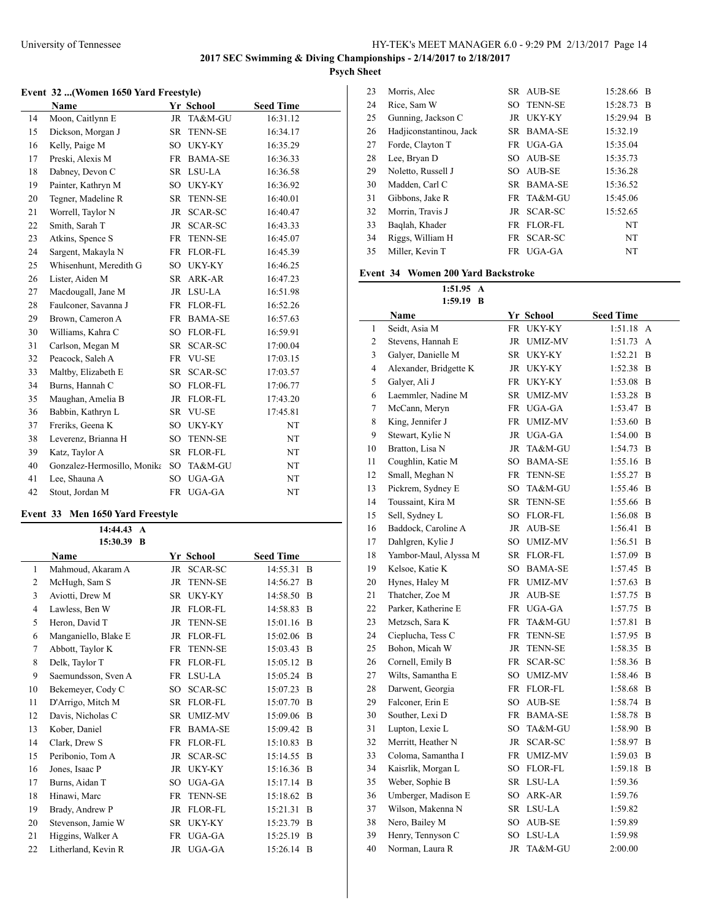2017 SEC Swimming & Diving Championships - 2/14/2017 to 2/18/2017

Psych Sheet

### Event 32 ...(Women 1650 Yard Freestyle)

| | Name | Yr | School | Seed Time |
|---|---|---|---|---|
| 14 | Moon, Caitlynn E | JR | TA&M-GU | 16:31.12 |
| 15 | Dickson, Morgan J | SR | TENN-SE | 16:34.17 |
| 16 | Kelly, Paige M | SO | UKY-KY | 16:35.29 |
| 17 | Preski, Alexis M | FR | BAMA-SE | 16:36.33 |
| 18 | Dabney, Devon C | SR | LSU-LA | 16:36.58 |
| 19 | Painter, Kathryn M | SO | UKY-KY | 16:36.92 |
| 20 | Tegner, Madeline R | SR | TENN-SE | 16:40.01 |
| 21 | Worrell, Taylor N | JR | SCAR-SC | 16:40.47 |
| 22 | Smith, Sarah T | JR | SCAR-SC | 16:43.33 |
| 23 | Atkins, Spence S | FR | TENN-SE | 16:45.07 |
| 24 | Sargent, Makayla N | FR | FLOR-FL | 16:45.39 |
| 25 | Whisenhunt, Meredith G | SO | UKY-KY | 16:46.25 |
| 26 | Lister, Aiden M | SR | ARK-AR | 16:47.23 |
| 27 | Macdougall, Jane M | JR | LSU-LA | 16:51.98 |
| 28 | Faulconer, Savanna J | FR | FLOR-FL | 16:52.26 |
| 29 | Brown, Cameron A | FR | BAMA-SE | 16:57.63 |
| 30 | Williams, Kahra C | SO | FLOR-FL | 16:59.91 |
| 31 | Carlson, Megan M | SR | SCAR-SC | 17:00.04 |
| 32 | Peacock, Saleh A | FR | VU-SE | 17:03.15 |
| 33 | Maltby, Elizabeth E | SR | SCAR-SC | 17:03.57 |
| 34 | Burns, Hannah C | SO | FLOR-FL | 17:06.77 |
| 35 | Maughan, Amelia B | JR | FLOR-FL | 17:43.20 |
| 36 | Babbin, Kathryn L | SR | VU-SE | 17:45.81 |
| 37 | Freriks, Geena K | SO | UKY-KY | NT |
| 38 | Leverenz, Brianna H | SO | TENN-SE | NT |
| 39 | Katz, Taylor A | SR | FLOR-FL | NT |
| 40 | Gonzalez-Hermosillo, Monika | SO | TA&M-GU | NT |
| 41 | Lee, Shauna A | SO | UGA-GA | NT |
| 42 | Stout, Jordan M | FR | UGA-GA | NT |

### Event 33 Men 1650 Yard Freestyle

14:44.43 A
15:30.39 B

| | Name | Yr | School | Seed Time | |
|---|---|---|---|---|---|
| 1 | Mahmoud, Akaram A | JR | SCAR-SC | 14:55.31 | B |
| 2 | McHugh, Sam S | JR | TENN-SE | 14:56.27 | B |
| 3 | Aviotti, Drew M | SR | UKY-KY | 14:58.50 | B |
| 4 | Lawless, Ben W | JR | FLOR-FL | 14:58.83 | B |
| 5 | Heron, David T | JR | TENN-SE | 15:01.16 | B |
| 6 | Manganiello, Blake E | JR | FLOR-FL | 15:02.06 | B |
| 7 | Abbott, Taylor K | FR | TENN-SE | 15:03.43 | B |
| 8 | Delk, Taylor T | FR | FLOR-FL | 15:05.12 | B |
| 9 | Saemundsson, Sven A | FR | LSU-LA | 15:05.24 | B |
| 10 | Bekemeyer, Cody C | SO | SCAR-SC | 15:07.23 | B |
| 11 | D'Arrigo, Mitch M | SR | FLOR-FL | 15:07.70 | B |
| 12 | Davis, Nicholas C | SR | UMIZ-MV | 15:09.06 | B |
| 13 | Kober, Daniel | FR | BAMA-SE | 15:09.42 | B |
| 14 | Clark, Drew S | FR | FLOR-FL | 15:10.83 | B |
| 15 | Peribonio, Tom A | JR | SCAR-SC | 15:14.55 | B |
| 16 | Jones, Isaac P | JR | UKY-KY | 15:16.36 | B |
| 17 | Burns, Aidan T | SO | UGA-GA | 15:17.14 | B |
| 18 | Hinawi, Marc | FR | TENN-SE | 15:18.62 | B |
| 19 | Brady, Andrew P | JR | FLOR-FL | 15:21.31 | B |
| 20 | Stevenson, Jamie W | SR | UKY-KY | 15:23.79 | B |
| 21 | Higgins, Walker A | FR | UGA-GA | 15:25.19 | B |
| 22 | Litherland, Kevin R | JR | UGA-GA | 15:26.14 | B |
| 23 | Morris, Alec | SR | AUB-SE | 15:28.66 | B |
| 24 | Rice, Sam W | SO | TENN-SE | 15:28.73 | B |
| 25 | Gunning, Jackson C | JR | UKY-KY | 15:29.94 | B |
| 26 | Hadjiconstantinou, Jack | SR | BAMA-SE | 15:32.19 | |
| 27 | Forde, Clayton T | FR | UGA-GA | 15:35.04 | |
| 28 | Lee, Bryan D | SO | AUB-SE | 15:35.73 | |
| 29 | Noletto, Russell J | SO | AUB-SE | 15:36.28 | |
| 30 | Madden, Carl C | SR | BAMA-SE | 15:36.52 | |
| 31 | Gibbons, Jake R | FR | TA&M-GU | 15:45.06 | |
| 32 | Morrin, Travis J | JR | SCAR-SC | 15:52.65 | |
| 33 | Baqlah, Khader | FR | FLOR-FL | NT | |
| 34 | Riggs, William H | FR | SCAR-SC | NT | |
| 35 | Miller, Kevin T | FR | UGA-GA | NT | |

### Event 34 Women 200 Yard Backstroke

1:51.95 A
1:59.19 B

| | Name | Yr | School | Seed Time | |
|---|---|---|---|---|---|
| 1 | Seidt, Asia M | FR | UKY-KY | 1:51.18 | A |
| 2 | Stevens, Hannah E | JR | UMIZ-MV | 1:51.73 | A |
| 3 | Galyer, Danielle M | SR | UKY-KY | 1:52.21 | B |
| 4 | Alexander, Bridgette K | JR | UKY-KY | 1:52.38 | B |
| 5 | Galyer, Ali J | FR | UKY-KY | 1:53.08 | B |
| 6 | Laemmler, Nadine M | SR | UMIZ-MV | 1:53.28 | B |
| 7 | McCann, Meryn | FR | UGA-GA | 1:53.47 | B |
| 8 | King, Jennifer J | FR | UMIZ-MV | 1:53.60 | B |
| 9 | Stewart, Kylie N | JR | UGA-GA | 1:54.00 | B |
| 10 | Bratton, Lisa N | JR | TA&M-GU | 1:54.73 | B |
| 11 | Coughlin, Katie M | SO | BAMA-SE | 1:55.16 | B |
| 12 | Small, Meghan N | FR | TENN-SE | 1:55.27 | B |
| 13 | Pickrem, Sydney E | SO | TA&M-GU | 1:55.46 | B |
| 14 | Toussaint, Kira M | SR | TENN-SE | 1:55.66 | B |
| 15 | Sell, Sydney L | SO | FLOR-FL | 1:56.08 | B |
| 16 | Baddock, Caroline A | JR | AUB-SE | 1:56.41 | B |
| 17 | Dahlgren, Kylie J | SO | UMIZ-MV | 1:56.51 | B |
| 18 | Yambor-Maul, Alyssa M | SR | FLOR-FL | 1:57.09 | B |
| 19 | Kelsoe, Katie K | SO | BAMA-SE | 1:57.45 | B |
| 20 | Hynes, Haley M | FR | UMIZ-MV | 1:57.63 | B |
| 21 | Thatcher, Zoe M | JR | AUB-SE | 1:57.75 | B |
| 22 | Parker, Katherine E | FR | UGA-GA | 1:57.75 | B |
| 23 | Metzsch, Sara K | FR | TA&M-GU | 1:57.81 | B |
| 24 | Cieplucha, Tess C | FR | TENN-SE | 1:57.95 | B |
| 25 | Bohon, Micah W | JR | TENN-SE | 1:58.35 | B |
| 26 | Cornell, Emily B | FR | SCAR-SC | 1:58.36 | B |
| 27 | Wilts, Samantha E | SO | UMIZ-MV | 1:58.46 | B |
| 28 | Darwent, Georgia | FR | FLOR-FL | 1:58.68 | B |
| 29 | Falconer, Erin E | SO | AUB-SE | 1:58.74 | B |
| 30 | Souther, Lexi D | FR | BAMA-SE | 1:58.78 | B |
| 31 | Lupton, Lexie L | SO | TA&M-GU | 1:58.90 | B |
| 32 | Merritt, Heather N | JR | SCAR-SC | 1:58.97 | B |
| 33 | Coloma, Samantha I | FR | UMIZ-MV | 1:59.03 | B |
| 34 | Kaisrlik, Morgan L | SO | FLOR-FL | 1:59.18 | B |
| 35 | Weber, Sophie B | SR | LSU-LA | 1:59.36 | |
| 36 | Umberger, Madison E | SO | ARK-AR | 1:59.76 | |
| 37 | Wilson, Makenna N | SR | LSU-LA | 1:59.82 | |
| 38 | Nero, Bailey M | SO | AUB-SE | 1:59.89 | |
| 39 | Henry, Tennyson C | SO | LSU-LA | 1:59.98 | |
| 40 | Norman, Laura R | JR | TA&M-GU | 2:00.00 | |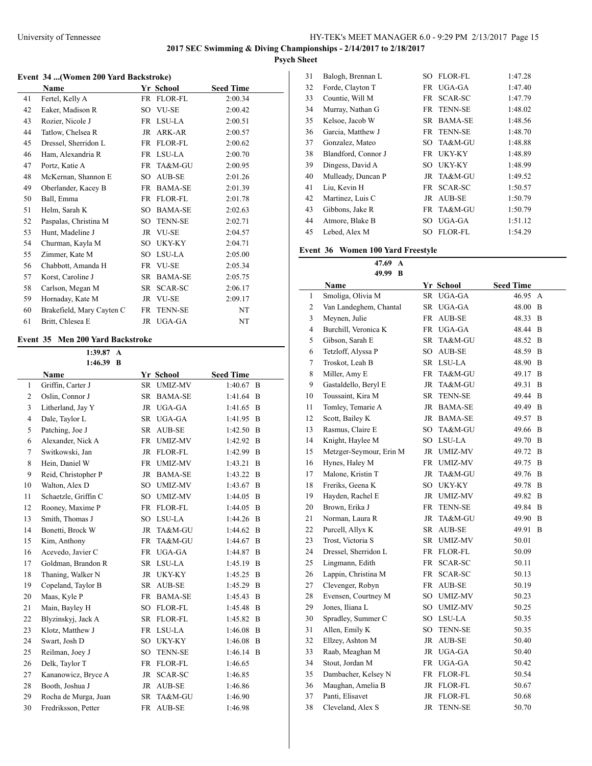**2017 SEC Swimming & Diving Championships - 2/14/2017 to 2/18/2017**

**Psych Sheet**

### Event 34 ...(Women 200 Yard Backstroke)

| | Name | Yr | School | Seed Time |
|---|---|---|---|---|
| 41 | Fertel, Kelly A | FR | FLOR-FL | 2:00.34 |
| 42 | Eaker, Madison R | SO | VU-SE | 2:00.42 |
| 43 | Rozier, Nicole J | FR | LSU-LA | 2:00.51 |
| 44 | Tatlow, Chelsea R | JR | ARK-AR | 2:00.57 |
| 45 | Dressel, Sherridon L | FR | FLOR-FL | 2:00.62 |
| 46 | Ham, Alexandria R | FR | LSU-LA | 2:00.70 |
| 47 | Portz, Katie A | FR | TA&M-GU | 2:00.95 |
| 48 | McKernan, Shannon E | SO | AUB-SE | 2:01.26 |
| 49 | Oberlander, Kacey B | FR | BAMA-SE | 2:01.39 |
| 50 | Ball, Emma | FR | FLOR-FL | 2:01.78 |
| 51 | Helm, Sarah K | SO | BAMA-SE | 2:02.63 |
| 52 | Paspalas, Christina M | SO | TENN-SE | 2:02.71 |
| 53 | Hunt, Madeline J | JR | VU-SE | 2:04.57 |
| 54 | Churman, Kayla M | SO | UKY-KY | 2:04.71 |
| 55 | Zimmer, Kate M | SO | LSU-LA | 2:05.00 |
| 56 | Chabbott, Amanda H | FR | VU-SE | 2:05.34 |
| 57 | Korst, Caroline J | SR | BAMA-SE | 2:05.75 |
| 58 | Carlson, Megan M | SR | SCAR-SC | 2:06.17 |
| 59 | Hornaday, Kate M | JR | VU-SE | 2:09.17 |
| 60 | Brakefield, Mary Cayten C | FR | TENN-SE | NT |
| 61 | Britt, Chlesea E | JR | UGA-GA | NT |

### Event 35 Men 200 Yard Backstroke

1:39.87 A
1:46.39 B

| | Name | Yr | School | Seed Time | |
|---|---|---|---|---|---|
| 1 | Griffin, Carter J | SR | UMIZ-MV | 1:40.67 | B |
| 2 | Oslin, Connor J | SR | BAMA-SE | 1:41.64 | B |
| 3 | Litherland, Jay Y | JR | UGA-GA | 1:41.65 | B |
| 4 | Dale, Taylor L | SR | UGA-GA | 1:41.95 | B |
| 5 | Patching, Joe J | SR | AUB-SE | 1:42.50 | B |
| 6 | Alexander, Nick A | FR | UMIZ-MV | 1:42.92 | B |
| 7 | Switkowski, Jan | JR | FLOR-FL | 1:42.99 | B |
| 8 | Hein, Daniel W | FR | UMIZ-MV | 1:43.21 | B |
| 9 | Reid, Christopher P | JR | BAMA-SE | 1:43.22 | B |
| 10 | Walton, Alex D | SO | UMIZ-MV | 1:43.67 | B |
| 11 | Schaetzle, Griffin C | SO | UMIZ-MV | 1:44.05 | B |
| 12 | Rooney, Maxime P | FR | FLOR-FL | 1:44.05 | B |
| 13 | Smith, Thomas J | SO | LSU-LA | 1:44.26 | B |
| 14 | Bonetti, Brock W | JR | TA&M-GU | 1:44.62 | B |
| 15 | Kim, Anthony | FR | TA&M-GU | 1:44.67 | B |
| 16 | Acevedo, Javier C | FR | UGA-GA | 1:44.87 | B |
| 17 | Goldman, Brandon R | SR | LSU-LA | 1:45.19 | B |
| 18 | Thaning, Walker N | JR | UKY-KY | 1:45.25 | B |
| 19 | Copeland, Taylor B | SR | AUB-SE | 1:45.29 | B |
| 20 | Maas, Kyle P | FR | BAMA-SE | 1:45.43 | B |
| 21 | Main, Bayley H | SO | FLOR-FL | 1:45.48 | B |
| 22 | Blyzinskyj, Jack A | SR | FLOR-FL | 1:45.82 | B |
| 23 | Klotz, Matthew J | FR | LSU-LA | 1:46.08 | B |
| 24 | Swart, Josh D | SO | UKY-KY | 1:46.08 | B |
| 25 | Reilman, Joey J | SO | TENN-SE | 1:46.14 | B |
| 26 | Delk, Taylor T | FR | FLOR-FL | 1:46.65 | |
| 27 | Kananowicz, Bryce A | JR | SCAR-SC | 1:46.85 | |
| 28 | Booth, Joshua J | JR | AUB-SE | 1:46.86 | |
| 29 | Rocha de Murga, Juan | SR | TA&M-GU | 1:46.90 | |
| 30 | Fredriksson, Petter | FR | AUB-SE | 1:46.98 | |
| 31 | Balogh, Brennan L | SO | FLOR-FL | 1:47.28 | |
| 32 | Forde, Clayton T | FR | UGA-GA | 1:47.40 | |
| 33 | Countie, Will M | FR | SCAR-SC | 1:47.79 | |
| 34 | Murray, Nathan G | FR | TENN-SE | 1:48.02 | |
| 35 | Kelsoe, Jacob W | SR | BAMA-SE | 1:48.56 | |
| 36 | Garcia, Matthew J | FR | TENN-SE | 1:48.70 | |
| 37 | Gonzalez, Mateo | SO | TA&M-GU | 1:48.88 | |
| 38 | Blandford, Connor J | FR | UKY-KY | 1:48.89 | |
| 39 | Dingess, David A | SO | UKY-KY | 1:48.99 | |
| 40 | Mulleady, Duncan P | JR | TA&M-GU | 1:49.52 | |
| 41 | Liu, Kevin H | FR | SCAR-SC | 1:50.57 | |
| 42 | Martinez, Luis C | JR | AUB-SE | 1:50.79 | |
| 43 | Gibbons, Jake R | FR | TA&M-GU | 1:50.79 | |
| 44 | Atmore, Blake B | SO | UGA-GA | 1:51.12 | |
| 45 | Lebed, Alex M | SO | FLOR-FL | 1:54.29 | |

### Event 36 Women 100 Yard Freestyle

47.69 A
49.99 B

| | Name | Yr | School | Seed Time | |
|---|---|---|---|---|---|
| 1 | Smoliga, Olivia M | SR | UGA-GA | 46.95 | A |
| 2 | Van Landeghem, Chantal | SR | UGA-GA | 48.00 | B |
| 3 | Meynen, Julie | FR | AUB-SE | 48.33 | B |
| 4 | Burchill, Veronica K | FR | UGA-GA | 48.44 | B |
| 5 | Gibson, Sarah E | SR | TA&M-GU | 48.52 | B |
| 6 | Tetzloff, Alyssa P | SO | AUB-SE | 48.59 | B |
| 7 | Troskot, Leah B | SR | LSU-LA | 48.90 | B |
| 8 | Miller, Amy E | FR | TA&M-GU | 49.17 | B |
| 9 | Gastaldello, Beryl E | JR | TA&M-GU | 49.31 | B |
| 10 | Toussaint, Kira M | SR | TENN-SE | 49.44 | B |
| 11 | Tomley, Temarie A | JR | BAMA-SE | 49.49 | B |
| 12 | Scott, Bailey K | JR | BAMA-SE | 49.57 | B |
| 13 | Rasmus, Claire E | SO | TA&M-GU | 49.66 | B |
| 14 | Knight, Haylee M | SO | LSU-LA | 49.70 | B |
| 15 | Metzger-Seymour, Erin M | JR | UMIZ-MV | 49.72 | B |
| 16 | Hynes, Haley M | FR | UMIZ-MV | 49.75 | B |
| 17 | Malone, Kristin T | JR | TA&M-GU | 49.76 | B |
| 18 | Freriks, Geena K | SO | UKY-KY | 49.78 | B |
| 19 | Hayden, Rachel E | JR | UMIZ-MV | 49.82 | B |
| 20 | Brown, Erika J | FR | TENN-SE | 49.84 | B |
| 21 | Norman, Laura R | JR | TA&M-GU | 49.90 | B |
| 22 | Purcell, Allyx K | SR | AUB-SE | 49.91 | B |
| 23 | Trost, Victoria S | SR | UMIZ-MV | 50.01 | |
| 24 | Dressel, Sherridon L | FR | FLOR-FL | 50.09 | |
| 25 | Lingmann, Edith | FR | SCAR-SC | 50.11 | |
| 26 | Lappin, Christina M | FR | SCAR-SC | 50.13 | |
| 27 | Clevenger, Robyn | FR | AUB-SE | 50.19 | |
| 28 | Evensen, Courtney M | SO | UMIZ-MV | 50.23 | |
| 29 | Jones, Iliana L | SO | UMIZ-MV | 50.25 | |
| 30 | Spradley, Summer C | SO | LSU-LA | 50.35 | |
| 31 | Allen, Emily K | SO | TENN-SE | 50.35 | |
| 32 | Ellzey, Ashton M | JR | AUB-SE | 50.40 | |
| 33 | Raab, Meaghan M | JR | UGA-GA | 50.40 | |
| 34 | Stout, Jordan M | FR | UGA-GA | 50.42 | |
| 35 | Dambacher, Kelsey N | FR | FLOR-FL | 50.54 | |
| 36 | Maughan, Amelia B | JR | FLOR-FL | 50.67 | |
| 37 | Panti, Elisavet | JR | FLOR-FL | 50.68 | |
| 38 | Cleveland, Alex S | JR | TENN-SE | 50.70 | |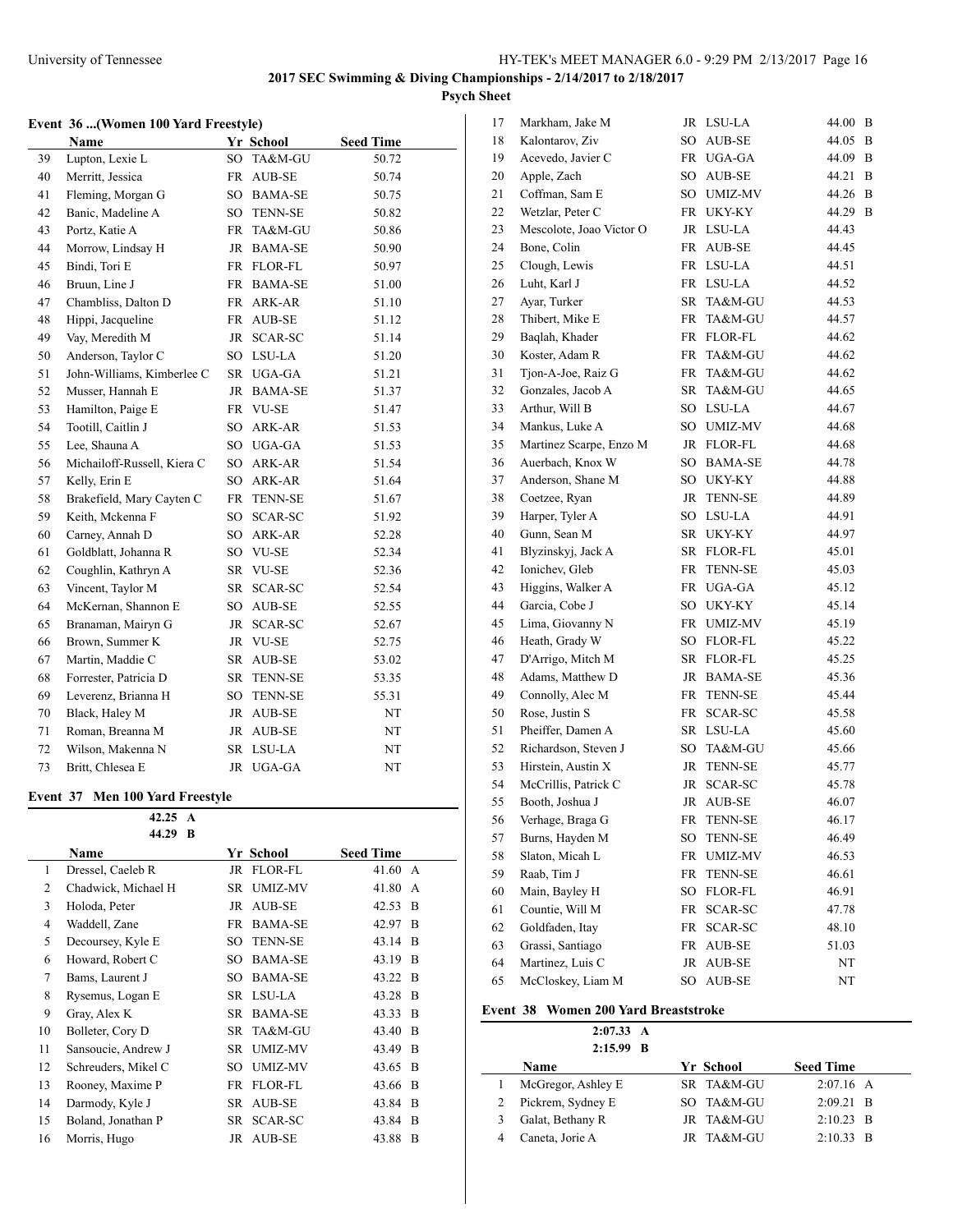## Event 36 ...(Women 100 Yard Freestyle)

| | Name | Yr | School | Seed Time |
|---|---|---|---|---|
| 39 | Lupton, Lexie L | SO | TA&M-GU | 50.72 |
| 40 | Merritt, Jessica | FR | AUB-SE | 50.74 |
| 41 | Fleming, Morgan G | SO | BAMA-SE | 50.75 |
| 42 | Banic, Madeline A | SO | TENN-SE | 50.82 |
| 43 | Portz, Katie A | FR | TA&M-GU | 50.86 |
| 44 | Morrow, Lindsay H | JR | BAMA-SE | 50.90 |
| 45 | Bindi, Tori E | FR | FLOR-FL | 50.97 |
| 46 | Bruun, Line J | FR | BAMA-SE | 51.00 |
| 47 | Chambliss, Dalton D | FR | ARK-AR | 51.10 |
| 48 | Hippi, Jacqueline | FR | AUB-SE | 51.12 |
| 49 | Vay, Meredith M | JR | SCAR-SC | 51.14 |
| 50 | Anderson, Taylor C | SO | LSU-LA | 51.20 |
| 51 | John-Williams, Kimberlee C | SR | UGA-GA | 51.21 |
| 52 | Musser, Hannah E | JR | BAMA-SE | 51.37 |
| 53 | Hamilton, Paige E | FR | VU-SE | 51.47 |
| 54 | Tootill, Caitlin J | SO | ARK-AR | 51.53 |
| 55 | Lee, Shauna A | SO | UGA-GA | 51.53 |
| 56 | Michailoff-Russell, Kiera C | SO | ARK-AR | 51.54 |
| 57 | Kelly, Erin E | SO | ARK-AR | 51.64 |
| 58 | Brakefield, Mary Cayten C | FR | TENN-SE | 51.67 |
| 59 | Keith, Mckenna F | SO | SCAR-SC | 51.92 |
| 60 | Carney, Annah D | SO | ARK-AR | 52.28 |
| 61 | Goldblatt, Johanna R | SO | VU-SE | 52.34 |
| 62 | Coughlin, Kathryn A | SR | VU-SE | 52.36 |
| 63 | Vincent, Taylor M | SR | SCAR-SC | 52.54 |
| 64 | McKernan, Shannon E | SO | AUB-SE | 52.55 |
| 65 | Branaman, Mairyn G | JR | SCAR-SC | 52.67 |
| 66 | Brown, Summer K | JR | VU-SE | 52.75 |
| 67 | Martin, Maddie C | SR | AUB-SE | 53.02 |
| 68 | Forrester, Patricia D | SR | TENN-SE | 53.35 |
| 69 | Leverenz, Brianna H | SO | TENN-SE | 55.31 |
| 70 | Black, Haley M | JR | AUB-SE | NT |
| 71 | Roman, Breanna M | JR | AUB-SE | NT |
| 72 | Wilson, Makenna N | SR | LSU-LA | NT |
| 73 | Britt, Chlesea E | JR | UGA-GA | NT |

## Event 37 Men 100 Yard Freestyle

42.25 A
44.29 B

| | Name | Yr | School | Seed Time | |
|---|---|---|---|---|---|
| 1 | Dressel, Caeleb R | JR | FLOR-FL | 41.60 | A |
| 2 | Chadwick, Michael H | SR | UMIZ-MV | 41.80 | A |
| 3 | Holoda, Peter | JR | AUB-SE | 42.53 | B |
| 4 | Waddell, Zane | FR | BAMA-SE | 42.97 | B |
| 5 | Decoursey, Kyle E | SO | TENN-SE | 43.14 | B |
| 6 | Howard, Robert C | SO | BAMA-SE | 43.19 | B |
| 7 | Bams, Laurent J | SO | BAMA-SE | 43.22 | B |
| 8 | Rysemus, Logan E | SR | LSU-LA | 43.28 | B |
| 9 | Gray, Alex K | SR | BAMA-SE | 43.33 | B |
| 10 | Bolleter, Cory D | SR | TA&M-GU | 43.40 | B |
| 11 | Sansoucie, Andrew J | SR | UMIZ-MV | 43.49 | B |
| 12 | Schreuders, Mikel C | SO | UMIZ-MV | 43.65 | B |
| 13 | Rooney, Maxime P | FR | FLOR-FL | 43.66 | B |
| 14 | Darmody, Kyle J | SR | AUB-SE | 43.84 | B |
| 15 | Boland, Jonathan P | SR | SCAR-SC | 43.84 | B |
| 16 | Morris, Hugo | JR | AUB-SE | 43.88 | B |
| 17 | Markham, Jake M | JR | LSU-LA | 44.00 | B |
| 18 | Kalontarov, Ziv | SO | AUB-SE | 44.05 | B |
| 19 | Acevedo, Javier C | FR | UGA-GA | 44.09 | B |
| 20 | Apple, Zach | SO | AUB-SE | 44.21 | B |
| 21 | Coffman, Sam E | SO | UMIZ-MV | 44.26 | B |
| 22 | Wetzlar, Peter C | FR | UKY-KY | 44.29 | B |
| 23 | Mescolote, Joao Victor O | JR | LSU-LA | 44.43 | |
| 24 | Bone, Colin | FR | AUB-SE | 44.45 | |
| 25 | Clough, Lewis | FR | LSU-LA | 44.51 | |
| 26 | Luht, Karl J | FR | LSU-LA | 44.52 | |
| 27 | Ayar, Turker | SR | TA&M-GU | 44.53 | |
| 28 | Thibert, Mike E | FR | TA&M-GU | 44.57 | |
| 29 | Baqlah, Khader | FR | FLOR-FL | 44.62 | |
| 30 | Koster, Adam R | FR | TA&M-GU | 44.62 | |
| 31 | Tjon-A-Joe, Raiz G | FR | TA&M-GU | 44.62 | |
| 32 | Gonzales, Jacob A | SR | TA&M-GU | 44.65 | |
| 33 | Arthur, Will B | SO | LSU-LA | 44.67 | |
| 34 | Mankus, Luke A | SO | UMIZ-MV | 44.68 | |
| 35 | Martinez Scarpe, Enzo M | JR | FLOR-FL | 44.68 | |
| 36 | Auerbach, Knox W | SO | BAMA-SE | 44.78 | |
| 37 | Anderson, Shane M | SO | UKY-KY | 44.88 | |
| 38 | Coetzee, Ryan | JR | TENN-SE | 44.89 | |
| 39 | Harper, Tyler A | SO | LSU-LA | 44.91 | |
| 40 | Gunn, Sean M | SR | UKY-KY | 44.97 | |
| 41 | Blyzinskyj, Jack A | SR | FLOR-FL | 45.01 | |
| 42 | Ionichev, Gleb | FR | TENN-SE | 45.03 | |
| 43 | Higgins, Walker A | FR | UGA-GA | 45.12 | |
| 44 | Garcia, Cobe J | SO | UKY-KY | 45.14 | |
| 45 | Lima, Giovanny N | FR | UMIZ-MV | 45.19 | |
| 46 | Heath, Grady W | SO | FLOR-FL | 45.22 | |
| 47 | D'Arrigo, Mitch M | SR | FLOR-FL | 45.25 | |
| 48 | Adams, Matthew D | JR | BAMA-SE | 45.36 | |
| 49 | Connolly, Alec M | FR | TENN-SE | 45.44 | |
| 50 | Rose, Justin S | FR | SCAR-SC | 45.58 | |
| 51 | Pheiffer, Damen A | SR | LSU-LA | 45.60 | |
| 52 | Richardson, Steven J | SO | TA&M-GU | 45.66 | |
| 53 | Hirstein, Austin X | JR | TENN-SE | 45.77 | |
| 54 | McCrillis, Patrick C | JR | SCAR-SC | 45.78 | |
| 55 | Booth, Joshua J | JR | AUB-SE | 46.07 | |
| 56 | Verhage, Braga G | FR | TENN-SE | 46.17 | |
| 57 | Burns, Hayden M | SO | TENN-SE | 46.49 | |
| 58 | Slaton, Micah L | FR | UMIZ-MV | 46.53 | |
| 59 | Raab, Tim J | FR | TENN-SE | 46.61 | |
| 60 | Main, Bayley H | SO | FLOR-FL | 46.91 | |
| 61 | Countie, Will M | FR | SCAR-SC | 47.78 | |
| 62 | Goldfaden, Itay | FR | SCAR-SC | 48.10 | |
| 63 | Grassi, Santiago | FR | AUB-SE | 51.03 | |
| 64 | Martinez, Luis C | JR | AUB-SE | NT | |
| 65 | McCloskey, Liam M | SO | AUB-SE | NT | |

## Event 38 Women 200 Yard Breaststroke

2:07.33 A
2:15.99 B

| | Name | Yr | School | Seed Time | |
|---|---|---|---|---|---|
| 1 | McGregor, Ashley E | SR | TA&M-GU | 2:07.16 | A |
| 2 | Pickrem, Sydney E | SO | TA&M-GU | 2:09.21 | B |
| 3 | Galat, Bethany R | JR | TA&M-GU | 2:10.23 | B |
| 4 | Caneta, Jorie A | JR | TA&M-GU | 2:10.33 | B |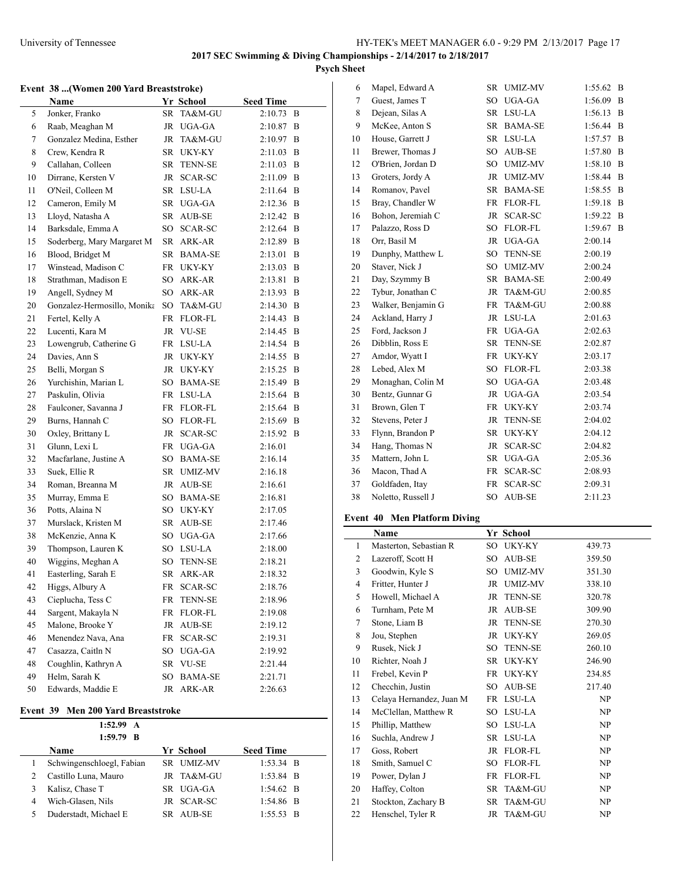## Event 38 ...(Women 200 Yard Breaststroke)

| | Name | Yr | School | Seed Time | |
|---|---|---|---|---|---|
| 5 | Jonker, Franko | SR | TA&M-GU | 2:10.73 | B |
| 6 | Raab, Meaghan M | JR | UGA-GA | 2:10.87 | B |
| 7 | Gonzalez Medina, Esther | JR | TA&M-GU | 2:10.97 | B |
| 8 | Crew, Kendra R | SR | UKY-KY | 2:11.03 | B |
| 9 | Callahan, Colleen | SR | TENN-SE | 2:11.03 | B |
| 10 | Dirrane, Kersten V | JR | SCAR-SC | 2:11.09 | B |
| 11 | O'Neil, Colleen M | SR | LSU-LA | 2:11.64 | B |
| 12 | Cameron, Emily M | SR | UGA-GA | 2:12.36 | B |
| 13 | Lloyd, Natasha A | SR | AUB-SE | 2:12.42 | B |
| 14 | Barksdale, Emma A | SO | SCAR-SC | 2:12.64 | B |
| 15 | Soderberg, Mary Margaret M | SR | ARK-AR | 2:12.89 | B |
| 16 | Blood, Bridget M | SR | BAMA-SE | 2:13.01 | B |
| 17 | Winstead, Madison C | FR | UKY-KY | 2:13.03 | B |
| 18 | Strathman, Madison E | SO | ARK-AR | 2:13.81 | B |
| 19 | Angell, Sydney M | SO | ARK-AR | 2:13.93 | B |
| 20 | Gonzalez-Hermosillo, Monika | SO | TA&M-GU | 2:14.30 | B |
| 21 | Fertel, Kelly A | FR | FLOR-FL | 2:14.43 | B |
| 22 | Lucenti, Kara M | JR | VU-SE | 2:14.45 | B |
| 23 | Lowengrub, Catherine G | FR | LSU-LA | 2:14.54 | B |
| 24 | Davies, Ann S | JR | UKY-KY | 2:14.55 | B |
| 25 | Belli, Morgan S | JR | UKY-KY | 2:15.25 | B |
| 26 | Yurchishin, Marian L | SO | BAMA-SE | 2:15.49 | B |
| 27 | Paskulin, Olivia | FR | LSU-LA | 2:15.64 | B |
| 28 | Faulconer, Savanna J | FR | FLOR-FL | 2:15.64 | B |
| 29 | Burns, Hannah C | SO | FLOR-FL | 2:15.69 | B |
| 30 | Oxley, Brittany L | JR | SCAR-SC | 2:15.92 | B |
| 31 | Glunn, Lexi L | FR | UGA-GA | 2:16.01 | |
| 32 | Macfarlane, Justine A | SO | BAMA-SE | 2:16.14 | |
| 33 | Suek, Ellie R | SR | UMIZ-MV | 2:16.18 | |
| 34 | Roman, Breanna M | JR | AUB-SE | 2:16.61 | |
| 35 | Murray, Emma E | SO | BAMA-SE | 2:16.81 | |
| 36 | Potts, Alaina N | SO | UKY-KY | 2:17.05 | |
| 37 | Murslack, Kristen M | SR | AUB-SE | 2:17.46 | |
| 38 | McKenzie, Anna K | SO | UGA-GA | 2:17.66 | |
| 39 | Thompson, Lauren K | SO | LSU-LA | 2:18.00 | |
| 40 | Wiggins, Meghan A | SO | TENN-SE | 2:18.21 | |
| 41 | Easterling, Sarah E | SR | ARK-AR | 2:18.32 | |
| 42 | Higgs, Albury A | FR | SCAR-SC | 2:18.76 | |
| 43 | Cieplucha, Tess C | FR | TENN-SE | 2:18.96 | |
| 44 | Sargent, Makayla N | FR | FLOR-FL | 2:19.08 | |
| 45 | Malone, Brooke Y | JR | AUB-SE | 2:19.12 | |
| 46 | Menendez Nava, Ana | FR | SCAR-SC | 2:19.31 | |
| 47 | Casazza, Caitln N | SO | UGA-GA | 2:19.92 | |
| 48 | Coughlin, Kathryn A | SR | VU-SE | 2:21.44 | |
| 49 | Helm, Sarah K | SO | BAMA-SE | 2:21.71 | |
| 50 | Edwards, Maddie E | JR | ARK-AR | 2:26.63 | |

## Event 39 Men 200 Yard Breaststroke

1:52.99 A
1:59.79 B

| | Name | Yr | School | Seed Time | |
|---|---|---|---|---|---|
| 1 | Schwingenschloegl, Fabian | SR | UMIZ-MV | 1:53.34 | B |
| 2 | Castillo Luna, Mauro | JR | TA&M-GU | 1:53.84 | B |
| 3 | Kalisz, Chase T | SR | UGA-GA | 1:54.62 | B |
| 4 | Wich-Glasen, Nils | JR | SCAR-SC | 1:54.86 | B |
| 5 | Duderstadt, Michael E | SR | AUB-SE | 1:55.53 | B |
| 6 | Mapel, Edward A | SR | UMIZ-MV | 1:55.62 | B |
| 7 | Guest, James T | SO | UGA-GA | 1:56.09 | B |
| 8 | Dejean, Silas A | SR | LSU-LA | 1:56.13 | B |
| 9 | McKee, Anton S | SR | BAMA-SE | 1:56.44 | B |
| 10 | House, Garrett J | SR | LSU-LA | 1:57.57 | B |
| 11 | Brewer, Thomas J | SO | AUB-SE | 1:57.80 | B |
| 12 | O'Brien, Jordan D | SO | UMIZ-MV | 1:58.10 | B |
| 13 | Groters, Jordy A | JR | UMIZ-MV | 1:58.44 | B |
| 14 | Romanov, Pavel | SR | BAMA-SE | 1:58.55 | B |
| 15 | Bray, Chandler W | FR | FLOR-FL | 1:59.18 | B |
| 16 | Bohon, Jeremiah C | JR | SCAR-SC | 1:59.22 | B |
| 17 | Palazzo, Ross D | SO | FLOR-FL | 1:59.67 | B |
| 18 | Orr, Basil M | JR | UGA-GA | 2:00.14 | |
| 19 | Dunphy, Matthew L | SO | TENN-SE | 2:00.19 | |
| 20 | Staver, Nick J | SO | UMIZ-MV | 2:00.24 | |
| 21 | Day, Szymmy B | SR | BAMA-SE | 2:00.49 | |
| 22 | Tybur, Jonathan C | JR | TA&M-GU | 2:00.85 | |
| 23 | Walker, Benjamin G | FR | TA&M-GU | 2:00.88 | |
| 24 | Ackland, Harry J | JR | LSU-LA | 2:01.63 | |
| 25 | Ford, Jackson J | FR | UGA-GA | 2:02.63 | |
| 26 | Dibblin, Ross E | SR | TENN-SE | 2:02.87 | |
| 27 | Amdor, Wyatt I | FR | UKY-KY | 2:03.17 | |
| 28 | Lebed, Alex M | SO | FLOR-FL | 2:03.38 | |
| 29 | Monaghan, Colin M | SO | UGA-GA | 2:03.48 | |
| 30 | Bentz, Gunnar G | JR | UGA-GA | 2:03.54 | |
| 31 | Brown, Glen T | FR | UKY-KY | 2:03.74 | |
| 32 | Stevens, Peter J | JR | TENN-SE | 2:04.02 | |
| 33 | Flynn, Brandon P | SR | UKY-KY | 2:04.12 | |
| 34 | Hang, Thomas N | JR | SCAR-SC | 2:04.82 | |
| 35 | Mattern, John L | SR | UGA-GA | 2:05.36 | |
| 36 | Macon, Thad A | FR | SCAR-SC | 2:08.93 | |
| 37 | Goldfaden, Itay | FR | SCAR-SC | 2:09.31 | |
| 38 | Noletto, Russell J | SO | AUB-SE | 2:11.23 | |

## Event 40 Men Platform Diving

| | Name | Yr | School | |
|---|---|---|---|---|
| 1 | Masterton, Sebastian R | SO | UKY-KY | 439.73 |
| 2 | Lazeroff, Scott H | SO | AUB-SE | 359.50 |
| 3 | Goodwin, Kyle S | SO | UMIZ-MV | 351.30 |
| 4 | Fritter, Hunter J | JR | UMIZ-MV | 338.10 |
| 5 | Howell, Michael A | JR | TENN-SE | 320.78 |
| 6 | Turnham, Pete M | JR | AUB-SE | 309.90 |
| 7 | Stone, Liam B | JR | TENN-SE | 270.30 |
| 8 | Jou, Stephen | JR | UKY-KY | 269.05 |
| 9 | Rusek, Nick J | SO | TENN-SE | 260.10 |
| 10 | Richter, Noah J | SR | UKY-KY | 246.90 |
| 11 | Frebel, Kevin P | FR | UKY-KY | 234.85 |
| 12 | Checchin, Justin | SO | AUB-SE | 217.40 |
| 13 | Celaya Hernandez, Juan M | FR | LSU-LA | NP |
| 14 | McClellan, Matthew R | SO | LSU-LA | NP |
| 15 | Phillip, Matthew | SO | LSU-LA | NP |
| 16 | Suchla, Andrew J | SR | LSU-LA | NP |
| 17 | Goss, Robert | JR | FLOR-FL | NP |
| 18 | Smith, Samuel C | SO | FLOR-FL | NP |
| 19 | Power, Dylan J | FR | FLOR-FL | NP |
| 20 | Haffey, Colton | SR | TA&M-GU | NP |
| 21 | Stockton, Zachary B | SR | TA&M-GU | NP |
| 22 | Henschel, Tyler R | JR | TA&M-GU | NP |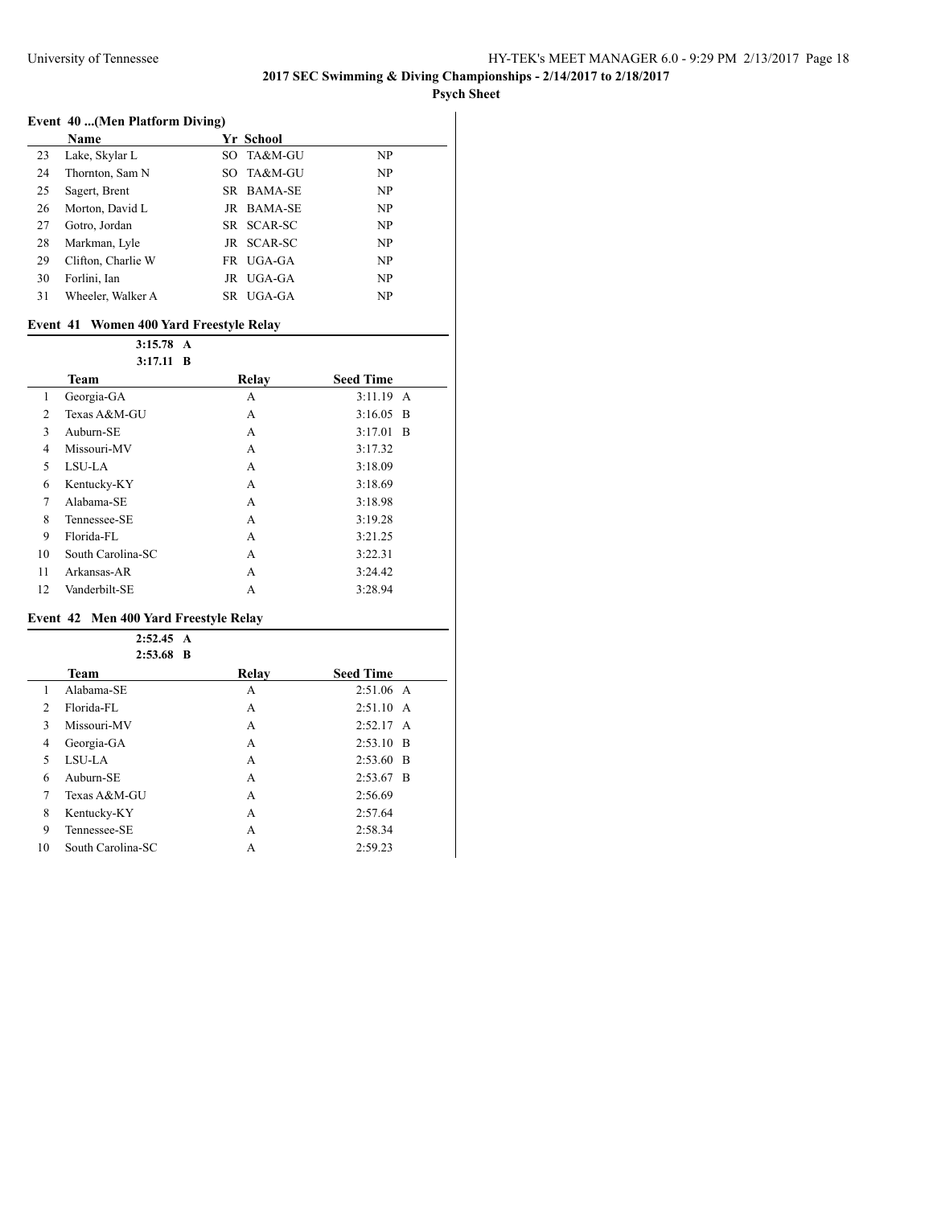**2017 SEC Swimming & Diving Championships - 2/14/2017 to 2/18/2017**

**Psych Sheet**

### Event 40 ...(Men Platform Diving)

| | Name | Yr | School | |
|---|---|---|---|---|
| 23 | Lake, Skylar L | SO | TA&M-GU | NP |
| 24 | Thornton, Sam N | SO | TA&M-GU | NP |
| 25 | Sagert, Brent | SR | BAMA-SE | NP |
| 26 | Morton, David L | JR | BAMA-SE | NP |
| 27 | Gotro, Jordan | SR | SCAR-SC | NP |
| 28 | Markman, Lyle | JR | SCAR-SC | NP |
| 29 | Clifton, Charlie W | FR | UGA-GA | NP |
| 30 | Forlini, Ian | JR | UGA-GA | NP |
| 31 | Wheeler, Walker A | SR | UGA-GA | NP |

### Event 41 Women 400 Yard Freestyle Relay

**3:15.78 A**
**3:17.11 B**

| | Team | Relay | Seed Time | |
|---|---|---|---|---|
| 1 | Georgia-GA | A | 3:11.19 | A |
| 2 | Texas A&M-GU | A | 3:16.05 | B |
| 3 | Auburn-SE | A | 3:17.01 | B |
| 4 | Missouri-MV | A | 3:17.32 | |
| 5 | LSU-LA | A | 3:18.09 | |
| 6 | Kentucky-KY | A | 3:18.69 | |
| 7 | Alabama-SE | A | 3:18.98 | |
| 8 | Tennessee-SE | A | 3:19.28 | |
| 9 | Florida-FL | A | 3:21.25 | |
| 10 | South Carolina-SC | A | 3:22.31 | |
| 11 | Arkansas-AR | A | 3:24.42 | |
| 12 | Vanderbilt-SE | A | 3:28.94 | |

### Event 42 Men 400 Yard Freestyle Relay

**2:52.45 A**
**2:53.68 B**

| | Team | Relay | Seed Time | |
|---|---|---|---|---|
| 1 | Alabama-SE | A | 2:51.06 | A |
| 2 | Florida-FL | A | 2:51.10 | A |
| 3 | Missouri-MV | A | 2:52.17 | A |
| 4 | Georgia-GA | A | 2:53.10 | B |
| 5 | LSU-LA | A | 2:53.60 | B |
| 6 | Auburn-SE | A | 2:53.67 | B |
| 7 | Texas A&M-GU | A | 2:56.69 | |
| 8 | Kentucky-KY | A | 2:57.64 | |
| 9 | Tennessee-SE | A | 2:58.34 | |
| 10 | South Carolina-SC | A | 2:59.23 | |